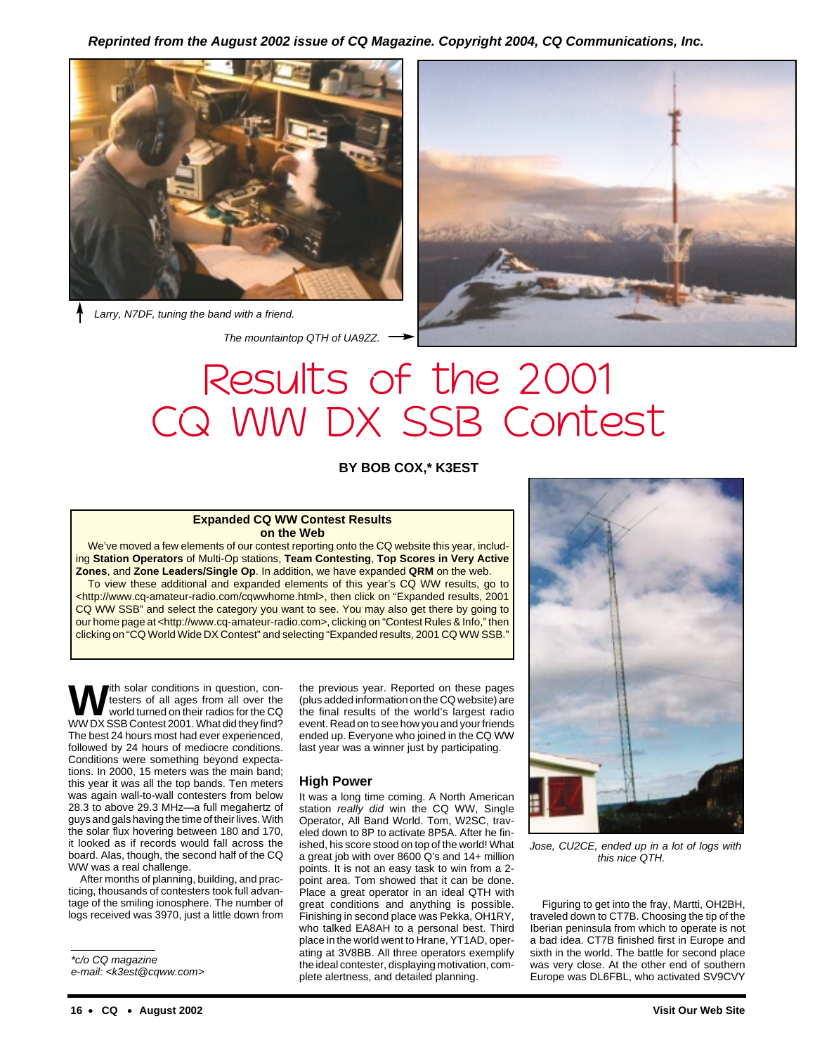Reprinted from the August 2002 issue of CQ Magazine. Copyright 2004, CQ Communications, Inc.

Larry, N7DF, tuning the band with a friend.

The mountaintop QTH of UA9ZZ.

# Results of the 2001 CQ WW DX SSB Contest

**BY BOB COX,* K3EST**

> **Expanded CQ WW Contest Results on the Web**
>
> We've moved a few elements of our contest reporting onto the CQ website this year, including **Station Operators** of Multi-Op stations, **Team Contesting**, **Top Scores in Very Active Zones**, and **Zone Leaders/Single Op**. In addition, we have expanded **QRM** on the web.
>
> To view these additional and expanded elements of this year's CQ WW results, go to <http://www.cq-amateur-radio.com/cqwwhome.html>, then click on "Expanded results, 2001 CQ WW SSB" and select the category you want to see. You may also get there by going to our home page at <http://www.cq-amateur-radio.com>, clicking on "Contest Rules & Info," then clicking on "CQ World Wide DX Contest" and selecting "Expanded results, 2001 CQ WW SSB."

With solar conditions in question, contesters of all ages from all over the world turned on their radios for the CQ WW DX SSB Contest 2001. What did they find? The best 24 hours most had ever experienced, followed by 24 hours of mediocre conditions. Conditions were something beyond expectations. In 2000, 15 meters was the main band; this year it was all the top bands. Ten meters was again wall-to-wall contesters from below 28.3 to above 29.3 MHz—a full megahertz of guys and gals having the time of their lives. With the solar flux hovering between 180 and 170, it looked as if records would fall across the board. Alas, though, the second half of the CQ WW was a real challenge.

After months of planning, building, and practicing, thousands of contesters took full advantage of the smiling ionosphere. The number of logs received was 3970, just a little down from the previous year. Reported on these pages (plus added information on the CQ website) are the final results of the world's largest radio event. Read on to see how you and your friends ended up. Everyone who joined in the CQ WW last year was a winner just by participating.

## High Power

It was a long time coming. A North American station *really did* win the CQ WW, Single Operator, All Band World. Tom, W2SC, traveled down to 8P to activate 8P5A. After he finished, his score stood on top of the world! What a great job with over 8600 Q's and 14+ million points. It is not an easy task to win from a 2-point area. Tom showed that it can be done. Place a great operator in an ideal QTH with great conditions and anything is possible. Finishing in second place was Pekka, OH1RY, who talked EA8AH to a personal best. Third place in the world went to Hrane, YT1AD, operating at 3V8BB. All three operators exemplify the ideal contester, displaying motivation, complete alertness, and detailed planning.

Jose, CU2CE, ended up in a lot of logs with this nice QTH.

Figuring to get into the fray, Martti, OH2BH, traveled down to CT7B. Choosing the tip of the Iberian peninsula from which to operate is not a bad idea. CT7B finished first in Europe and sixth in the world. The battle for second place was very close. At the other end of southern Europe was DL6FBL, who activated SV9CVY

*c/o CQ magazine
e-mail: <k3est@cqww.com>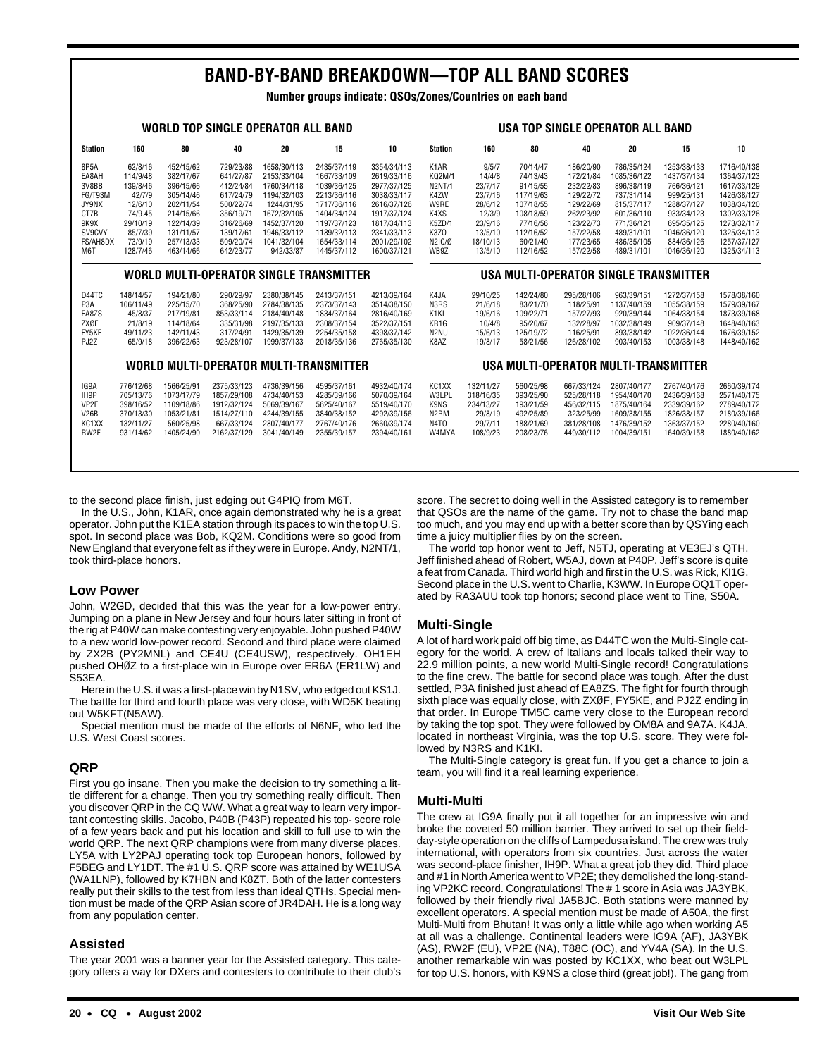# BAND-BY-BAND BREAKDOWN—TOP ALL BAND SCORES

**Number groups indicate: QSOs/Zones/Countries on each band**

### WORLD TOP SINGLE OPERATOR ALL BAND

| Station | 160 | 80 | 40 | 20 | 15 | 10 |
|---|---|---|---|---|---|---|
| 8P5A | 62/8/16 | 452/15/62 | 729/23/88 | 1658/30/113 | 2435/37/119 | 3354/34/113 |
| EA8AH | 114/9/48 | 382/17/67 | 641/27/87 | 2153/33/104 | 1667/33/109 | 2619/33/116 |
| 3V8BB | 139/8/46 | 396/15/66 | 412/24/84 | 1760/34/118 | 1039/36/125 | 2977/37/125 |
| FG/T93M | 42/7/9 | 305/14/46 | 617/24/79 | 1194/32/103 | 2213/36/116 | 3038/33/117 |
| JY9NX | 12/6/10 | 202/11/54 | 500/22/74 | 1244/31/95 | 1717/36/116 | 2616/37/126 |
| CT7B | 74/9.45 | 214/15/66 | 356/19/71 | 1672/32/105 | 1404/34/124 | 1917/37/124 |
| 9K9X | 29/10/19 | 122/14/39 | 316/26/69 | 1452/37/120 | 1197/37/123 | 1817/34/113 |
| SV9CVY | 85/7/39 | 131/11/57 | 139/17/61 | 1946/33/112 | 1189/32/113 | 2341/33/113 |
| FS/AH8DX | 73/9/19 | 257/13/33 | 509/20/74 | 1041/32/104 | 1654/33/114 | 2001/29/102 |
| M6T | 128/7/46 | 463/14/66 | 642/23/77 | 942/33/87 | 1445/37/112 | 1600/37/121 |

### USA TOP SINGLE OPERATOR ALL BAND

| Station | 160 | 80 | 40 | 20 | 15 | 10 |
|---|---|---|---|---|---|---|
| K1AR | 9/5/7 | 70/14/47 | 186/20/90 | 786/35/124 | 1253/38/133 | 1716/40/138 |
| KQ2M/1 | 14/4/8 | 74/13/43 | 172/21/84 | 1085/36/122 | 1437/37/134 | 1364/37/123 |
| N2NT/1 | 23/7/17 | 91/15/55 | 232/22/83 | 896/38/119 | 766/36/121 | 1617/33/129 |
| K4ZW | 23/7/16 | 117/19/63 | 129/22/72 | 737/31/114 | 999/25/131 | 1426/38/127 |
| W9RE | 28/6/12 | 107/18/55 | 129/22/69 | 815/37/117 | 1288/37/127 | 1038/34/120 |
| K4XS | 12/3/9 | 108/18/59 | 262/23/92 | 601/36/110 | 933/34/123 | 1302/33/126 |
| K5ZD/1 | 23/9/16 | 77/16/56 | 123/22/73 | 771/36/121 | 695/35/125 | 1273/32/117 |
| K3ZO | 13/5/10 | 112/16/52 | 157/22/58 | 489/31/101 | 1046/36/120 | 1325/34/113 |
| N2IC/Ø | 18/10/13 | 60/21/40 | 177/23/65 | 486/35/105 | 884/36/126 | 1257/37/127 |
| WB9Z | 13/5/10 | 112/16/52 | 157/22/58 | 489/31/101 | 1046/36/120 | 1325/34/113 |

### WORLD MULTI-OPERATOR SINGLE TRANSMITTER

| Station | 160 | 80 | 40 | 20 | 15 | 10 |
|---|---|---|---|---|---|---|
| D44TC | 148/14/57 | 194/21/80 | 290/29/97 | 2380/38/145 | 2413/37/151 | 4213/39/164 |
| P3A | 106/11/49 | 225/15/70 | 368/25/90 | 2784/38/135 | 2373/37/143 | 3514/38/150 |
| EA8ZS | 45/8/37 | 217/19/81 | 853/33/114 | 2184/40/148 | 1834/37/164 | 2816/40/169 |
| ZXØF | 21/8/19 | 114/18/64 | 335/31/98 | 2197/35/133 | 2308/37/154 | 3522/37/151 |
| FY5KE | 49/11/23 | 142/11/43 | 317/24/91 | 1429/35/139 | 2254/35/158 | 4398/37/142 |
| PJ2Z | 65/9/18 | 396/22/63 | 923/28/107 | 1999/37/133 | 2018/35/136 | 2765/35/130 |

### USA MULTI-OPERATOR SINGLE TRANSMITTER

| Station | 160 | 80 | 40 | 20 | 15 | 10 |
|---|---|---|---|---|---|---|
| K4JA | 29/10/25 | 142/24/80 | 295/28/106 | 963/39/151 | 1272/37/158 | 1578/38/160 |
| N3RS | 21/6/18 | 83/21/70 | 118/25/91 | 1137/40/159 | 1055/38/159 | 1579/39/167 |
| K1KI | 19/6/16 | 109/22/71 | 157/27/93 | 920/39/144 | 1064/38/154 | 1873/39/168 |
| KR1G | 10/4/8 | 95/20/67 | 132/28/97 | 1032/38/149 | 909/37/148 | 1648/40/163 |
| N2NU | 15/6/13 | 125/19/72 | 116/25/91 | 893/38/142 | 1022/36/144 | 1676/39/152 |
| K8AZ | 19/8/17 | 58/21/56 | 126/28/102 | 903/40/153 | 1003/38/148 | 1448/40/162 |

### WORLD MULTI-OPERATOR MULTI-TRANSMITTER

| Station | 160 | 80 | 40 | 20 | 15 | 10 |
|---|---|---|---|---|---|---|
| IG9A | 776/12/68 | 1566/25/91 | 2375/33/123 | 4736/39/156 | 4595/37/161 | 4932/40/174 |
| IH9P | 705/13/76 | 1073/17/79 | 1857/29/108 | 4734/40/153 | 4285/39/166 | 5070/39/164 |
| VP2E | 398/16/52 | 1109/18/86 | 1912/32/124 | 5069/39/167 | 5625/40/167 | 5519/40/170 |
| V26B | 370/13/30 | 1053/21/81 | 1514/27/110 | 4244/39/155 | 3840/38/152 | 4292/39/156 |
| KC1XX | 132/11/27 | 560/25/98 | 667/33/124 | 2807/40/177 | 2767/40/176 | 2660/39/174 |
| RW2F | 931/14/62 | 1405/24/90 | 2162/37/129 | 3041/40/149 | 2355/39/157 | 2394/40/161 |

### USA MULTI-OPERATOR MULTI-TRANSMITTER

| Station | 160 | 80 | 40 | 20 | 15 | 10 |
|---|---|---|---|---|---|---|
| KC1XX | 132/11/27 | 560/25/98 | 667/33/124 | 2807/40/177 | 2767/40/176 | 2660/39/174 |
| W3LPL | 318/16/35 | 393/25/90 | 525/28/118 | 1954/40/170 | 2436/39/168 | 2571/40/175 |
| K9NS | 234/13/27 | 193/21/59 | 456/32/115 | 1875/40/164 | 2339/39/162 | 2789/40/172 |
| N2RM | 29/8/19 | 492/25/89 | 323/25/99 | 1609/38/155 | 1826/38/157 | 2180/39/166 |
| N4TO | 29/7/11 | 188/21/69 | 381/28/108 | 1476/39/152 | 1363/37/152 | 2280/40/160 |
| W4MYA | 108/9/23 | 208/23/76 | 449/30/112 | 1004/39/151 | 1640/39/158 | 1880/40/162 |

to the second place finish, just edging out G4PIQ from M6T.

In the U.S., John, K1AR, once again demonstrated why he is a great operator. John put the K1EA station through its paces to win the top U.S. spot. In second place was Bob, KQ2M. Conditions were so good from New England that everyone felt as if they were in Europe. Andy, N2NT/1, took third-place honors.

## Low Power

John, W2GD, decided that this was the year for a low-power entry. Jumping on a plane in New Jersey and four hours later sitting in front of the rig at P40W can make contesting very enjoyable. John pushed P40W to a new world low-power record. Second and third place were claimed by ZX2B (PY2MNL) and CE4U (CE4USW), respectively. OH1EH pushed OHØZ to a first-place win in Europe over ER6A (ER1LW) and S53EA.

Here in the U.S. it was a first-place win by N1SV, who edged out KS1J. The battle for third and fourth place was very close, with WD5K beating out W5KFT(N5AW).

Special mention must be made of the efforts of N6NF, who led the U.S. West Coast scores.

## QRP

First you go insane. Then you make the decision to try something a little different for a change. Then you try something really difficult. Then you discover QRP in the CQ WW. What a great way to learn very important contesting skills. Jacobo, P40B (P43P) repeated his top- score role of a few years back and put his location and skill to full use to win the world QRP. The next QRP champions were from many diverse places. LY5A with LY2PAJ operating took top European honors, followed by F5BEG and LY1DT. The #1 U.S. QRP score was attained by WE1USA (WA1LNP), followed by K7HBN and K8ZT. Both of the latter contesters really put their skills to the test from less than ideal QTHs. Special mention must be made of the QRP Asian score of JR4DAH. He is a long way from any population center.

## Assisted

The year 2001 was a banner year for the Assisted category. This category offers a way for DXers and contesters to contribute to their club's score. The secret to doing well in the Assisted category is to remember that QSOs are the name of the game. Try not to chase the band map too much, and you may end up with a better score than by QSYing each time a juicy multiplier flies by on the screen.

The world top honor went to Jeff, N5TJ, operating at VE3EJ's QTH. Jeff finished ahead of Robert, W5AJ, down at P40P. Jeff's score is quite a feat from Canada. Third world high and first in the U.S. was Rick, KI1G. Second place in the U.S. went to Charlie, K3WW. In Europe OQ1T operated by RA3AUU took top honors; second place went to Tine, S50A.

## Multi-Single

A lot of hard work paid off big time, as D44TC won the Multi-Single category for the world. A crew of Italians and locals talked their way to 22.9 million points, a new world Multi-Single record! Congratulations to the fine crew. The battle for second place was tough. After the dust settled, P3A finished just ahead of EA8ZS. The fight for fourth through sixth place was equally close, with ZXØF, FY5KE, and PJ2Z ending in that order. In Europe TM5C came very close to the European record by taking the top spot. They were followed by OM8A and 9A7A. K4JA, located in northeast Virginia, was the top U.S. score. They were followed by N3RS and K1KI.

The Multi-Single category is great fun. If you get a chance to join a team, you will find it a real learning experience.

## Multi-Multi

The crew at IG9A finally put it all together for an impressive win and broke the coveted 50 million barrier. They arrived to set up their field-day-style operation on the cliffs of Lampedusa island. The crew was truly international, with operators from six countries. Just across the water was second-place finisher, IH9P. What a great job they did. Third place and #1 in North America went to VP2E; they demolished the long-standing VP2KC record. Congratulations! The # 1 score in Asia was JA3YBK, followed by their friendly rival JA5BJC. Both stations were manned by excellent operators. A special mention must be made of A50A, the first Multi-Multi from Bhutan! It was only a little while ago when working A5 at all was a challenge. Continental leaders were IG9A (AF), JA3YBK (AS), RW2F (EU), VP2E (NA), T88C (OC), and YV4A (SA). In the U.S. another remarkable win was posted by KC1XX, who beat out W3LPL for top U.S. honors, with K9NS a close third (great job!). The gang from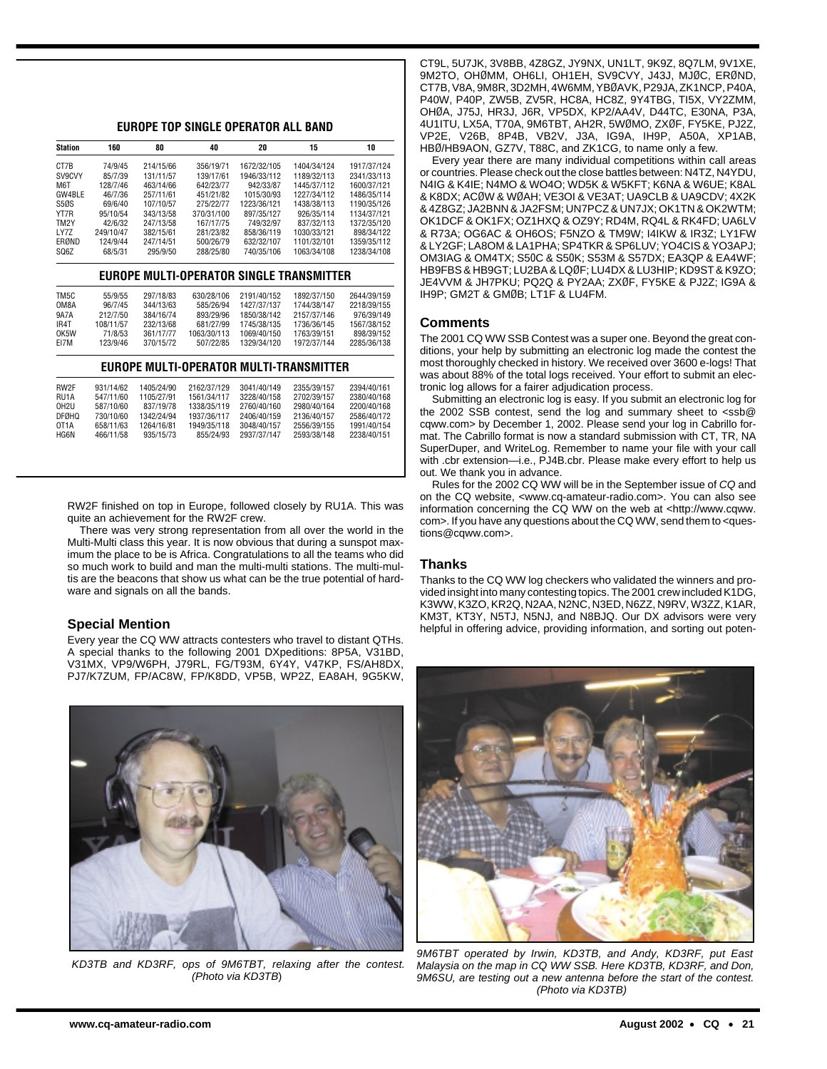## EUROPE TOP SINGLE OPERATOR ALL BAND

| Station | 160 | 80 | 40 | 20 | 15 | 10 |
|---|---|---|---|---|---|---|
| CT7B | 74/9/45 | 214/15/66 | 356/19/71 | 1672/32/105 | 1404/34/124 | 1917/37/124 |
| SV9CVY | 85/7/39 | 131/11/57 | 139/17/61 | 1946/33/112 | 1189/32/113 | 2341/33/113 |
| M6T | 128/7/46 | 463/14/66 | 642/23/77 | 942/33/87 | 1445/37/112 | 1600/37/121 |
| GW4BLE | 46/7/36 | 257/11/61 | 451/21/82 | 1015/30/93 | 1227/34/112 | 1486/35/114 |
| S50S | 69/6/40 | 107/10/57 | 275/22/77 | 1223/36/121 | 1438/38/113 | 1190/35/126 |
| YT7R | 95/10/54 | 343/13/58 | 370/31/100 | 897/35/127 | 926/35/114 | 1134/37/121 |
| TM2Y | 42/6/32 | 247/13/58 | 167/17/75 | 749/32/97 | 837/32/113 | 1372/35/120 |
| LY7Z | 249/10/47 | 382/15/61 | 281/23/82 | 858/36/119 | 1030/33/121 | 898/34/122 |
| ERØND | 124/9/44 | 247/14/51 | 500/26/79 | 632/32/107 | 1101/32/101 | 1359/35/112 |
| SQ6Z | 68/5/31 | 295/9/50 | 288/25/80 | 740/35/106 | 1063/34/108 | 1238/34/108 |

## EUROPE MULTI-OPERATOR SINGLE TRANSMITTER

| Station | 160 | 80 | 40 | 20 | 15 | 10 |
|---|---|---|---|---|---|---|
| TM5C | 55/9/55 | 297/18/83 | 630/28/106 | 2191/40/152 | 1892/37/150 | 2644/39/159 |
| OM8A | 96/7/45 | 344/13/63 | 585/26/94 | 1427/37/137 | 1744/38/147 | 2218/39/155 |
| 9A7A | 212/7/50 | 384/16/74 | 893/29/96 | 1850/38/142 | 2157/37/146 | 976/39/149 |
| IR4T | 108/11/57 | 232/13/68 | 681/27/99 | 1745/38/135 | 1736/36/145 | 1567/38/152 |
| OK5W | 71/8/53 | 361/17/77 | 1063/30/113 | 1069/40/150 | 1763/39/151 | 898/39/152 |
| EI7M | 123/9/46 | 370/15/72 | 507/22/85 | 1329/34/120 | 1972/37/144 | 2285/36/138 |

## EUROPE MULTI-OPERATOR MULTI-TRANSMITTER

| Station | 160 | 80 | 40 | 20 | 15 | 10 |
|---|---|---|---|---|---|---|
| RW2F | 931/14/62 | 1405/24/90 | 2162/37/129 | 3041/40/149 | 2355/39/157 | 2394/40/161 |
| RU1A | 547/11/60 | 1105/27/91 | 1561/34/117 | 3228/40/158 | 2702/39/157 | 2380/40/168 |
| OH2U | 587/10/60 | 837/19/78 | 1338/35/119 | 2760/40/160 | 2980/40/164 | 2200/40/168 |
| DFØHQ | 730/10/60 | 1342/24/94 | 1937/36/117 | 2406/40/159 | 2136/40/157 | 2586/40/172 |
| OT1A | 658/11/63 | 1264/16/81 | 1949/35/118 | 3048/40/157 | 2556/39/155 | 1991/40/154 |
| HG6N | 466/11/58 | 935/15/73 | 855/24/93 | 2937/37/147 | 2593/38/148 | 2238/40/151 |

RW2F finished on top in Europe, followed closely by RU1A. This was quite an achievement for the RW2F crew.

There was very strong representation from all over the world in the Multi-Multi class this year. It is now obvious that during a sunspot maximum the place to be is Africa. Congratulations to all the teams who did so much work to build and man the multi-multi stations. The multi-multis are the beacons that show us what can be the true potential of hardware and signals on all the bands.

### Special Mention

Every year the CQ WW attracts contesters who travel to distant QTHs. A special thanks to the following 2001 DXpeditions: 8P5A, V31BD, V31MX, VP9/W6PH, J79RL, FG/T93M, 6Y4Y, V47KP, FS/AH8DX, PJ7/K7ZUM, FP/AC8W, FP/K8DD, VP5B, WP2Z, EA8AH, 9G5KW, CT9L, 5U7JK, 3V8BB, 4Z8GZ, JY9NX, UN1LT, 9K9Z, 8Q7LM, 9V1XE, 9M2TO, OHØMM, OH6LI, OH1EH, SV9CVY, J43J, MJØC, ERØND, CT7B, V8A, 9M8R, 3D2MH, 4W6MM, YBØAVK, P29JA, ZK1NCP, P40A, P40W, P40P, ZW5B, ZV5R, HC8A, HC8Z, 9Y4TBG, TI5X, VY2ZMM, OHØA, J75J, HR3J, J6R, VP5DX, KP2/AA4V, D44TC, E30NA, P3A, 4U1ITU, LX5A, T70A, 9M6TBT, AH2R, 5WØMO, ZXØF, FY5KE, PJ2Z, VP2E, V26B, 8P4B, VB2V, J3A, IG9A, IH9P, A50A, XP1AB, HBØ/HB9AON, GZ7V, T88C, and ZK1CG, to name only a few.

Every year there are many individual competitions within call areas or countries. Please check out the close battles between: N4TZ, N4YDU, N4IG & K4IE; N4MO & WO4O; WD5K & W5KFT; K6NA & W6UE; K8AL & K8DX; ACØW & WØAH; VE3OI & VE3AT; UA9CLB & UA9CDV; 4X2K & 4Z8GZ; JA2BNN & JA2FSM; UN7PCZ & UN7JX; OK1TN & OK2WTM; OK1DCF & OK1FX; OZ1HXQ & OZ9Y; RD4M, RQ4L & RK4FD; UA6LV & R73A; OG6AC & OH6OS; F5NZO & TM9W; I4IKW & IR3Z; LY1FW & LY2GF; LA8OM & LA1PHA; SP4TKR & SP6LUV; YO4CIS & YO3APJ; OM3IAG & OM4TX; S50C & S50K; S53M & S57DX; EA3QP & EA4WF; HB9FBS & HB9GT; LU2BA & LQØF; LU4DX & LU3HIP; KD9ST & K9ZO; JE4VVM & JH7PKU; PQ2Q & PY2AA; ZXØF, FY5KE & PJ2Z; IG9A & IH9P; GM2T & GMØB; LT1F & LU4FM.

### Comments

The 2001 CQ WW SSB Contest was a super one. Beyond the great conditions, your help by submitting an electronic log made the contest the most thoroughly checked in history. We received over 3600 e-logs! That was about 88% of the total logs received. Your effort to submit an electronic log allows for a fairer adjudication process.

Submitting an electronic log is easy. If you submit an electronic log for the 2002 SSB contest, send the log and summary sheet to <ssb@cqww.com> by December 1, 2002. Please send your log in Cabrillo format. The Cabrillo format is now a standard submission with CT, TR, NA SuperDuper, and WriteLog. Remember to name your file with your call with .cbr extension—i.e., PJ4B.cbr. Please make every effort to help us out. We thank you in advance.

Rules for the 2002 CQ WW will be in the September issue of *CQ* and on the CQ website, <www.cq-amateur-radio.com>. You can also see information concerning the CQ WW on the web at <http://www.cqww.com>. If you have any questions about the CQ WW, send them to <questions@cqww.com>.

### Thanks

Thanks to the CQ WW log checkers who validated the winners and provided insight into many contesting topics. The 2001 crew included K1DG, K3WW, K3ZO, KR2Q, N2AA, N2NC, N3ED, N6ZZ, N9RV, W3ZZ, K1AR, KM3T, KT3Y, N5TJ, N5NJ, and N8BJQ. Our DX advisors were very helpful in offering advice, providing information, and sorting out poten-

*KD3TB and KD3RF, ops of 9M6TBT, relaxing after the contest. (Photo via KD3TB)*

*9M6TBT operated by Irwin, KD3TB, and Andy, KD3RF, put East Malaysia on the map in CQ WW SSB. Here KD3TB, KD3RF, and Don, 9M6SU, are testing out a new antenna before the start of the contest. (Photo via KD3TB)*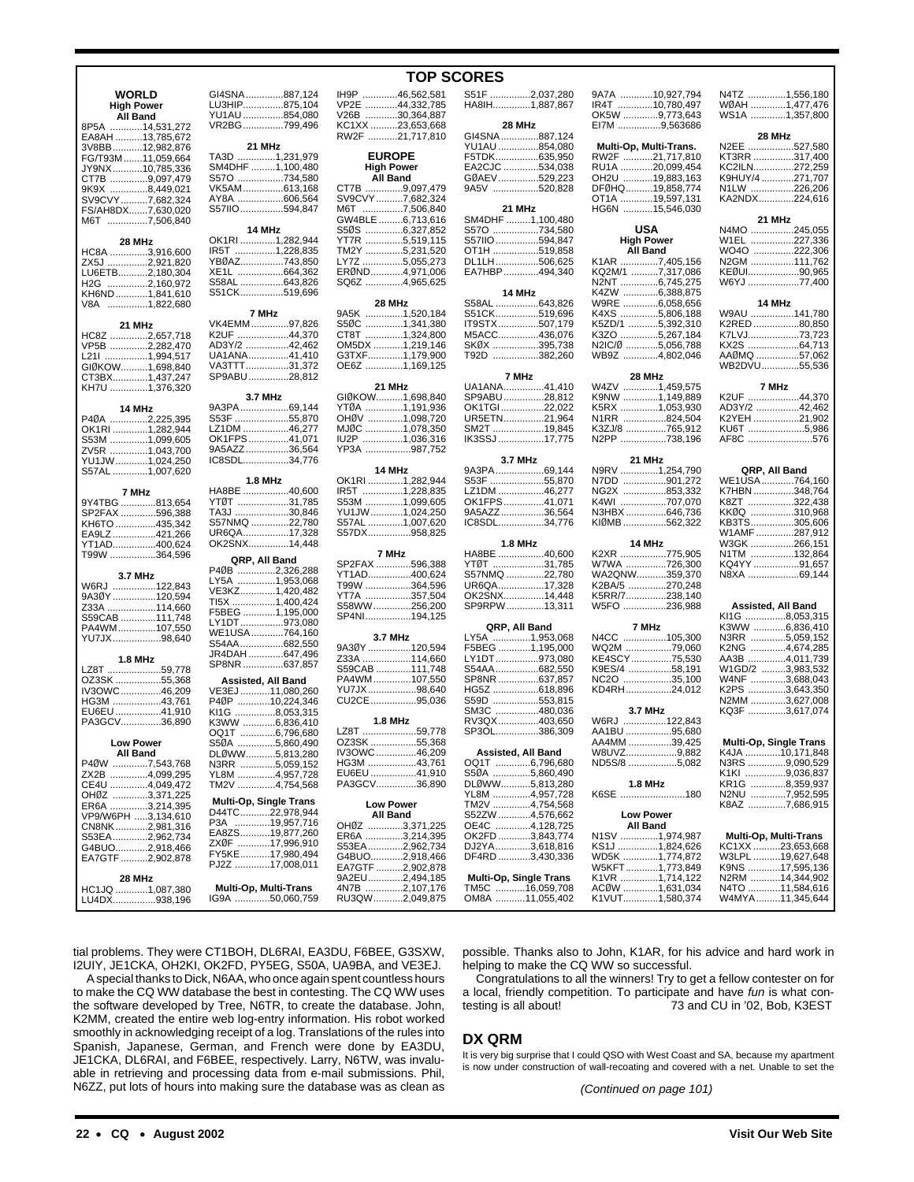# TOP SCORES

## WORLD

### High Power

**All Band**

8P5A ............14,531,272
EA8AH ..........13,785,672
3V8BB...........12,982,876
FG/T93M.......11,059,664
JY9NX ..........10,785,336
CT7B .............9,097,479
9K9X .............8,449,021
SV9CVY ..........7,682,324
FS/AH8DX.......7,630,020
M6T ..............7,506,840

**28 MHz**

HC8A ..............3,916,600
ZX5J ...............2,921,820
LU6ETB...........2,180,304
H2G ...............2,160,972
KH6ND............1,841,610
V8A ...............1,822,680

**21 MHz**

HC8Z ..............2,657,718
VP5B ..............2,282,470
L21I ................1,994,517
GIØKOW..........1,698,840
CT3BX.............1,437,247
KH7U ..............1,376,320

**14 MHz**

P4ØA ..............2,225,395
OK1RI .............1,282,944
S53M ..............1,099,605
ZV5R ..............1,043,700
YU1JW............1,024,250
S57AL .............1,007,620

**7 MHz**

9Y4TBG ............813,654
SP2FAX ............596,388
KH6TO ..............435,342
EA9LZ ................421,266
YT1AD................400,624
T99W .................364,596

**3.7 MHz**

W6RJ ................122,843
9A3ØY ................120,594
Z33A ..................114,660
S59CAB .............111,748
PA4WM ..............107,550
YU7JX..................98,640

**1.8 MHz**

LZ8T ....................59,778
OZ3SK .................55,368
IV3OWC ...............46,209
HG3M ..................43,761
EU6EU .................41,910
PA3GCV...............36,890

### Low Power

**All Band**

P4ØW .............7,543,768
ZX2B ..............4,099,295
CE4U ..............4,049,472
OHØZ .............3,371,225
ER6A ..............3,214,395
VP9/W6PH .....3,134,610
CN8NK ...........2,981,316
S53EA.............2,962,734
G4BUO............2,918,466
EA7GTF ..........2,902,878

**28 MHz**

HC1JQ ............1,087,380
LU4DX................938,196
GI4SNA..............887,124
LU3HIP...............875,104
YU1AU ...............854,080
VR2BG ...............799,496

**21 MHz**

TA3D ..............1,231,979
SM4DHF .........1,100,480
S57O ................734,580
VK5AM..............613,168
AY8A .................606,564
S57IIO ................594,847

**14 MHz**

OK1RI .............1,282,944
IR5T ...............1,228,835
YBØAZ................743,850
XE1L ..................664,362
S58AL ................643,826
S51CK..................519,696

**7 MHz**

VK4EMM .............97,826
K2UF ..................44,370
AD3Y/2 ...............42,462
UA1ANA..............41,410
VA3TTT...............31,372
SP9ABU ...............28,812

**3.7 MHz**

9A3PA..................69,144
S53F ....................55,870
LZ1DM .................46,277
OK1FPS ...............41,071
9A5AZZ ................36,564
IC8SDL.................34,776

**1.8 MHz**

HA8BE .................40,600
YTØT ..................31,785
TA3J ....................30,846
S57NMQ ..............22,780
UR6QA.................17,328
OK2SNX...............14,448

### QRP, All Band

P4ØB .............2,326,288
LY5A ..............1,953,068
VE3KZ.............1,420,482
TI5X ...............1,400,424
F5BEG ............1,195,000
LY1DT ...............973,080
WE1USA............764,160
S54AA................682,550
JR4DAH .............647,496
SP8NR ...............637,857

### Assisted, All Band

VE3EJ ...........11,080,260
P4ØP ............10,224,346
KI1G ...............8,053,315
K3WW ............6,836,410
OQ1T .............6,796,680
S5ØA .............5,860,490
DLØWW...........5,813,280
N3RR .............5,059,152
YL8M .............4,957,728
TM2V .............4,754,568

### Multi-Op, Single Trans

D44TC...........22,978,944
P3A ..............19,957,716
EA8ZS...........19,877,260
ZXØF ............17,996,910
FY5KE...........17,980,494
PJ2Z .............17,008,011

### Multi-Op, Multi-Trans

IG9A .............50,060,759
IH9P .............46,562,581
VP2E ............44,332,785
V26B .............30,364,887
KC1XX ..........23,653,668
RW2F ...........21,717,810

## EUROPE

### High Power

**All Band**

CT7B .............9,097,479
SV9CVY ...........7,682,324
M6T ...............7,506,840
GW4BLE .........6,713,616
S5ØS .............6,327,852
YT7R .............5,519,115
TM2Y .............5,231,520
LY7Z ...............5,055,273
ERØND............4,971,006
SQ6Z .............4,965,625

**28 MHz**

9A5K ..............1,520,184
S5ØC ..............1,341,380
CT8T ..............1,324,800
OM5DX ...........1,219,146
G3TXF.............1,179,900
OE6Z ..............1,169,125

**21 MHz**

GIØKOW..........1,698,840
YTØA ..............1,191,936
OHØV .............1,098,720
MJØC ..............1,078,350
IU2P ...............1,036,316
YP3A .................987,752

**14 MHz**

OK1RI .............1,282,944
IR5T ...............1,228,835
S53M ..............1,099,605
YU1JW............1,024,250
S57AL .............1,007,620
S57DX................958,825

**7 MHz**

SP2FAX ............596,388
YT1AD................400,624
T99W .................364,596
YT7A ..................357,504
S58WW..............256,200
SP4NI.................194,125

**3.7 MHz**

9A3ØY ................120,594
Z33A ..................114,660
S59CAB .............111,748
PA4WM ..............107,550
YU7JX..................98,640
CU2CE.................95,036

**1.8 MHz**

LZ8T ....................59,778
OZ3SK .................55,368
IV3OWC ...............46,209
HG3M ..................43,761
EU6EU .................41,910
PA3GCV...............36,890

### Low Power

**All Band**

OHØZ .............3,371,225
ER6A ..............3,214,395
S53EA.............2,962,734
G4BUO............2,918,466
EA7GTF ..........2,902,878
9A2EU.............2,494,185
4N7B ..............2,107,176
RU3QW...........2,049,875
S51F ..............2,037,280
HA8IH.............1,887,867

**28 MHz**

GI4SNA..............887,124
YU1AU ...............854,080
F5TDK................635,950
EA2CJC ..............534,038
GØAEV ...............529,223
9A5V .................520,828

**21 MHz**

SM4DHF .........1,100,480
S57O ................734,580
S57IIO ................594,847
OT1H ................519,858
DL1LH................506,625
EA7HBP .............494,340

**14 MHz**

S58AL ................643,826
S51CK..................519,696
IT9STX...............507,179
M5ACC...............436,076
SKØX .................395,738
T92D .................382,260

**7 MHz**

UA1ANA..............41,410
SP9ABU ...............28,812
OK1TGI ...............22,022
UR5ETN...............21,964
SM2T ....................19,845
IK3SSJ ................17,775

**3.7 MHz**

9A3PA..................69,144
S53F ....................55,870
LZ1DM .................46,277
OK1FPS ...............41,071
9A5AZZ ................36,564
IC8SDL.................34,776

**1.8 MHz**

HA8BE .................40,600
YTØT ..................31,785
S57NMQ ..............22,780
UR6QA.................17,328
OK2SNX...............14,448
SP9RPW .............13,311

### QRP, All Band

LY5A ..............1,953,068
F5BEG ............1,195,000
LY1DT ...............973,080
S54AA................682,550
SP8NR ...............637,857
HG5Z ..................618,896
S59D .................553,815
SM3C .................480,036
RV3QX...............403,650
SP3OL................386,309

### Assisted, All Band

OQ1T .............6,796,680
S5ØA .............5,860,490
DLØWW...........5,813,280
YL8M .............4,957,728
TM2V .............4,754,568
S52ZW ............4,576,662
OE4C .............4,128,725
OK2FD ............3,843,774
DJ2YA.............3,618,816
DF4RD ............3,430,336

### Multi-Op, Single Trans

TM5C ............16,059,708
OM8A ...........11,055,402
9A7A ............10,927,794
IR4T .............10,780,497
OK5W .............9,773,643
EI7M ................9,563686

### Multi-Op, Multi-Trans.

RW2F ...........21,717,810
RU1A ............20,099,454
OH2U ...........19,883,163
DFØHQ..........19,858,774
OT1A ............19,597,131
HG6N ...........15,546,030

## USA

### High Power

**All Band**

K1AR .............7,405,156
KQ2M/1 .........7,317,086
N2NT .............6,745,275
K4ZW .............6,388,875
W9RE .............6,058,656
K4XS ..............5,806,188
K5ZD/1 ...........5,392,310
K3ZO ..............5,267,184
N2IC/Ø ...........5,056,788
WB9Z .............4,802,046

**28 MHz**

W4ZV ............1,459,575
K9NW ............1,149,889
K5RX .............1,053,930
N1RR ..................824,504
K3ZJ/8 ..............765,912
N2PP .................738,196

**21 MHz**

N9RV ..............1,254,790
N7DD ................901,272
NG2X ................853,332
K4WI .................707,070
N3HBX ...............646,736
KIØMB ................562,322

**14 MHz**

K2XR .................775,905
W7WA ...............726,300
WA2QNW...........359,370
K2BA/5 ..............270,248
K5RR/7..............238,140
W5FO ................236,988

**7 MHz**

N4CC ................105,300
WQ2M .................79,060
KE4SCY...............75,530
K9ES/4 .................58,191
NC2O ...................35,100
KD4RH.................24,012

**3.7 MHz**

W6RJ ................122,843
AA1BU .................95,680
AA4MM ................39,425
W8UVZ...................9,882
ND5S/8 ..................5,082

**1.8 MHz**

K6SE ........................180

### Low Power

**All Band**

N1SV ..............1,974,987
KS1J ...............1,824,626
WD5K .............1,774,872
W5KFT............1,773,849
K1VR ..............1,714,122
ACØW .............1,631,034
K1VUT.............1,580,374
N4TZ ..............1,556,180
WØAH .............1,477,476
WS1A .............1,357,800

**28 MHz**

N2EE .................527,580
KT3RR ...............317,400
KC2ILN...............272,259
K9HUY/4 ............271,707
N1LW ................226,206
KA2NDX.............224,616

**21 MHz**

N4MO ................245,055
W1EL ................227,336
WO4O ...............222,306
N2GM ................111,762
KEØUI...................90,965
W6YJ ....................77,400

**14 MHz**

W9AU ................141,780
K2RED .................80,850
K7LVJ...................73,723
KX2S ....................64,713
AAØMQ ................57,062
WB2DVU...............55,536

**7 MHz**

K2UF ...................44,370
AD3Y/2 ................42,462
K2YEH .................21,902
KU6T .....................5,986
AF8C ........................576

### QRP, All Band

WE1USA............764,160
K7HBN ...............348,764
K8ZT .................322,438
KKØQ ................310,968
KB3TS................305,606
W1AMF ..............287,912
W3GK ................266,151
N1TM ................132,864
KQ4YY .................91,657
N8XA ...................69,144

### Assisted, All Band

KI1G ...............8,053,315
K3WW ............6,836,410
N3RR .............5,059,152
K2NG .............4,674,285
AA3B .............4,011,739
W1GD/2 .........3,983,532
W4NF .............3,688,043
K2PS .............3,643,350
N2MM .............3,627,008
KQ3F .............3,617,074

### Multi-Op, Single Trans

K4JA .............10,171,848
N3RS .............9,090,529
K1KI ..............9,036,837
KR1G .............8,359,937
N2NU .............7,952,595
K8AZ .............7,686,915

### Multi-Op, Multi-Trans

KC1XX ..........23,653,668
W3LPL ..........19,627,648
K9NS ............17,595,136
N2RM ...........14,344,902
N4TO ............11,584,616
W4MYA.........11,345,644

---

tial problems. They were CT1BOH, DL6RAI, EA3DU, F6BEE, G3SXW, I2UIY, JE1CKA, OH2KI, OK2FD, PY5EG, S50A, UA9BA, and VE3EJ.

A special thanks to Dick, N6AA, who once again spent countless hours to make the CQ WW database the best in contesting. The CQ WW uses the software developed by Tree, N6TR, to create the database. John, K2MM, created the entire web log-entry information. His robot worked smoothly in acknowledging receipt of a log. Translations of the rules into Spanish, Japanese, German, and French were done by EA3DU, JE1CKA, DL6RAI, and F6BEE, respectively. Larry, N6TW, was invaluable in retrieving and processing data from e-mail submissions. Phil, N6ZZ, put lots of hours into making sure the database was as clean as possible. Thanks also to John, K1AR, for his advice and hard work in helping to make the CQ WW so successful.

Congratulations to all the winners! Try to get a fellow contester on for a local, friendly competition. To participate and have *fun* is what contesting is all about! 73 and CU in '02, Bob, K3EST

## DX QRM

It is very big surprise that I could QSO with West Coast and SA, because my apartment is now under construction of wall-recoating and covered with a net. Unable to set the

*(Continued on page 101)*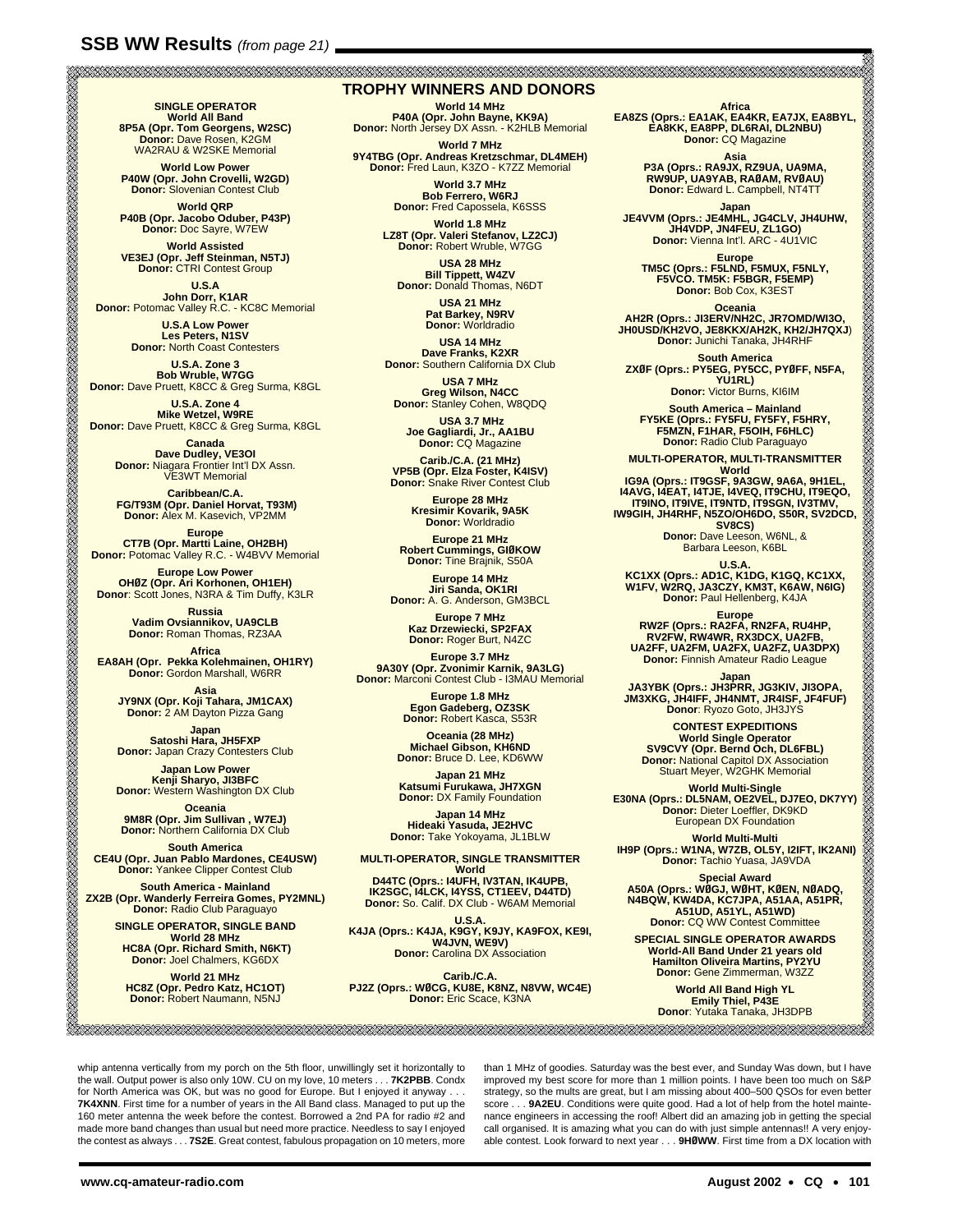## SSB WW Results *(from page 21)*

### TROPHY WINNERS AND DONORS

**SINGLE OPERATOR**
**World All Band**
**8P5A (Opr. Tom Georgens, W2SC)**
**Donor:** Dave Rosen, K2GM
WA2RAU & W2SKE Memorial

**World Low Power**
**P40W (Opr. John Crovelli, W2GD)**
**Donor:** Slovenian Contest Club

**World QRP**
**P40B (Opr. Jacobo Oduber, P43P)**
**Donor:** Doc Sayre, W7EW

**World Assisted**
**VE3EJ (Opr. Jeff Steinman, N5TJ)**
**Donor:** CTRI Contest Group

**U.S.A**
**John Dorr, K1AR**
**Donor:** Potomac Valley R.C. - KC8C Memorial

**U.S.A Low Power**
**Les Peters, N1SV**
**Donor:** North Coast Contesters

**U.S.A. Zone 3**
**Bob Wruble, W7GG**
**Donor:** Dave Pruett, K8CC & Greg Surma, K8GL

**U.S.A. Zone 4**
**Mike Wetzel, W9RE**
**Donor:** Dave Pruett, K8CC & Greg Surma, K8GL

**Canada**
**Dave Dudley, VE3OI**
**Donor:** Niagara Frontier Int'l DX Assn.
VE3WT Memorial

**Caribbean/C.A.**
**FG/T93M (Opr. Daniel Horvat, T93M)**
**Donor:** Alex M. Kasevich, VP2MM

**Europe**
**CT7B (Opr. Martti Laine, OH2BH)**
**Donor:** Potomac Valley R.C. - W4BVV Memorial

**Europe Low Power**
**OHØZ (Opr. Ari Korhonen, OH1EH)**
**Donor**: Scott Jones, N3RA & Tim Duffy, K3LR

**Russia**
**Vadim Ovsiannikov, UA9CLB**
**Donor:** Roman Thomas, RZ3AA

**Africa**
**EA8AH (Opr. Pekka Kolehmainen, OH1RY)**
**Donor:** Gordon Marshall, W6RR

**Asia**
**JY9NX (Opr. Koji Tahara, JM1CAX)**
**Donor:** 2 AM Dayton Pizza Gang

**Japan**
**Satoshi Hara, JH5FXP**
**Donor:** Japan Crazy Contesters Club

**Japan Low Power**
**Kenji Sharyo, JI3BFC**
**Donor:** Western Washington DX Club

**Oceania**
**9M8R (Opr. Jim Sullivan , W7EJ)**
**Donor:** Northern California DX Club

**South America**
**CE4U (Opr. Juan Pablo Mardones, CE4USW)**
**Donor:** Yankee Clipper Contest Club

**South America - Mainland**
**ZX2B (Opr. Wanderly Ferreira Gomes, PY2MNL)**
**Donor:** Radio Club Paraguayo

**SINGLE OPERATOR, SINGLE BAND**
**World 28 MHz**
**HC8A (Opr. Richard Smith, N6KT)**
**Donor:** Joel Chalmers, KG6DX

**World 21 MHz**
**HC8Z (Opr. Pedro Katz, HC1OT)**
**Donor:** Robert Naumann, N5NJ

**World 14 MHz**
**P40A (Opr. John Bayne, KK9A)**
**Donor:** North Jersey DX Assn. - K2HLB Memorial

**World 7 MHz**
**9Y4TBG (Opr. Andreas Kretzschmar, DL4MEH)**
**Donor:** Fred Laun, K3ZO - K7ZZ Memorial

**World 3.7 MHz**
**Bob Ferrero, W6RJ**
**Donor:** Fred Capossela, K6SSS

**World 1.8 MHz**
**LZ8T (Opr. Valeri Stefanov, LZ2CJ)**
**Donor:** Robert Wruble, W7GG

**USA 28 MHz**
**Bill Tippett, W4ZV**
**Donor:** Donald Thomas, N6DT

**USA 21 MHz**
**Pat Barkey, N9RV**
**Donor:** Worldradio

**USA 14 MHz**
**Dave Franks, K2XR**
**Donor:** Southern California DX Club

**USA 7 MHz**
**Greg Wilson, N4CC**
**Donor:** Stanley Cohen, W8QDQ

**USA 3.7 MHz**
**Joe Gagliardi, Jr., AA1BU**
**Donor:** CQ Magazine

**Carib./C.A. (21 MHz)**
**VP5B (Opr. Elza Foster, K4ISV)**
**Donor:** Snake River Contest Club

**Europe 28 MHz**
**Kresimir Kovarik, 9A5K**
**Donor:** Worldradio

**Europe 21 MHz**
**Robert Cummings, GIØKOW**
**Donor:** Tine Brajnik, S50A

**Europe 14 MHz**
**Jiri Sanda, OK1RI**
**Donor:** A. G. Anderson, GM3BCL

**Europe 7 MHz**
**Kaz Drzewiecki, SP2FAX**
**Donor:** Roger Burt, N4ZC

**Europe 3.7 MHz**
**9A30Y (Opr. Zvonimir Karnik, 9A3LG)**
**Donor:** Marconi Contest Club - I3MAU Memorial

**Europe 1.8 MHz**
**Egon Gadeberg, OZ3SK**
**Donor:** Robert Kasca, S53R

**Oceania (28 MHz)**
**Michael Gibson, KH6ND**
**Donor:** Bruce D. Lee, KD6WW

**Japan 21 MHz**
**Katsumi Furukawa, JH7XGN**
**Donor:** DX Family Foundation

**Japan 14 MHz**
**Hideaki Yasuda, JE2HVC**
**Donor:** Take Yokoyama, JL1BLW

**MULTI-OPERATOR, SINGLE TRANSMITTER**
**World**
**D44TC (Oprs.: I4UFH, IV3TAN, IK4UPB, IK2SGC, I4LCK, I4YSS, CT1EEV, D44TD)**
**Donor:** So. Calif. DX Club - W6AM Memorial

**U.S.A.**
**K4JA (Oprs.: K4JA, K9GY, K9JY, KA9FOX, KE9I, W4JVN, WE9V)**
**Donor:** Carolina DX Association

**Carib./C.A.**
**PJ2Z (Oprs.: WØCG, KU8E, K8NZ, N8VW, WC4E)**
**Donor:** Eric Scace, K3NA

**Africa**
**EA8ZS (Oprs.: EA1AK, EA4KR, EA7JX, EA8BYL, EA8KK, EA8PP, DL6RAI, DL2NBU)**
**Donor:** CQ Magazine

**Asia**
**P3A (Oprs.: RA9JX, RZ9UA, UA9MA, RW9UP, UA9YAB, RAØAM, RVØAU)**
**Donor:** Edward L. Campbell, NT4TT

**Japan**
**JE4VVM (Oprs.: JE4MHL, JG4CLV, JH4UHW, JH4VDP, JN4FEU, ZL1GO)**
**Donor:** Vienna Int'l. ARC - 4U1VIC

**Europe**
**TM5C (Oprs.: F5LND, F5MUX, F5NLY, F5VCO. TM5K: F5BGR, F5EMP)**
**Donor:** Bob Cox, K3EST

**Oceania**
**AH2R (Oprs.: JI3ERV/NH2C, JR7OMD/WI3O, JH0USD/KH2VO, JE8KKX/AH2K, KH2/JH7QXJ)**
**Donor:** Junichi Tanaka, JH4RHF

**South America**
**ZXØF (Oprs.: PY5EG, PY5CC, PYØFF, N5FA, YU1RL)**
**Donor:** Victor Burns, KI6IM

**South America – Mainland**
**FY5KE (Oprs.: FY5FU, FY5FY, F5HRY, F5MZN, F1HAR, F5OIH, F6HLC)**
**Donor:** Radio Club Paraguayo

**MULTI-OPERATOR, MULTI-TRANSMITTER**
**World**
**IG9A (Oprs.: IT9GSF, 9A3GW, 9A6A, 9H1EL, I4AVG, I4EAT, I4TJE, I4VEQ, IT9CHU, IT9EQO, IT9INO, IT9IVE, IT9NTD, IT9SGN, IV3TMV, IW9GIH, JH4RHF, N5ZO/OH6DO, S50R, SV2DCD, SV8CS)**
**Donor:** Dave Leeson, W6NL, & Barbara Leeson, K6BL

**U.S.A.**
**KC1XX (Oprs.: AD1C, K1DG, K1GQ, KC1XX, W1FV, W2RQ, JA3CZY, KM3T, K6AW, N6IG)**
**Donor:** Paul Hellenberg, K4JA

**Europe**
**RW2F (Oprs.: RA2FA, RN2FA, RU4HP, RV2FW, RW4WR, RX3DCX, UA2FB, UA2FF, UA2FM, UA2FX, UA2FZ, UA3DPX)**
**Donor:** Finnish Amateur Radio League

**Japan**
**JA3YBK (Oprs.: JH3PRR, JG3KIV, JI3OPA, JM3XKG, JH4IFF, JH4NMT, JR4ISF, JF4FUF)**
**Donor**: Ryozo Goto, JH3JYS

**CONTEST EXPEDITIONS**
**World Single Operator**
**SV9CVY (Opr. Bernd Och, DL6FBL)**
**Donor:** National Capitol DX Association
Stuart Meyer, W2GHK Memorial

**World Multi-Single**
**E30NA (Oprs.: DL5NAM, OE2VEL, DJ7EO, DK7YY)**
**Donor:** Dieter Loeffler, DK9KD
European DX Foundation

**World Multi-Multi**
**IH9P (Oprs.: W1NA, W7ZB, OL5Y, I2IFT, IK2ANI)**
**Donor:** Tachio Yuasa, JA9VDA

**Special Award**
**A50A (Oprs.: WØGJ, WØHT, KØEN, NØADQ, N4BQW, KW4DA, KC7JPA, A51AA, A51PR, A51UD, A51YL, A51WD)**
**Donor:** CQ WW Contest Committee

**SPECIAL SINGLE OPERATOR AWARDS**
**World-All Band Under 21 years old**
**Hamilton Oliveira Martins, PY2YU**
**Donor:** Gene Zimmerman, W3ZZ

**World All Band High YL**
**Emily Thiel, P43E**
**Donor**: Yutaka Tanaka, JH3DPB

---

whip antenna vertically from my porch on the 5th floor, unwillingly set it horizontally to the wall. Output power is also only 10W. CU on my love, 10 meters . . . **7K2PBB**. Condx for North America was OK, but was no good for Europe. But I enjoyed it anyway . . . **7K4XNN**. First time for a number of years in the All Band class. Managed to put up the 160 meter antenna the week before the contest. Borrowed a 2nd PA for radio #2 and made more band changes than usual but need more practice. Needless to say I enjoyed the contest as always . . . **7S2E**. Great contest, fabulous propagation on 10 meters, more than 1 MHz of goodies. Saturday was the best ever, and Sunday Was down, but I have improved my best score for more than 1 million points. I have been too much on S&P strategy, so the mults are great, but I am missing about 400–500 QSOs for even better score . . . **9A2EU**. Conditions were quite good. Had a lot of help from the hotel maintenance engineers in accessing the roof! Albert did an amazing job in getting the special call organised. It is amazing what you can do with just simple antennas!! A very enjoyable contest. Look forward to next year . . . **9HØWW**. First time from a DX location with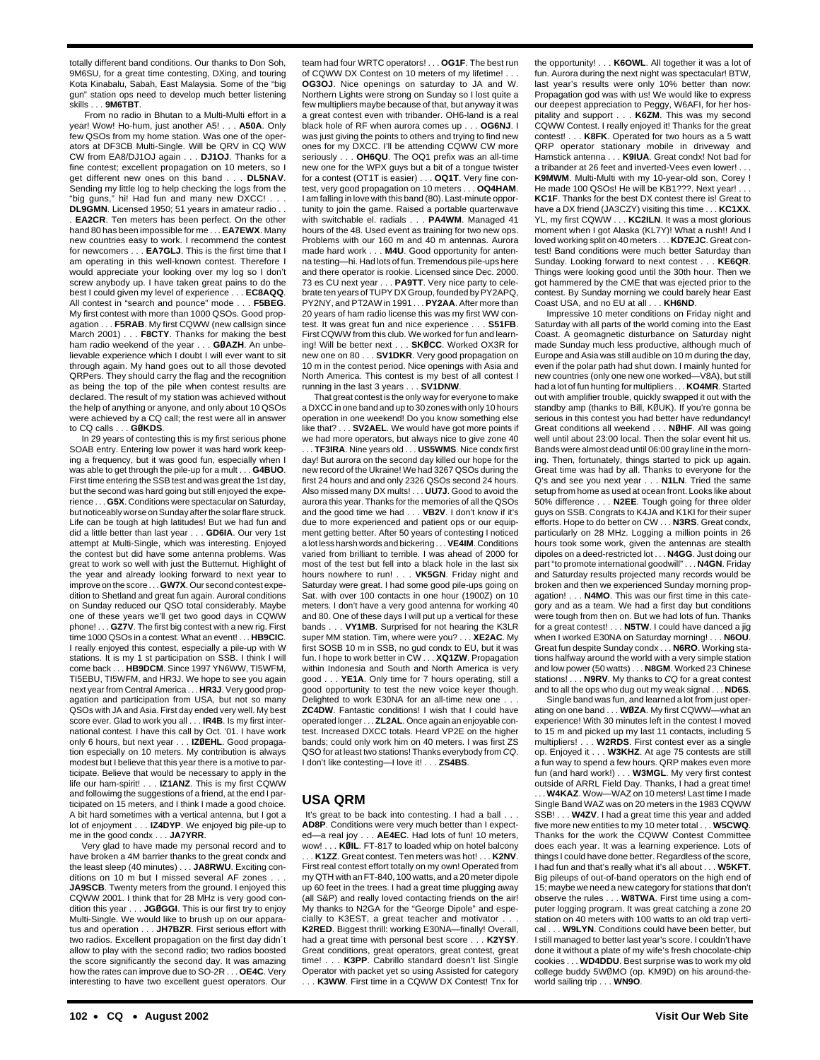totally different band conditions. Our thanks to Don Soh, 9M6SU, for a great time contesting, DXing, and touring Kota Kinabalu, Sabah, East Malaysia. Some of the "big gun" station ops need to develop much better listening skills . . . **9M6TBT**.

From no radio in Bhutan to a Multi-Multi effort in a year! Wow! Ho-hum, just another A5! . . . **A50A**. Only few QSOs from my home station. Was one of the operators at DF3CB Multi-Single. Will be QRV in CQ WW CW from EA8/DJ1OJ again . . . **DJ1OJ**. Thanks for a fine contest; excellent propagation on 10 meters, so I get different new ones on this band . . . **DL5NAV**. Sending my little log to help checking the logs from the "big guns," hi! Had fun and many new DXCC! . . . **DL9GMN**. Licensed 1950; 51 years in amateur radio . . . **EA2CR**. Ten meters has been perfect. On the other hand 80 has been impossible for me . . . **EA7EWX**. Many new countries easy to work. I recommend the contest for newcomers . . . **EA7GLJ**. This is the first time that I am operating in this well-known contest. Therefore I would appreciate your looking over my log so I don't screw anybody up. I have taken great pains to do the best I could given my level of experience . . . **EC8AQQ**. All contest in "search and pounce" mode . . . **F5BEG**. My first contest with more than 1000 QSOs. Good propagation . . . **F5RAB**. My first CQWW (new callsign since March 2001) . . . **F8CTY**. Thanks for making the best ham radio weekend of the year . . . **GØAZH**. An unbelievable experience which I doubt I will ever want to sit through again. My hand goes out to all those devoted QRPers. They should carry the flag and the recognition as being the top of the pile when contest results are declared. The result of my station was achieved without the help of anything or anyone, and only about 10 QSOs were achieved by a CQ call; the rest were all in answer to CQ calls . . . **GØKDS**.

In 29 years of contesting this is my first serious phone SOAB entry. Entering low power it was hard work keeping a frequency, but it was good fun, especially when I was able to get through the pile-up for a mult . . . **G4BUO**. First time entering the SSB test and was great the 1st day, but the second was hard going but still enjoyed the experience . . . **G5X**. Conditions were spectacular on Saturday, but noticeably worse on Sunday after the solar flare struck. Life can be tough at high latitudes! But we had fun and did a little better than last year . . . **GD6IA**. Our very 1st attempt at Multi-Single, which was interesting. Enjoyed the contest but did have some antenna problems. Was great to work so well with just the Butternut. Highlight of the year and already looking forward to next year to improve on the score . . . **GW7X**. Our second contest expedition to Shetland and great fun again. Auroral conditions on Sunday reduced our QSO total considerably. Maybe one of these years we'll get two good days in CQWW phone! . . . **GZ7V**. The first big contest with a new rig. First time 1000 QSOs in a contest. What an event! . . . **HB9CIC**. I really enjoyed this contest, especially a pile-up with W stations. It is my 1 st participation on SSB. I think I will come back . . . **HB9DCM**. Since 1997 YN6WW, TI5WFM, TI5EBU, TI5WFM, and HR3J. We hope to see you again next year from Central America . . . **HR3J**. Very good propagation and participation from USA, but not so many QSOs with JA and Asia. First day ended very well. My best score ever. Glad to work you all . . . **IR4B**. Is my first international contest. I have this call by Oct. '01. I have work only 6 hours, but next year . . . **IZØEHL**. Good propagation especially on 10 meters. My contribution is always modest but I believe that this year there is a motive to participate. Believe that would be necessary to apply in the life our ham-spirit! . . . **IZ1ANZ**. This is my first CQWW and followimg the suggestions of a friend, at the end I participated on 15 meters, and I think I made a good choice. A bit hard sometimes with a vertical antenna, but I got a lot of enjoyment . . . **IZ4DYP**. We enjoyed big pile-up to me in the good condx . . . **JA7YRR**.

Very glad to have made my personal record and to have broken a 4M barrier thanks to the great condx and the least sleep (40 minutes) . . . **JA8RWU**. Exciting conditions on 10 m but I missed several AF zones . . . **JA9SCB**. Twenty meters from the ground. I enjoyed this CQWW 2001. I think that for 28 MHz is very good condition this year . . . **JGØGGI**. This is our first try to enjoy Multi-Single. We would like to brush up on our apparatus and operation . . . **JH7BZR**. First serious effort with two radios. Excellent propagation on the first day didn´t allow to play with the second radio; two radios boosted the score significantly the second day. It was amazing how the rates can improve due to SO-2R . . . **OE4C**. Very interesting to have two excellent guest operators. Our team had four WRTC operators! . . . **OG1F**. The best run of CQWW DX Contest on 10 meters of my lifetime! . . . **OG3OJ**. Nice openings on saturday to JA and W. Northern Lights were strong on Sunday so I lost quite a few multipliers maybe because of that, but anyway it was a great contest even with tribander. OH6-land is a real black hole of RF when aurora comes up . . . **OG6NJ**. I was just giving the points to others and trying to find new ones for my DXCC. I'll be attending CQWW CW more seriously . . . **OH6QU**. The OQ1 prefix was an all-time new one for the WPX guys but a bit of a tongue twister for a contest (OT1T is easier) . . . **OQ1T**. Very fine contest, very good propagation on 10 meters . . . **OQ4HAM**. I am falling in love with this band (80). Last-minute opportunity to join the game. Raised a portable quarterwave with switchable el. radials . . . **PA4WM**. Managed 41 hours of the 48. Used event as training for two new ops. Problems with our 160 m and 40 m antennas. Aurora made hard work . . . **M4U**. Good opportunity for antenna testing—hi. Had lots of fun. Tremendous pile-ups here and there operator is rookie. Licensed since Dec. 2000. 73 es CU next year . . . **PA9TT**. Very nice party to celebrate ten years of TUPY DX Group, founded by PY2APQ, PY2NY, and PT2AW in 1991 . . . **PY2AA**. After more than 20 years of ham radio license this was my first WW contest. It was great fun and nice experience . . . **S51FB**. First CQWW from this club. We worked for fun and learning! Will be better next . . . **SKØCC**. Worked OX3R for new one on 80 . . . **SV1DKR**. Very good propagation on 10 m in the contest period. Nice openings with Asia and North America. This contest is my best of all contest I running in the last 3 years . . . **SV1DNW**.

That great contest is the only way for everyone to make a DXCC in one band and up to 30 zones with only 10 hours operation in one weekend! Do you know something else like that? . . . **SV2AEL**. We would have got more points if we had more operators, but always nice to give zone 40 . . . **TF3IRA**. Nine years old . . . **US5WMS**. Nice condx first day! But aurora on the second day killed our hope for the new record of the Ukraine! We had 3267 QSOs during the first 24 hours and and only 2326 QSOs second 24 hours. Also missed many DX mults! . . . **UU7J**. Good to avoid the aurora this year. Thanks for the memories of all the QSOs and the good time we had . . . **VB2V**. I don't know if it's due to more experienced and patient ops or our equipment getting better. After 50 years of contesting I noticed a lot less harsh words and bickering . . . **VE4IM**. Conditions varied from brilliant to terrible. I was ahead of 2000 for most of the test but fell into a black hole in the last six hours nowhere to run! . . . **VK5GN**. Friday night and Saturday were great. I had some good pile-ups going on Sat. with over 100 contacts in one hour (1900Z) on 10 meters. I don't have a very good antenna for working 40 and 80. One of these days I will put up a vertical for these bands . . . **VY1MB**. Surprised for not hearing the K3LR super MM station. Tim, where were you? . . . **XE2AC**. My first SOSB 10 m in SSB, no gud condx to EU, but it was fun. I hope to work better in CW . . . **XQ1ZW**. Propagation within Indonesia and South and North America is very good . . . **YE1A**. Only time for 7 hours operating, still a good opportunity to test the new voice keyer though. Delighted to work E30NA for an all-time new one . . . **ZC4DW**. Fantastic conditions! I wish that I could have operated longer . . . **ZL2AL**. Once again an enjoyable contest. Increased DXCC totals. Heard VP2E on the higher bands; could only work him on 40 meters. I was first ZS QSO for at least two stations! Thanks everybody from *CQ*. I don't like contesting—I love it! . . . **ZS4BS**.

## USA QRM

It's great to be back into contesting. I had a ball . . . **AD8P**. Conditions were very much better than I expected—a real joy . . . **AE4EC**. Had lots of fun! 10 meters, wow! . . . **KØIL**. FT-817 to loaded whip on hotel balcony . . . **K1ZZ**. Great contest. Ten meters was hot! . . . **K2NV**. First real contest effort totally on my own! Operated from my QTH with an FT-840, 100 watts, and a 20 meter dipole up 60 feet in the trees. I had a great time plugging away (all S&P) and really loved contacting friends on the air! My thanks to N2GA for the "George Dipole" and especially to K3EST, a great teacher and motivator . . . **K2RED**. Biggest thrill: working E30NA—finally! Overall, had a great time with personal best score . . . **K2YSY**. Great conditions, great operators, great contest, great time! . . . **K3PP**. Cabrillo standard doesn't list Single Operator with packet yet so using Assisted for category . . . **K3WW**. First time in a CQWW DX Contest! Tnx for the opportunity! . . . **K6OWL**. All together it was a lot of fun. Aurora during the next night was spectacular! BTW, last year's results were only 10% better than now: Propagation god was with us! We would like to express our deepest appreciation to Peggy, W6AFI, for her hospitality and support . . . **K6ZM**. This was my second CQWW Contest. I really enjoyed it! Thanks for the great contest! . . . **K8FK**. Operated for two hours as a 5 watt QRP operator stationary mobile in driveway and Hamstick antenna . . . **K9IUA**. Great condx! Not bad for a tribander at 26 feet and inverted-Vees even lower! . . . **K9MWM**. Multi-Multi with my 10-year-old son, Corey ! He made 100 QSOs! He will be KB1???. Next year! . . . **KC1F**. Thanks for the best DX contest there is! Great to have a DX friend (JA3CZY) visiting this time . . . **KC1XX**. YL, my first CQWW . . . **KC2ILN**. It was a most glorious moment when I got Alaska (KL7Y)! What a rush!! And I loved working split on 40 meters . . . **KD7EJC**. Great contest! Band conditions were much better Saturday than Sunday. Looking forward to next contest . . . **KE6QR**. Things were looking good until the 30th hour. Then we got hammered by the CME that was ejected prior to the contest. By Sunday morning we could barely hear East Coast USA, and no EU at all . . . **KH6ND**.

Impressive 10 meter conditions on Friday night and Saturday with all parts of the world coming into the East Coast. A geomagnetic disturbance on Saturday night made Sunday much less productive, although much of Europe and Asia was still audible on 10 m during the day, even if the polar path had shut down. I mainly hunted for new countries (only one new one worked—V8A), but still had a lot of fun hunting for multipliers . . . **KO4MR**. Started out with amplifier trouble, quickly swapped it out with the standby amp (thanks to Bill, KØUK). If you're gonna be serious in this contest you had better have redundancy! Great conditions all weekend . . . **NØHF**. All was going well until about 23:00 local. Then the solar event hit us. Bands were almost dead until 06:00 gray line in the morning. Then, fortunately, things started to pick up again. Great time was had by all. Thanks to everyone for the Q's and see you next year . . . **N1LN**. Tried the same setup from home as used at ocean front. Looks like about 50% difference . . . **N2EE**. Tough going for three older guys on SSB. Congrats to K4JA and K1KI for their super efforts. Hope to do better on CW . . . **N3RS**. Great condx, particularly on 28 MHz. Logging a million points in 26 hours took some work, given the antennas are stealth dipoles on a deed-restricted lot . . . **N4GG**. Just doing our part "to promote international goodwill" . . . **N4GN**. Friday and Saturday results projected many records would be broken and then we experienced Sunday morning propagation! . . . **N4MO**. This was our first time in this category and as a team. We had a first day but conditions were tough from then on. But we had lots of fun. Thanks for a great contest! . . . **N5TW**. I could have danced a jig when I worked E30NA on Saturday morning! . . . **N6OU**. Great fun despite Sunday condx . . . **N6RO**. Working stations halfway around the world with a very simple station and low power (50 watts) . . . **N8GM**. Worked 23 Chinese stations! . . . **N9RV**. My thanks to *CQ* for a great contest and to all the ops who dug out my weak signal . . . **ND6S**.

Single band was fun, and learned a lot from just operating on one band . . . **WØZA**. My first CQWW—what an experience! With 30 minutes left in the contest I moved to 15 m and picked up my last 11 contacts, including 5 multipliers! . . . **W2RDS**. First contest ever as a single op. Enjoyed it . . . **W3KHZ**. At age 75 contests are still a fun way to spend a few hours. QRP makes even more fun (and hard work!) . . . **W3MGL**. My very first contest outside of ARRL Field Day. Thanks, I had a great time! . . . **W4KAZ**. Wow—WAZ on 10 meters! Last time I made Single Band WAZ was on 20 meters in the 1983 CQWW SSB! . . . **W4ZV**. I had a great time this year and added five more new entities to my 10 meter total . . . **W5CWQ**. Thanks for the work the CQWW Contest Committee does each year. It was a learning experience. Lots of things I could have done better. Regardless of the score, I had fun and that's really what it's all about . . . **W5KFT**. Big pileups of out-of-band operators on the high end of 15; maybe we need a new category for stations that don't observe the rules . . . **W8TWA**. First time using a computer logging program. It was great catching a zone 20 station on 40 meters with 100 watts to an old trap vertical . . . **W9LYN**. Conditions could have been better, but I still managed to better last year's score. I couldn't have done it without a plate of my wife's fresh chocolate-chip cookies . . . **WD4DDU**. Best surprise was to work my old college buddy 5WØMO (op. KM9D) on his around-the-world sailing trip . . . **WN9O**.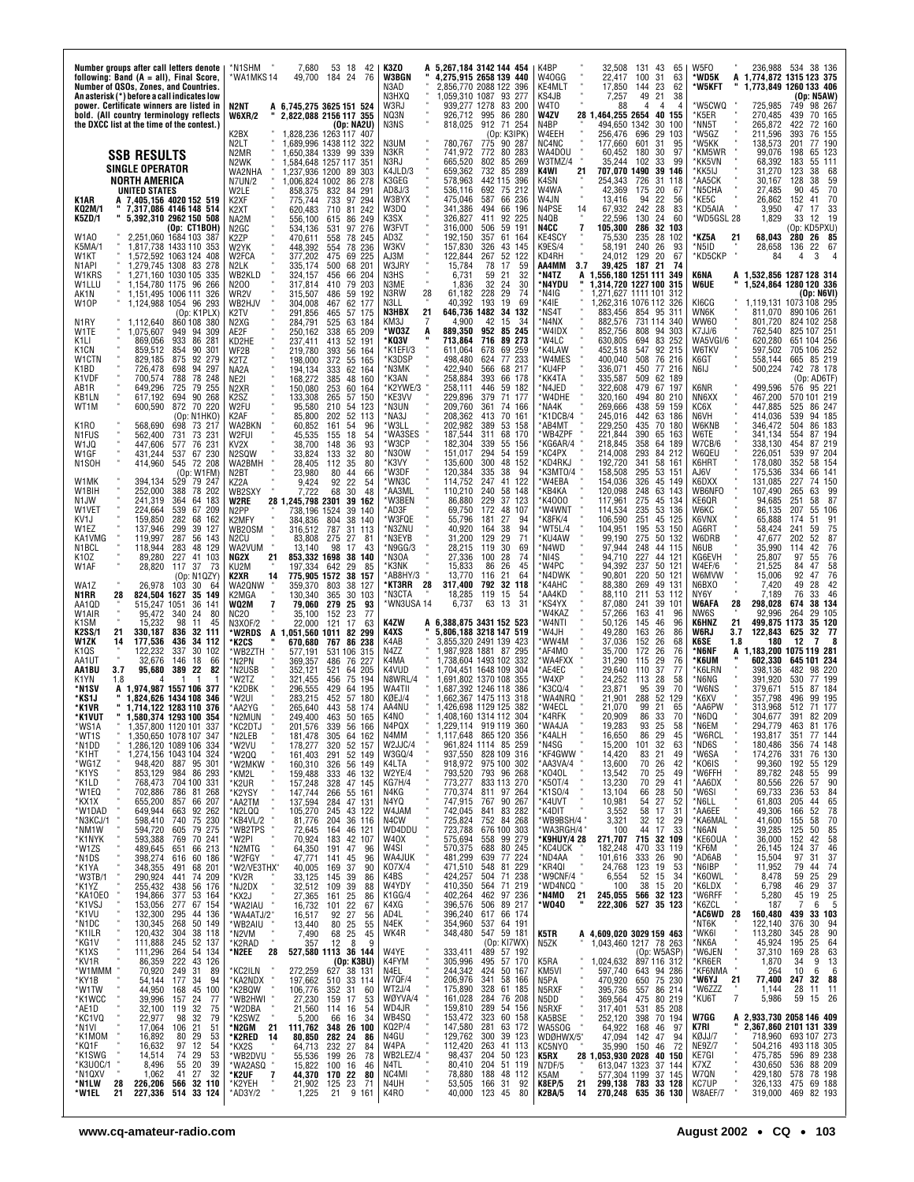Number groups after call letters denote following: Band (A = all), Final Score, Number of QSOs, Zones, and Countries. An asterisk (*) before a call indicates low power. Certificate winners are listed in bold. (All country terminology reflects the DXCC list at the time of the contest.)

## SSB RESULTS

### SINGLE OPERATOR

### NORTH AMERICA

#### UNITED STATES

**K1AR A 7,405,156 4020 152 519**
**KQ2M/1 " 7,317,086 4146 148 514**
**K5ZD/1 " 5,392,310 2962 150 508**
(Op: CT1BOH)
W1AO " 2,251,060 1684 103 387
K5MA/1 " 1,817,738 1433 110 353
W1KT " 1,572,592 1063 124 408
N1API " 1,279,745 1308 83 278
W1KRS " 1,271,160 1030 105 335
W1LLU " 1,154,780 1175 96 266
AK1N " 1,151,495 1006 111 326
W1OP " 1,124,988 1054 96 293
(Op: K1PLX)
N1RY " 1,112,640 860 108 380
W1TE " 1,075,607 949 94 309
K1LI " 869,056 933 86 281
K1CN " 859,512 854 90 301
W1CTN " 829,185 875 92 279
K1BD " 726,478 698 94 297
K1VDF " 700,574 788 78 248
AB1R " 649,296 725 79 255
KB1LN " 617,192 694 90 268
WT1M " 600,590 872 70 200
(Op: N1HKO)
K1RO " 568,690 698 73 217
N1FUS " 562,400 731 73 231
W1JQ " 447,606 577 76 231
W1GF " 431,244 537 67 230
N1SOH " 414,960 545 72 208
(Op: W1FM)
W1MK " 394,134 529 79 247
W1BIH " 252,000 388 78 202
N1JW " 241,319 364 64 183
W1VET " 224,664 539 67 209
KV1J " 159,850 282 68 162
W1EZ " 137,946 299 39 127
KA1VMG " 119,997 287 56 143
N1BCL " 118,944 283 48 129
K1OZ " 89,280 227 41 103
W1AF " 28,820 117 37 73
(Op: N1QZY)
WA1Z " 26,978 103 30 64
**N1RR 28 824,504 1627 35 149**
AA1QD " 515,247 1051 36 141
W1AIR " 95,472 340 24 80
K1SM " 15,232 98 11 45
**K2SS/1 21 330,187 836 32 111**
**W1ZK 14 177,536 436 34 112**
K1QS " 122,232 337 30 102
AA1UT " 32,676 146 18 66
**AA1BU 3.7 95,680 389 22 82**
K1YN 1.8 4 1 1 1
**\*N1SV A 1,974,987 1557 106 377**
**\*KS1J " 1,824,626 1434 108 346**
**\*K1VR " 1,714,122 1283 110 376**
**\*K1VUT " 1,580,374 1293 100 354**
*WS1A " 1,357,800 1120 101 337
*WT1S " 1,350,650 1078 107 347
*N1DD " 1,286,120 1089 106 334
*K1HT " 1,274,156 1043 104 324
*WG1Z " 948,420 887 95 301
*K1YS " 853,129 984 86 293
*K1LD " 768,473 704 100 331
*W1EQ " 702,886 786 81 268
*KX1X " 655,200 857 66 207
*W1DAD " 649,944 663 92 262
*N3KCJ/1 " 598,410 740 75 230
*NM1W " 594,720 605 79 275
*K1NYK " 593,388 769 70 241
*W1ZS " 489,645 651 66 213
*N1DS " 398,274 616 60 186
*K1YA " 348,355 491 68 201
*W3TB/1 " 290,924 441 74 209
*K1YZ " 255,432 438 56 176
*KA1OEO " 194,866 377 53 164
*K1VSJ " 153,056 277 67 154
*K1VJ " 132,300 295 44 136
*N1DC " 130,345 268 50 149
*K1ILR " 120,432 304 38 118
*KG1V " 111,888 245 52 137
*K1XS " 111,296 264 54 134
*KV1R " 86,359 222 43 126
*W1MMM " 70,920 249 31 89
*KY1B " 54,144 177 34 94
*W1TW " 44,950 168 45 100
*K1WCC " 39,996 157 24 77
*AE1D " 32,100 119 32 75
*KC1VQ " 22,977 98 32 79
*N1VI " 17,064 106 21 51
*K1MOM " 16,892 80 29 53
*KQ1F " 16,632 97 12 54
*K1SWG " 14,514 74 29 53
*K3UOC/1 " 8,496 55 20 39
*N1QXV " 1,062 41 27 32
**\*N1LW 28 226,206 566 32 110**
**\*W1EL 21 227,336 514 33 124**
*N1SHM " 7,680 53 18 42
*WA1MKS 14 49,700 184 24 76

**N2NT A 6,745,275 3625 151 524**
**W6XR/2 " 2,822,088 2156 117 355**
(Op: NA2U)
K2BX " 1,828,236 1263 117 407
N2LT " 1,689,996 1438 112 322
N2MR " 1,650,384 1339 99 339
N2WK " 1,584,648 1257 117 351
WA2NHA " 1,237,936 1200 89 303
N7UN/2 " 1,006,824 1002 86 278
W2LE " 858,375 832 84 291
K2XF " 775,744 733 97 294
K2XT " 620,483 710 81 242
NA2M " 556,100 615 86 249
N2GC " 534,136 531 97 276
K2ZP " 470,611 558 78 245
W2YK " 448,392 554 78 236
W2FCA " 377,202 475 69 225
N2LK " 335,174 500 68 201
WB2KLD " 324,157 456 66 204
WB2HJV " 304,008 467 62 177
K2TV " 291,856 465 57 175
N2XG " 284,791 525 63 184
AE2F " 250,162 338 65 209
KD2HE " 237,411 413 52 191
WF2B " 219,780 393 56 164
K2TZ " 198,000 372 55 165
NA2A " 194,134 333 62 164
NE2I " 168,272 385 48 160
N2XR " 150,080 253 60 164
K2SZ " 133,308 265 57 150
W2FU " 95,580 210 54 123
K2AF " 85,800 202 52 113
WA2BKN " 60,852 161 54 96
W2FUI " 45,535 155 18 54
KV2X " 38,700 148 36 93
N2SQW " 33,824 133 32 80
WA2BMH " 28,405 112 35 80
N2BT " 23,980 80 44 66
KZ2A " 9,424 92 22 54
WB2SXY " 7,722 68 30 48
**W2RE 28 1,245,798 2301 39 162**
N2PP " 738,196 1524 39 140
K2MFY " 384,836 804 38 140
WB2OSM " 316,512 787 31 113
N2CU " 83,808 275 27 81
WA2VUM " 13,140 98 17 43
**NG2X 21 853,332 1698 38 140**
KU2M " 197,334 642 29 85
**K2XR 14 775,905 1572 38 157**
WA2QNW " 359,370 803 38 127
K2MGA " 130,340 365 30 103
**WQ2M 7 79,060 279 25 93**
NC2O " 35,100 152 23 77
N3XOF/2 " 22,000 121 17 63
**\*W2RDS A 1,051,560 1011 82 299**
**\*K2CS " 670,680 767 86 238**
*WB2ZTH " 577,191 531 106 315
*N2PN " 369,357 486 76 227
*N2USB " 352,121 521 64 205
*W2TZ " 321,455 456 75 194
*K2DBK " 296,555 429 64 195
*W2UI " 283,215 452 57 180
*AA2YG " 265,640 443 58 174
*N2MUN " 249,400 463 50 165
*KC2DTJ " 201,576 339 56 160
*N2LEB " 181,478 305 64 162
*W2VU " 178,277 320 52 157
*W2QQ " 161,403 291 52 149
*W2MKW " 160,310 326 56 149
*KM2L " 159,488 333 46 132
*K2UR " 157,248 328 47 145
*K2YSY " 147,744 266 55 161
*AA2TM " 137,594 284 47 131
*N2LQQ " 105,270 245 43 122
*KB4VL/2 " 81,776 204 36 116
*WB2TPS " 72,645 164 46 121
*W2PI " 70,924 183 42 107
*N2MTG " 64,350 191 47 96
*W2FGY " 47,771 141 45 96
*W2/VE3THX " 40,005 169 37 90
*KV2R " 33,125 145 39 86
*NJ2DX " 32,512 109 39 88
*KX2J " 27,365 161 25 86
*WA2IAU " 16,732 101 22 67
*WA4ATJ/2 " 16,517 92 27 56
*WB2AIU " 13,440 80 25 55
*N2VM " 7,490 68 25 45
*K2RAD " 357 12 8 9
**\*N2EE 28 527,580 1113 36 144**
(Op: K3BU)
*KC2ILN " 272,259 627 38 131
*KA2NDX " 197,662 510 33 114
*K2BQW " 106,776 352 31 60
*WB2HWI " 27,230 159 17 53
*W2DBA " 21,560 114 16 54
*K2SWZ " 5,200 66 16 34
**\*N2GM 21 111,762 348 26 100**
**\*K2RED 14 80,850 282 24 86**
*KX2S " 64,713 232 27 84
*WB2DVU " 55,536 199 26 78
*WA2ASQ " 15,822 100 16 46
**\*K2UF 7 44,370 170 22 80**
*K2YEH " 21,902 125 23 71
*AD3Y/2 " 1,225 21 9 161

**K3ZO A 5,267,184 3142 144 454**
**W3BGN " 4,275,915 2658 139 440**
N3AD " 2,856,770 2088 122 396
N3HXQ " 1,059,310 1087 93 277
W3RJ " 939,277 1278 83 200
NQ3N " 926,712 995 86 280
N3NS " 818,025 912 71 254
(Op: K3IPK)
N3UM " 780,767 775 90 287
N3KR " 741,972 772 80 283
N3RJ " 665,520 802 85 269
K4JLD/3 " 659,362 732 85 289
K3GEG " 578,963 442 115 396
AD8J/3 " 536,116 692 75 212
W3BYX " 475,046 587 66 236
W3DQ " 341,386 494 66 196
K3SX " 326,827 411 92 225
W3FVT " 316,000 506 59 191
AD3Z " 192,150 357 61 164
W3KV " 157,830 326 43 145
AJ3M " 122,844 267 52 122
W3JRY " 15,784 78 17 59
N3HS " 6,731 59 21 32
N3ME " 1,836 32 24 30
N3RW 28 61,182 228 29 74
N3LL " 40,392 193 19 69
**N3HBX 21 646,736 1482 34 132**
KM3J 7 4,900 42 15 34
**\*WO3Z A 889,350 952 85 245**
**\*KQ3V " 713,864 716 89 273**
*K1EFI/3 " 611,064 678 69 259
*K3DSP " 498,480 624 77 233
*N3MK " 422,940 566 68 217
*K3AN " 258,884 393 66 178
*K2YWE/3 " 258,111 446 59 182
*KE3VV " 229,896 379 71 177
*N3UN " 209,760 368 57 171
*NA3J " 208,362 413 70 161
*W3LL " 202,982 389 53 158
*WA3SES " 187,544 311 68 170
*W3CP " 182,304 339 55 156
*N3OW " 151,017 294 54 159
*K3VY " 135,600 300 48 152
*W3DF " 120,384 335 38 94
*WN3C " 114,752 247 41 122
*AA3ML " 110,210 240 58 148
*W3BEN " 86,880 229 37 123
*AD3F " 69,750 172 48 107
*W3FQE " 55,796 181 27 94
*N3ZNU " 40,920 164 38 94
*N3EYB " 31,200 129 29 71
*N9GG/3 " 28,215 119 30 69
*N3OA " 27,336 100 28 74
*K3NK " 15,833 86 26 45
*AB8HY/3 " 13,770 116 21 64
**\*KT3RR 28 317,400 792 32 118**
*N3CTA " 18,285 119 15 54
*WN3USA 14 6,737 63 13 31

**K4ZW A 6,388,875 3431 152 523**
**K4XS " 5,806,188 3218 147 519**
K4AB " 3,855,320 2491 139 423
N4ZZ " 1,987,928 1881 87 295
K4MA " 1,738,604 1493 102 332
K4VUD " 1,704,451 1648 109 304
N8WRL/4 " 1,691,802 1370 108 355
WA4TII " 1,687,392 1246 118 386
KØEJ/4 " 1,662,367 1475 113 318
AA4NU " 1,426,698 1129 125 382
K4NO " 1,408,160 1314 112 304
N4PQX " 1,229,114 919 119 360
N4MM " 1,117,648 865 120 356
W2JJC/4 " 961,824 1114 85 259
W3GQ/4 " 937,550 828 109 316
K4LTA " 918,972 975 100 302
W2YE/4 " 793,520 793 96 268
KG7H/4 " 773,277 833 113 270
N4KG " 770,374 811 97 264
N4YQ " 747,915 767 90 267
W4JAM " 742,045 841 83 282
N4CW " 725,824 752 84 268
WD4DDU " 723,788 676 100 303
W4OX " 575,694 558 99 279
W4SI " 570,375 688 80 245
WA4JUK " 481,299 639 77 224
KO7X/4 " 471,510 548 81 229
K4BS " 424,257 504 71 238
W4YDY " 410,350 564 71 219
K1GG/4 " 402,264 462 97 236
K4XG " 396,576 506 89 217
AD4L " 396,240 617 66 174
N4EK " 354,960 537 64 191
WK4R " 348,480 547 59 181
(Op: KI7WX)
W4YE " 333,411 489 57 192
K4FYM " 305,996 495 57 170
N4EL " 244,342 424 50 167
W7QF/4 " 206,976 341 58 166
WT2J/4 " 175,890 328 61 185
WØYVA/4 " 161,028 284 76 208
WD4JR " 159,810 289 54 156
WB4SQ " 153,472 323 60 158
KQ2P/4 " 147,580 281 63 172
N4GU " 129,762 300 39 123
W4PA " 112,420 263 41 113
WB2LEZ/4 " 98,437 204 50 123
N4TL " 80,410 204 51 119
NC4MI " 78,880 188 48 112
N4UH " 53,505 166 31 92
K4RO " 40,000 123 45 80
K4BP " 32,508 131 43 65
W4OGG " 22,417 100 31 63
KE4MLT " 17,850 144 23 62
KS4JB " 7,257 49 21 38
W4TO " 88 4 4 4
**W4ZV 28 1,464,255 2654 40 155**
N4BP " 494,650 1342 30 100
W4EEH " 256,476 696 29 103
NC4NC " 177,660 601 31 95
WA4DOU " 60,452 180 30 97
W3TMZ/4 " 35,244 102 33 99
**K4WI 21 707,070 1490 39 146**
K4SN " 254,343 726 31 118
W4WA " 42,369 175 20 67
W4JN " 13,416 94 22 56
N4PSE 14 67,932 242 28 83
N4QB " 22,596 130 24 60
**N4CC 7 105,300 286 32 103**
KE4SCY " 75,530 235 28 102
K9ES/4 " 58,191 240 26 93
KD4RH " 24,012 129 20 67
**AA4MM 3.7 39,425 187 21 74**
**\*N4TZ A 1,556,180 1251 111 349**
**\*N4YDU " 1,314,720 1227 100 315**
*N4IG " 1,271,627 1111 101 312
*K4IE " 1,262,316 1076 112 326
*NS4T " 883,456 854 95 311
*N4NX " 882,576 731 114 340
*W4IDX " 852,756 808 94 303
*W4LC " 630,805 694 83 252
*K4LAW " 452,518 547 92 215
*W4MES " 400,040 508 76 216
*KU4FP " 336,071 450 77 216
*KK4TA " 335,587 509 62 189
*N4JED " 322,608 479 67 197
*W4DHE " 320,160 494 80 210
*NA4K " 269,666 438 59 159
*K1DCB/4 " 245,016 442 63 186
*AB4MT " 229,250 435 70 180
*WB4ZPF " 221,844 390 65 163
*KG6AR/4 " 218,845 358 64 189
*KC4PX " 214,008 293 84 212
*KD4RKJ " 192,720 341 58 161
*K3MTO/4 " 158,508 295 53 151
*W4EBA " 154,036 326 45 149
*KB4KA " 120,098 248 63 143
*K4OOO " 117,961 275 45 134
*W4WNT " 114,534 235 53 136
*K8FK/4 " 106,590 251 45 125
*WT5L/4 " 104,951 195 53 150
*KU4AW " 99,190 275 50 132
*N4WD " 97,944 248 44 115
*NI4S " 94,710 227 44 121
*W4PC " 94,392 237 50 121
*N4DWK " 90,801 220 50 121
*K4AHC " 88,380 269 49 131
*AA4KD " 88,110 211 53 112
*KS4YX " 87,080 241 39 101
*W4KAZ " 57,266 163 41 96
*W4NTI " 50,126 145 46 96
*W4JH " 49,280 163 26 86
*WW4M " 37,036 152 26 68
*AF4MO " 35,700 172 26 76
*WA4FXX " 31,290 115 29 76
*AE4EC " 29,640 110 37 77
*W4XP " 24,252 113 28 58
*K3CQ/4 " 23,871 95 39 70
*WA4NRQ " 21,901 288 52 129
*W4ECL " 21,070 99 21 65
*K5OT/4 " 20,909 86 33 70
*K4RFK " 20,909 86 33 70
*WA4JA " 19,283 93 25 58
*K4ALH " 16,650 86 29 45
*N4SG " 15,200 101 32 63
*KF4GWW " 14,420 83 21 49
*AA3VA/4 " 13,600 70 26 42
*KO4OL " 13,542 70 25 49
*K1SO/4 " 13,104 66 28 50
*K4UVT " 10,981 54 27 52
*K4DIT " 3,552 58 17 31
*WB9BSH/4 " 3,321 32 12 29
*WA3RGH/4 " 100 44 17 33
**\*K9HUY/4 28 271,707 715 32 109**
*KC4UCK " 182,248 470 33 119
*ND4AA " 101,616 333 26 90
*KR4QI " 24,768 123 19 53
*W9CNF/4 " 6,554 52 15 34
*WD4NCQ " 100 38 15 20
**\*N4MO 21 245,055 566 32 123**
**\*WO4O " 222,306 527 35 123**

**K5TR A 4,609,020 3029 159 463**
N5ZK " 1,043,460 1217 78 263
(Op: W5ASP)
K5RA " 1,024,632 897 116 312
KM5VI " 597,740 643 94 286
N5PA " 470,920 650 75 230
N5RXF " 395,736 557 86 214
N5DD " 369,564 475 80 219
N5RXF " 317,401 531 85 208
KA5BSE " 252,120 398 70 194
WA5SOG " 64,922 168 46 97
WDØHWX/5 " 47,094 142 47 94
KC5NYO " 35,990 150 46 72
**K5RX 28 1,053,930 2028 40 150**
N7DF/5 " 613,047 1323 37 144
K5AM " 577,304 1199 37 145
**K8EP/5 21 299,138 783 33 128**
**K2BA/5 14 270,248 635 36 130**
W5FO " 236,988 534 38 136
**\*WD5K A 1,774,872 1315 123 375**
**\*W5KFT " 1,773,849 1260 133 406**
(Op: N5AW)
*W5CWQ " 725,985 749 98 267
*K5ER " 270,485 439 70 165
*NN5T " 265,872 422 72 160
*W5GZ " 211,596 393 76 155
*W5KK " 138,573 201 77 190
*KM5WR " 99,076 198 65 123
*KK5VN " 68,392 183 55 111
*KK5IJ " 31,270 123 38 68
*AA5CK " 30,167 128 38 59
*N5CHA " 27,485 90 45 70
*KE5C " 26,862 152 41 70
*KD5AIA " 3,950 47 17 33
*WD5GSL 28 1,829 33 12 19
(Op: KD5PXU)
**\*KZ5A 21 68,043 280 26 85**
*N5ID " 28,658 136 22 67
*KD5CKP " 84 4 3 4

**K6NA A 1,532,856 1287 128 314**
**W6UE " 1,524,864 1280 120 336**
(Op: N6VI)
KI6CG " 1,119,131 1073 108 295
WN6K " 811,070 890 106 261
WW6O " 801,720 824 102 258
K7JJ/6 " 762,540 825 107 251
WA5VGI/6 " 620,280 651 104 256
W6TKV " 597,502 705 106 252
K6GT " 558,144 665 85 219
N6IJ " 500,224 742 78 178
(Op: AD6TF)
K6NR " 499,596 576 95 221
NN6XX " 467,200 570 101 219
KC6X " 447,885 525 86 247
N6VH " 414,036 539 94 185
W6KNB " 346,472 504 86 183
W6TE " 341,134 554 87 194
W7CB/6 " 338,130 454 87 219
W6QEU " 226,051 539 97 204
K6HRT " 178,080 352 58 154
AJ6V " 175,536 334 66 141
K6DXX " 131,085 227 74 150
WB6NFO " 107,490 265 63 99
KE6QR " 94,685 251 58 87
W6KC " 86,135 207 55 106
K6VNX " 65,888 174 51 91
AG6RT " 58,424 241 59 75
W6DRB " 47,677 202 52 87
N6UB " 35,990 114 42 76
KG6EVH " 25,807 97 55 76
W4EF/6 " 21,525 84 47 58
W6MVW " 15,006 92 47 76
N6BXO " 7,420 49 28 42
NY6Y " 7,189 76 33 46
**W6AFA 28 298,028 674 38 134**
NW6S " 92,996 264 29 105
**K6HNZ 21 499,875 1173 35 120**
**W6RJ 3.7 122,843 625 32 77**
**K6SE 1.8 180 12 7 8**
**\*N6NF A 1,183,200 1075 119 281**
**\*K6UM " 602,330 645 101 234**
*K6LRN " 398,136 482 98 220
*N6NG " 391,920 530 77 199
*W6NS " 379,671 515 87 184
*K6XV " 357,798 496 99 195
*AA6PW " 313,968 512 71 177
*N6DQ " 304,677 391 82 209
*N6EM " 294,779 463 81 176
*W6RCL " 193,817 351 77 144
*ND6S " 180,486 356 74 148
*W6SA " 174,276 331 76 130
*KO6IS " 99,360 192 55 129
*W6FFH " 89,782 248 55 99
*AA6DX " 80,556 226 57 90
*W6SI " 69,733 236 53 84
*N6LL " 61,803 205 44 65
*AA6EE " 49,306 166 52 78
*KA6MAL " 41,600 155 58 70
*N6AN " 39,285 125 50 85
*KE6OUA " 36,000 152 42 58
*KF6M " 26,145 124 37 46
*AD6AB " 15,504 97 31 37
*N6IBP " 11,952 79 44 74
*K6OWL " 8,478 59 25 29
*K6LDX " 6,798 46 29 37
*W6RFF " 5,280 45 19 25
*K6ZCL " 187 7 6 5
**\*AC6WD 28 160,480 439 33 103**
*NT6K " 122,140 376 30 94
*WK6I " 113,280 345 28 90
*NK6A " 45,924 195 25 64
*W6JEN " 37,310 169 28 63
*KR6ER " 1,870 34 9 13
*KF6NMA " 264 10 6 6
**\*W6YJ 21 77,440 247 32 88**
*W6ZZZ " 1,144 28 11 11
*KU6T 7 5,986 59 15 26

**W7GG A 2,933,730 2058 146 409**
**K7RI " 2,367,860 2101 131 339**
KØJJ/7 " 718,960 693 107 273
NE9Z/7 " 504,216 493 118 305
KE7GI " 475,785 596 89 238
K7XZ " 430,650 536 88 209
W7QN " 429,180 578 78 198
KC7UP " 326,133 475 69 188
W8AEF/7 " 319,000 469 82 193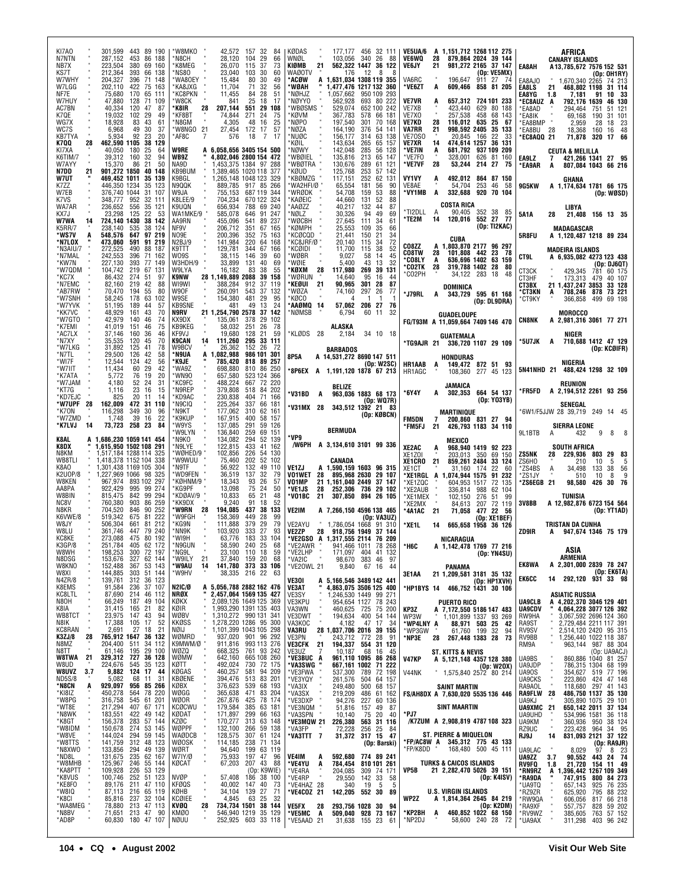KI7AO " 301,599 443 89 190
N7NTN " 287,152 453 86 188
NB7X " 223,504 380 69 160
KS7T " 212,364 393 66 138
W7WHY " 204,327 396 71 148
W7LGG " 202,110 422 75 163
NF7E " 75,680 170 65 111
W7HUY " 47,800 128 71 109
AC7BN " 40,334 120 47 87
K7QE " 19,032 102 29 49
WG7X " 18,928 83 43 61
WC7S " 6,968 49 30 37
KB7TYA " 5,934 92 23 20
K7QQ 28 462,590 1105 38 129
KI7XA " 40,050 180 25 64
K6TIM/7 " 39,312 160 32 94
W7AYY " 15,370 86 21 50
N7DD 21 901,272 1850 40 148
W7UT " 469,452 1011 35 139
K7ZZ " 446,350 1234 35 123
W7EB " 376,740 1044 31 107
K7VS " 348,777 952 32 111
WA7AR " 236,652 556 35 121
KX7J " 23,298 125 22 53
W7WA 14 724,140 1430 38 142
K5RR/7 " 238,140 535 38 124
*WS7V A 548,576 647 97 219
*N7LOX " 473,060 591 91 219
*N3AIU/7 " 272,525 490 88 187
*N7MAL " 242,553 396 71 162
*KW7N " 227,130 393 77 149
*W7QDM " 104,742 219 67 131
*KC7X " 86,432 274 51 97
*N7EMC " 82,160 219 42 88
*AB7RW " 70,470 194 55 80
*W7SNH " 58,245 178 63 102
*W7YWX " 51,195 189 44 57
*KK7VC " 48,929 161 43 70
*W7GTO " 42,979 140 46 74
*K7EMI " 41,019 151 46 75
*AC7LX " 37,146 160 36 46
*N7XY " 35,535 120 45 70
*W7LKG " 31,892 125 41 78
*N7TL " 29,500 126 42 58
*WI7F " 12,544 124 42 56
*W7IIT " 11,434 60 29 42
*K7ATA " 5,772 76 19 20
*W7JAM " 4,180 52 24 31
*KT7G " 1,116 23 16 15
*KD7EJC " 825 20 11 14
*W7UPF 28 162,009 472 31 110
*K7ON " 116,298 349 30 96
*W7ZMD " 1,748 39 16 22
*K7LVJ 14 73,723 258 23 84

K8AL A 1,686,230 1059 141 454
K8DX " 1,615,950 1502 108 291
N8KM " 1,517,184 1288 114 325
WB8TLI " 1,418,378 1152 104 338
K8AO " 1,301,438 1169 105 304
K2UOP/8 " 1,227,969 1066 98 325
W8KEN " 967,974 893 102 297
AA8PA " 922,429 995 99 274
W8BIN " 815,475 842 99 294
NC8V " 760,380 903 86 259
N8KR " 704,520 846 90 252
K6VWE/8 " 519,342 675 81 222
W8JY " 506,304 661 81 212
W8LU " 361,746 447 79 240
KC8KE " 273,088 475 80 192
K3GP/8 " 251,784 405 62 172
W8WH " 198,253 300 72 197
N8DSG " 153,676 327 62 144
W8KNO " 152,488 367 53 143
W8XI " 144,885 303 51 144
N4ZR/8 " 139,761 312 36 123
K8EMS " 91,584 236 37 107
KC8LTL " 87,690 214 46 112
N8OH " 66,249 187 49 104
K8IA " 31,415 165 21 82
WB8TCT " 23,975 147 43 94
N8IK " 17,388 105 17 52
KC8RAN " 2,691 27 18 21
K3ZJ/8 28 765,912 1647 36 132
N8MZ " 204,400 511 34 112
N8TT " 61,146 195 29 100
W8TWA 21 329,312 727 36 128
W8UD " 224,676 545 35 123
W8UVZ 3.7 9,882 124 17 44
ND5S/8 " 5,082 68 11 31
*N8CN A 929,097 956 85 266
*KI8IZ " 450,278 564 78 220
*W8PG " 316,758 545 61 201
*WT8E " 217,294 407 67 171
*N8WK " 183,551 422 49 142
*K8GT " 156,378 283 57 144
*W8IDM " 150,678 274 53 145
*W8VE " 144,024 294 59 145
*W8TTS " 141,759 312 48 123
*N8XWO " 133,856 294 49 139
*ND8L " 131,675 235 62 167
*W8MHB " 125,967 246 55 144
*KA8PTT " 109,928 226 53 129
*K8VUS " 100,746 252 51 123
*KE8FO " 89,176 211 47 110
*W8IQ " 87,113 216 65 119
*K8CI " 85,816 237 32 104
*WA8MEG " 78,880 213 47 113
*N8BV " 71,651 213 47 90
*AD8P " 60,830 180 47 107

*W8MKO " 42,572 157 32 84
*N8CH " 28,120 104 29 66
*K8MEG " 26,070 115 37 73
*NS8O " 23,040 103 30 60
*WA8OEY " 15,484 80 30 49
*KA8JXG " 11,704 71 32 56
*KC8PKN " 11,455 84 28 51
*W8CK " 841 25 18 17
*K8IR 28 207,144 551 29 108
*KF8BT " 74,844 271 24 75
*N8GM " 4,305 48 16 25
*W8NGO 21 27,454 172 17 57
*AF8C 7 576 18 7 17

W9RE A 6,058,656 3405 154 500
WB9Z " 4,802,046 2800 154 472
NA9D " 1,453,375 1384 97 288
KB9BUM " 1,389,465 1020 118 377
K9BGL " 1,265,148 1048 123 329
N9QQK " 889,785 917 85 266
W9JA " 755,153 687 119 344
K8LEE/9 " 704,234 670 122 324
K9UQN " 656,934 788 69 240
WA1MKE/9 " 585,078 646 91 247
AA9RN " 455,096 541 89 237
NF9V " 206,712 351 67 165
NO9E " 200,396 352 75 163
N2BJ/9 " 141,984 220 64 168
K9TTT " 129,781 344 67 166
WD9S " 38,115 146 39 66
W3HDH/9 " 33,899 131 40 69
W9LYA " 16,182 83 38 55
K9NW 28 1,149,889 2088 39 158
WI9WI " 388,284 912 37 119
W9OF " 260,091 543 37 132
W9WE " 154,380 481 29 95
KB9SNE " 481 49 13 24
N9RV 21 1,254,790 2578 37 142
KX9DX " 135,061 378 29 102
KB9KEG " 58,032 251 26 78
KF9VJ " 19,680 128 21 59
K9CAN 14 111,260 295 33 111
W9BCV " 26,362 152 26 72
*N9UA A 1,082,988 986 101 301
*K9JE " 785,420 818 89 257
*WA9Z " 698,880 810 86 250
*WN9O " 657,580 523 124 366
*KC9FC " 488,224 667 72 220
*N9REP " 379,808 518 84 202
*KD9AC " 230,838 404 71 166
*N9CIQ " 225,264 337 66 181
*N9KT " 177,062 310 62 161
*K9KUP " 167,915 400 58 157
*W9YS " 137,085 291 59 126
*W9LYN " 136,840 259 69 151
*N9KO " 134,082 294 52 139
*N9LYE " 122,815 433 41 162
*WØHED/9 " 102,856 226 54 130
*W9WUU " 75,460 202 52 102
*N9TF " 56,922 132 49 110
*WD9FEN " 36,519 137 32 79
*KØHNM/9 " 18,343 93 26 57
*KG9PF " 13,098 75 24 50
*KDØAV/9 " 10,833 65 21 48
*KK9DX " 9,240 91 18 52
*W9RN 28 194,085 437 38 133
*W9FGH " 158,369 449 28 99
*KG9N " 111,888 379 29 79
*NN9K " 103,920 333 27 93
*WI9H " 63,776 183 33 104
*N9GUN " 58,590 240 25 68
*NG9L " 23,100 110 18 59
*W9ILY 21 37,840 159 20 68
*W9AU 14 141,780 373 33 106
*W9HV " 38,335 216 22 63

N2IC/Ø A 5,056,788 2882 162 476
NRØX " 2,457,064 1569 135 427
KØKX " 2,089,126 1649 125 369
KØIR " 1,993,290 1391 135 403
WØBV " 1,310,272 990 131 341
KKØSS " 1,278,220 1286 95 300
NØIJ " 1,101,399 1043 105 298
WØMRD " 937,020 901 96 292
K9MWM/Ø " 911,816 993 113 276
WØZQ " 668,325 761 93 242
WØMW " 642,160 665 108 260
KØTT " 492,024 730 72 175
KØGAS " 460,257 581 94 209
KBØENE " 394,476 513 83 201
KØBX " 376,623 539 68 193
WØGG " 365,638 471 83 204
WØOR " 267,876 425 78 174
KCØCWU " 179,584 385 63 181
KØDAT " 171,897 299 66 163
KZØC " 170,277 313 63 148
WØPPF " 132,100 266 59 138
WAØDCB " 128,575 307 61 124
WØOSK " 114,185 238 71 134
WØRT " 94,640 199 63 119
W7IY/Ø " 75,933 197 47 96
KØCAT " 67,203 207 43 88
(Op: K9WIE)
NVØP " 57,408 186 38 100
KFØQS " 40,002 147 40 73
KØHB " 34,104 139 27 71
KCØIEE " 4,845 63 25 32
KVØQ 28 734,734 1501 38 144
KMØO " 546,940 1219 35 129
NØUU " 252,925 603 33 118

KØDAS " 177,177 456 32 111
WNØL " 103,056 340 26 88
KIØMB 21 562,322 1447 36 122
WAØOTV " 176 12 8 8
*ACØW A 1,631,034 1308 119 355
*WØAH " 1,477,476 1217 132 360
*NØHJZ " 1,057,662 950 109 293
*NØYYO " 962,928 693 80 222
*WBØSMS " 529,074 652 100 242
*KØVM " 367,783 578 66 181
*NØPO " 197,540 301 70 168
*NØZA " 164,190 376 54 141
*NUØC " 156,177 314 63 138
*KØIL " 143,634 265 65 157
*NØWY " 142,048 285 56 128
*WBØIEL " 135,816 213 65 147
*WBØTRA " 130,676 289 61 121
*KØUD " 125,768 253 57 142
*KBØMZG " 117,151 252 62 131
*WA2HFI/Ø " 65,554 181 56 90
*WRØDK " 54,708 159 53 88
*KAØEIC " 44,660 131 52 88
*AAØZZ " 40,217 132 44 87
*NØLZ " 30,326 94 49 69
*WØCBH " 27,645 111 34 61
*KØMPH " 25,553 109 35 66
*KCØCQD " 21,441 150 21 34
*KC8JRF/Ø " 20,140 115 34 72
*KCØIDI " 11,700 115 38 52
*WØBR " 9,027 58 14 45
*WØIE " 5,400 43 13 32
*KØXM 28 117,980 269 39 131
*WØRUN " 14,640 95 16 44
*KEØUI 21 90,965 301 28 87
*WØZA " 74,160 297 26 77
*KØCO " 4 1 1 1
*AAØMQ 14 57,062 206 27 76
*NØMSB " 6,794 60 11 32

ALASKA

*KLØDS 28 2,184 34 10 18

BARBADOS

8P5A A 14,531,272 8690 147 511
(Op: W2SC)
*8P6EX A 1,191,120 1878 67 213

BELIZE

*V31BD A 963,036 1883 68 173
(Op: WQ7R)
*V31MX 28 343,512 1392 21 83
(Op: KØBCN)

BERMUDA

*VP9/W6PH A 3,134,610 3101 99 336

CANADA

VE1ZJ A 1,590,159 1603 96 315
VO1WET 28 895,968 2630 29 107
VO1MP 21 1,161,040 2449 37 147
*VE1JS 28 252,306 736 29 102
*VO1BC 21 307,850 894 26 105

VE2IM A 7,266,150 4596 138 465
(Op: VA3UZ)
VE2AYU " 1,786,054 1668 91 310
VE2ZP 28 918,756 1949 37 144
*VE2GSO A 1,317,555 2114 76 209
*VE2AWR " 941,466 1011 78 268
*VE2LHP " 171,097 404 41 132
*VA2IC " 98,670 383 46 97
*VE2OWL 21 9,840 67 16 44

VE3OI A 5,166,546 3489 142 441
VE3AT " 4,863,075 3506 125 400
VE3SY " 1,246,530 1449 99 271
VE3KPU " 954,654 1127 78 243
VA3WN " 460,625 725 75 200
VE3DWT " 194,634 400 54 144
VA3KOC " 4,182 47 17 34
VA3RU 28 1,037,706 2016 39 155
VE3PN " 243,712 772 28 91
VE3CFK 21 194,337 554 31 120
VE3UZ 7 10,187 68 16 45
*VE3BUC A 961,110 1095 86 268
*VA3SWG " 667,161 1002 71 222
*VE3FWA " 537,300 789 72 198
*VE3YQY " 261,576 504 64 157
*VA3IX " 249,480 500 68 157
*VA3SX " 219,209 486 61 162
*VE3DXP " 94,276 227 60 136
*VE3NQM " 51,816 157 49 87
*VA3SPN " 10,140 75 20 40
*VE3MQW 21 226,380 563 31 116
*VA3FP " 72,228 256 25 84
*VA3TTT 7 31,372 317 15 47
(Op: Barski)

VE4IM A 592,680 774 89 241
*VE4YU A 784,454 810 101 261
*VE4RA " 204,085 309 74 171
*VE4RP " 29,550 142 33 58
*VE4HAZ 28 340 19 5 5
*VE4COZ 21 142,205 552 30 89

VE5FX 28 293,756 1028 30 94
*VE5MC A 509,040 928 73 167
*VE5AAD 21 31,638 155 23 61

VE5UA/6 A 1,151,712 1268 112 275
VE6WQ 28 879,864 2024 39 144
VE6JY 21 981,272 2165 37 147
(Op: VE5MX)
VA6RC " 196,647 911 27 74
*VE6ZT A 609,466 858 81 205

VE7VR A 657,312 724 101 233
VE7XB " 423,440 629 80 188
VE7XO " 257,538 458 68 143
VE7KD 28 116,012 635 25 67
VA7RR 21 998,592 2405 35 133
VE7OSO " 20,845 166 22 33
VE7XR 14 474,614 1257 36 131
*VE7IN A 681,792 937 109 209
*VE7FO " 328,001 626 81 160
*VE7VF 28 53,244 214 27 75

VY1VY A 492,012 864 87 150
VE8AE " 54,704 253 46 58
*VY1MB A 332,688 920 70 104

COSTA RICA

*TI2DLL A 90,405 352 38 85
*TE2M 14 120,016 552 27 77
(Op: TI2KAC)

CUBA

CO8ZZ A 1,803,870 2177 96 297
CO8TW 28 101,808 442 23 78
*CO8LY A 636,696 1402 63 159
*CO2TK 28 319,788 1402 28 80
*CO2PH " 34,122 283 18 48

DOMINICA

*J79RL A 343,729 595 61 168
(Op: DL9DRA)

GUADELOUPE

FG/T93M A 11,059,664 7409 146 470

GUATEMALA

*TG9AJR 21 336,720 1107 29 109

HONDURAS

HR1AAB A 149,472 872 51 93
HR1AGC " 108,360 277 45 123

JAMAICA

*6Y4Y A 302,353 664 54 137
(Op: YO3YB)

MARTINIQUE

FM5DN 7 200,860 831 27 94
*FM5FJ 21 426,793 1183 34 110

MEXICO

XE2AC A 968,940 1419 92 223
XE1ZOI " 203,013 350 69 150
XE1CRO 21 859,261 2484 33 124
XE1CT " 31,160 174 22 60
*XE1RGL A 1,074,944 1575 91 232
*XE1ZQC " 604,953 1517 72 135
*XE2AUB " 336,814 988 62 104
*XE1MEX " 102,150 276 51 99
*XE2MX " 84,613 207 72 119
*4A1AC 21 71,058 477 22 56
(Op: XE1BEF)
*XE1L 14 665,658 1958 36 126

NICARAGUA

*H6C A 1,142,478 1769 77 216
(Op: YN4SU)

PANAMA

3E1AA 21 1,209,581 3181 35 132
(Op: HP1XVH)
*HP1BYS 14 466,752 1431 30 106

PUERTO RICO

KP3Z A 7,172,550 5186 147 483
WP3W " 1,101,899 1337 93 269
*WP4LNY A 88,971 503 25 42
*WP3GW " 61,760 199 32 94
*NP3E 28 267,448 1383 28 73

ST. KITTS & NEVIS

V47KP A 5,121,148 4357 128 380
(Op: W2OX)
V44NK " 1,575,840 2572 80 214

SAINT MARTIN

FS/AH8DX A 7,630,020 5535 136 446

SINT MAARTIN

*PJ7/K7ZUM A 2,908,819 4787 108 323

ST. PIERRE & MIQUELON

*FP/AC8W A 345,312 775 43 133
*FP/K8DD " 168,480 500 45 111

TURKS & CAICOS ISLANDS

VP5B 21 2,282,470 5026 39 151
(Op: K4ISV)

U.S. VIRGIN ISLANDS

WP2Z A 1,814,364 2645 84 219
(Op: K2DM)
*KP2BH A 460,852 1022 68 150
*NP2DJ " 58,600 240 28 72

AFRICA

CANARY ISLANDS

EA8AH A 13,785,672 7576 152 531
(Op: OH1RY)
EA8AJO " 1,670,340 2265 74 213
EA8LS 21 468,802 1198 31 114
EA8YG 1.8 7,181 91 10 33
*EC8AUZ A 792,176 1639 46 130
*EA8AD " 294,464 751 51 121
*EA8IK " 69,168 190 31 101
*EA8BMP " 2,959 28 18 23
*EA8BU 28 18,368 160 16 48
*EC8AQQ 21 71,878 320 17 66

CEUTA & MELILLA

EA9LZ 7 421,266 1341 27 95
*EA9AR A 807,084 1043 66 216

GHANA

9G5KW A 1,174,634 1781 66 175
(Op: WØSD)

LIBYA

5A1A 28 21,408 156 13 35

MADAGASCAR

5R8FU A 1,120,487 1218 89 234

MADEIRA ISLANDS

CT9L A 6,935,082 4273 123 438
(Op: DJ6QT)
CT3CK " 429,345 781 60 175
CT3HF " 173,313 479 40 107
CT3BX 21 1,437,247 3853 33 128
*CT3KN A 708,246 878 73 221
*CT9KY " 366,858 499 69 198

MOROCCO

CN8NK A 2,981,316 3061 77 271

NIGER

*5U7JK A 710,688 1412 47 129
(Op: KCØIFR)

NIGERIA

5N41NHD 21 488,424 1298 32 109

REUNION

*FR5FD A 2,194,512 2261 93 256

SENEGAL

*6W1/F5JJW 28 39,719 249 14 45

SIERRA LEONE

9L1BTB A 432 9 8 8

SOUTH AFRICA

ZS5NK 28 229,936 803 29 83
ZS6HO " 210 10 5 5
*ZS4BS A 34,498 133 38 56
*ZS1JY " 510 10 8 9
*ZS6EGB 21 98,580 426 30 76

TUNISIA

3V8BB A 12,982,876 6723 154 564
(Op: YT1AD)

TRISTAN DA CUNHA

ZD9IR A 947,674 1346 75 179

ASIA

ARMENIA

EK8WA A 2,301,000 2839 78 247
(Op: EK6TA)
EK6CC 14 292,120 931 33 98

ASIATIC RUSSIA

UA9CLB A 4,202,370 3046 129 401
UA9CDV " 4,064,228 3077 126 392
RW9HA " 3,067,592 2696 124 360
RA9ST " 2,729,484 2211 117 391
RV9SV " 2,514,120 2420 95 315
RV9BB " 1,256,440 1022 118 387
RM9A " 963,144 987 88 304
(Op: UA9ACJ)
UA9BS " 860,886 1040 81 257
UA9JDP " 786,315 1304 68 199
UA9OS " 354,627 519 77 196
UA9CKS " 223,860 424 47 148
RA9AOL " 118,680 297 41 143
RA9FLW 28 486,750 1137 35 130
UA9KJ " 305,890 1075 29 101
UA9XMC 21 650,142 2011 37 134
UA9UHD " 534,996 1581 36 118
UA9KM " 360,936 950 38 124
RZ9UC " 223,428 964 34 95
RJ9J 14 831,093 2121 37 122
(Op: RA9JR)
UA9LAC " 8,029 97 8 23
UA9ZZ 3.7 90,552 443 24 74
RV9FQ 1.8 21,720 154 11 49
*RN9RZ A 1,396,442 1267 109 349
*RA9DA " 747,915 800 84 273
*UA9TQ " 657,143 925 76 235
*RZ9ZR " 625,920 795 88 232
*RW9QA " 606,056 817 66 218
*RA9XF " 557,757 828 59 202
*RV9WZ " 385,605 763 57 152
*UA9AX " 311,298 403 96 242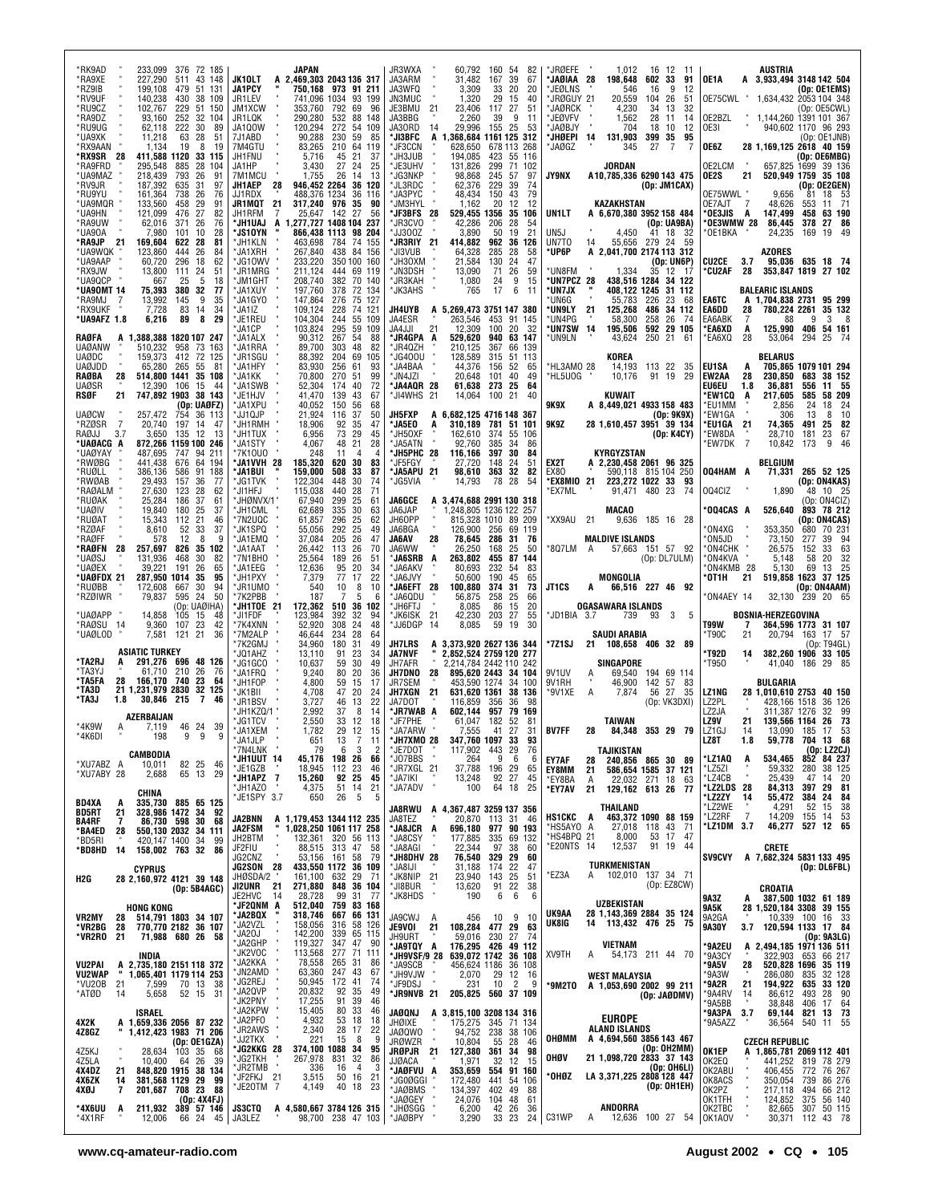*RK9AD " 233,099 376 72 185
*RA9XE " 227,290 511 43 148
*RZ9IB " 199,108 479 51 131
*RV9UF " 140,238 430 38 109
*RU9CZ " 102,767 229 51 150
*RA9DZ " 93,160 252 32 104
*RU9UG " 62,118 222 30 89
*UA9XK " 11,218 63 28 51
*RX9AAN " 1,134 19 8 19
*RX9SR 28 411,588 1120 33 115
*RA9FRD " 295,548 885 28 104
*UA9MAZ " 218,439 793 26 91
*RV9JR " 187,392 635 31 97
*RU9YU " 161,364 738 26 76
*UA9MQR " 133,560 458 29 91
*UA9HN " 121,099 476 27 82
*RA9UW " 62,016 371 26 76
*UA9OA " 7,980 101 10 28
*RA9JP 21 169,604 622 28 81
*UA9WQK " 123,860 444 26 84
*UA9AAP " 60,720 296 18 62
*RX9JW " 13,800 111 24 51
*UA9QCP " 667 25 5 18
*UA9OMT 14 75,393 380 32 77
*RA9MJ 7 13,992 145 9 35
*RX9UKF " 7,728 83 14 34
*UA9AFZ 1.8 6,216 89 8 29

RA0FA A 1,388,388 1820 107 247
UA0ANW " 510,232 958 73 163
UA0DC " 159,373 412 72 125
UA0JDD " 65,280 265 55 81
RA0BA 28 514,800 1441 35 108
UA0SR " 12,390 106 15 44
RS0F 21 747,892 1903 38 143
(Op: UA0FZ)
UA0CW " 257,472 754 36 113
*RZ0SR 7 20,740 197 14 47
RA0JJ 3.7 3,650 135 12 13
*UA0ACG A 872,266 1159 100 246
*UA0YAY " 487,695 747 94 211
*RW0BG " 441,438 676 64 194
*RU0LL " 386,136 586 91 188
*RW0AB " 29,493 157 36 77
*RA0ALM " 27,630 123 28 62
*RU0AK " 25,284 186 37 61
*UA0IV " 19,840 180 25 37
*RU0AT " 15,343 112 21 46
*RZ0AF " 8,610 52 33 37
*RA0FF " 578 12 8 9
*RA0FN 28 257,697 826 35 102
*UA0SJ " 131,936 468 30 82
*UA0EX " 39,221 191 26 65
*UA0FDX 21 287,950 1014 35 95
*RU0BB " 172,608 667 30 94
*RZ0IWR " 79,837 595 24 50
(Op: UA0IHA)
*UA0APP " 14,858 105 15 48
*RA0SU 14 9,360 107 23 42
*UA0LOD " 7,581 121 21 36

**ASIATIC TURKEY**
*TA2RJ A 291,276 696 48 126
*TA3YJ " 61,710 210 26 76
*TA5FA 28 166,170 740 23 64
*TA3D 21 1,231,979 2830 32 125
*TA3J 1.8 30,846 215 7 46

**AZERBAIJAN**
*4K9W A 7,119 46 24 39
*4K6DI " 198 9 9 9

**CAMBODIA**
*XU7ABZ A 10,011 82 25 46
*XU7ABY 28 2,688 65 13 29

**CHINA**
BD4XA A 335,730 885 65 125
BD5RT 21 328,986 1472 34 92
BA4RF 7 86,730 598 30 68
*BA4ED 28 550,130 2032 34 111
*BD5RI " 420,147 1400 34 99
*BD8HD 14 158,002 763 32 86

**CYPRUS**
H2G 28 2,160,972 4121 39 148
(Op: 5B4AGC)

**HONG KONG**
VR2MY 28 514,791 1803 34 107
*VR2BG 28 770,770 2182 36 107
*VR2RO 21 71,988 680 26 58

**INDIA**
VU2PAI A 2,735,180 2151 118 372
VU2WAP " 1,065,401 1179 114 253
*VU2OB 21 7,599 70 13 38
*AT0D 14 5,658 52 15 31

**ISRAEL**
4X2K A 1,659,336 2056 87 232
4Z8GZ " 1,412,423 1983 71 206
(Op: OE1GZA)
4Z5KJ " 28,634 103 35 68
4Z5LA " 10,400 64 26 39
4X4DZ 21 848,820 1915 38 134
4X6ZK 14 381,568 1129 29 99
4X0J 7 201,687 708 23 88
(Op: 4X4FJ)
*4X6UU A 211,932 389 57 156
*4X1RF " 12,006 66 24 45

**JAPAN**
JK1OLT A 2,469,303 2043 136 317
JA1PCY " 750,168 973 91 211
JR1LEV " 741,096 1034 93 199
JM1XCW " 353,760 792 69 96
JR1LQK " 290,280 532 88 148
JA1QOW " 120,294 272 54 109
7J1ABD " 90,288 230 59 85
7M4GTU " 83,265 210 64 119
JH1FNU " 5,716 45 21 37
JA1HP " 3,430 27 24 25
7M1MCU " 1,755 26 14 13
JH1AEP 28 946,452 2264 36 120
JJ1RDX " 488,376 1234 36 116
JR1MQT 21 317,240 976 35 90
JH1RFM 7 25,647 142 27 56
*JH1UAJ A 1,277,727 1408 104 237
*JS1OYN " 866,438 1113 98 204
*JH1KLN " 463,698 784 74 155
*JA1XRH " 267,840 438 84 156
*JG1OWV " 233,220 350 100 160
*JR1MRG " 211,124 444 69 119
*JM1GHT " 208,740 382 70 140
*JA1XUY " 197,760 378 72 134
*JA1GYO " 147,864 276 75 127
*JA1IZ " 109,124 228 74 121
*JE1REU " 104,304 244 55 109
*JA1CP " 103,824 295 59 109
*JA1ALX " 90,312 267 54 88
*JA1RRA " 89,700 303 48 82
*JR1SGU " 88,392 204 69 105
*JA1HFY " 83,930 256 61 93
*JA1KK " 70,800 270 51 99
*JA1SWB " 52,304 174 40 72
*JE1HJV " 41,470 139 43 67
*JA1XPU " 40,052 150 56 68
*JJ1QJP " 21,924 116 37 50
*JH1RMH " 18,906 92 35 47
*JH1TUX " 6,956 73 29 45
*JA1STY " 4,067 48 21 28
*7K1OUO " 248 11 4 4
*JA1VVH 28 185,320 620 30 83
*JA1BUI " 159,000 508 33 87
*JG1TVK " 122,304 448 30 74
*JI1HFJ " 115,038 440 28 71
*JH0NVX/1 " 67,940 299 25 61
*JH1CML " 62,689 335 30 63
*7N2UQC " 61,857 296 25 62
*JK1SPQ " 55,056 292 25 49
*JA1EMQ " 37,084 205 26 47
*JA1AXT " 26,442 113 26 70
*7N1BHO " 25,564 189 26 51
*JA1EEG " 12,636 95 20 34
*JH1PXY " 7,379 77 17 22
*JR1UMO " 540 10 8 10
*7K2PBB " 187 7 5 6
*JH1TOE 21 172,362 510 36 102
*JI1FDF " 123,984 392 32 94
*7K4XNN " 52,920 308 24 48
*7M2ALP " 46,644 234 28 64
*7K2GMJ " 34,960 180 31 49
*JQ1AHZ " 13,110 91 23 34
*JG1GCO " 10,637 59 30 49
*JA1RFQ " 9,240 80 20 36
*JH1FOP " 4,800 59 15 17
*JK1BII " 4,708 47 20 24
*JR1BSV " 3,727 46 13 22
*JH1KZQ/1 " 2,992 37 8 14
*JG1TCV " 2,550 33 12 18
*JA1XEM " 1,782 29 12 15
*JA1JLP " 651 13 7 11
*7N4LNK " 79 6 3 2
*JH1UUT 14 45,176 198 26 66
*JE1GZB " 18,945 112 23 46
*JH1APZ 7 15,260 92 25 45
*JH1AZO " 4,375 51 14 21
*JE1SPY 3.7 650 26 5 5

JA2BNN A 1,179,453 1344 112 235
JA2FSM " 1,028,250 1061 117 258
JH2BTM " 132,361 320 56 113
JF2FIU " 88,515 313 47 58
JG2CNZ " 53,156 161 58 79
JG2SON 28 433,550 1172 36 109
JH0SDA/2 " 161,100 632 29 71
JI2UNR 21 271,880 848 36 104
JE2HVC 14 28,728 99 31 77
*JF2QNM A 512,040 759 83 168
*JA2BQX " 318,746 667 66 131
*JA2VZL " 158,056 316 58 126
*JA2OJ " 142,200 339 65 115
*JA2GHP " 119,327 347 47 90
*JK2VOC " 113,568 277 71 111
*JA2KKA " 78,558 265 31 86
*JN2AMD " 63,360 247 43 67
*JG2REJ " 50,945 172 41 74
*JA2QVP " 20,832 92 35 49
*JK2PNY " 17,255 91 39 46
*JA2KPW " 15,405 80 33 46
*JA2PFO " 4,932 53 18 18
*JR2AWS " 2,340 28 17 22
*JJ2TKX " 221 15 8 9
*JG2KKG 28 374,100 1088 34 95
*JG2TKH " 267,978 831 32 86
*JR2TMB " 336 16 4 3
*JF2FKJ 21 3,515 50 16 21
*JE2OTM 7 4,149 40 18 23

JS3CTQ A 4,580,667 3784 126 315
JA3LEZ " 98,700 238 47 103
JR3WXA " 60,792 160 54 82
JA3ARM " 31,482 167 39 67
JA3WFQ " 3,309 33 20 20
JN3MUC " 1,320 29 15 40
JE3BMU 21 23,406 117 27 51
JA3BBG " 2,260 39 9 11
JA3ORD 14 29,996 155 25 53
*JI3BFC A 1,368,684 1161 125 312
*JF3CCN " 628,650 678 113 268
*JH3JUB " 194,085 423 55 116
*JE3UHV " 131,826 299 71 102
*JG3NKP " 98,868 245 57 97
*JL3RDC " 62,376 229 39 74
*JA3PYC " 48,434 150 43 79
*JM3HYL " 1,162 20 12 12
*JF3BFS 28 529,455 1356 35 106
*JR3CVO " 42,286 206 28 54
*JJ3OOZ " 3,890 50 19 20
*JR3RIY 21 414,882 962 36 126
*JI3VUB " 64,328 285 28 58
*JH3OXM " 21,584 130 24 47
*JN3DSH " 13,090 71 26 59
*JR3KAH " 1,080 24 9 15
*JK3AHS " 765 17 6 11

JH4UYB A 5,269,473 3751 147 380
JA4ESR " 263,546 453 91 145
JA4JJI 21 12,309 100 20 32
*JR4GPA A 529,620 940 63 147
*JR4QZH " 210,125 367 66 139
*JG4OOU " 128,589 315 51 113
*JA4BAA " 44,376 156 52 65
*JN4JZI " 20,648 101 40 49
*JA4AQR 28 61,638 273 25 64
*JI4WHS 21 14,064 100 21 40

JH5FXP A 6,682,125 4716 148 367
*JA5EO A 310,189 781 51 101
*JH5OXF " 162,610 374 55 106
*JA5ATN " 92,760 385 34 86
*JH5PHC 28 116,166 397 30 84
*JF5FGY " 27,720 148 24 51
*JA5APU 21 98,610 363 32 82
*JG5VIA " 14,793 78 28 54

JA6GCE A 3,474,688 2991 130 318
JA6JAP " 1,248,805 1236 122 257
JH6OPP " 815,328 1010 89 209
JA6BGA " 126,900 256 69 119
JA6AV 28 78,645 286 31 76
JA6WW " 26,250 168 25 50
*JA6SRB A 263,802 455 87 144
*JA6AKV " 80,693 232 54 83
*JA6JVY " 50,600 190 45 65
*JA6EFT 28 100,880 374 31 73
*JA6QDU " 56,875 258 25 66
*JH6FTJ " 8,085 86 15 20
*JK6ISK 21 42,230 203 27 55
*JJ6DGP 14 8,085 59 19 30

JH7LRS A 3,373,920 2627 136 344
JA7NVF " 2,852,524 2759 120 277
JH7AFR " 2,214,784 2442 110 242
JH7DNO 28 895,620 2443 34 104
JR7SEM " 453,590 1274 34 100
JH7XGN 21 631,620 1361 38 136
JA7DOT " 116,859 356 36 98
*JR7WAB A 602,144 957 79 169
*JF7PHE " 61,047 182 52 81
*JA7ARW " 7,555 41 27 31
*JH7XMO 28 347,760 1097 33 93
*JE7DOT " 117,902 443 29 76
*JO7BBS " 264 9 6 6
*JR7XGL 21 37,788 196 29 65
*JA7IKI " 13,248 92 27 45
*JA7ADV " 100 64 18 25

JA8RWU A 4,367,487 3259 137 356
JA8TEZ " 20,870 113 31 46
*JA8JCR A 696,180 977 90 193
*JA8CSY " 177,885 335 69 132
*JA8AGI " 22,344 97 38 60
*JH8DHV 28 76,540 329 29 60
*JA8IJI " 31,188 174 22 47
*JK8NIP 21 23,940 143 25 51
*JI8BUR " 13,620 91 22 38
*JK8HDS " 190 6 6 6

JA9CWJ A 456 10 9 10
JE9VOI 21 108,284 477 29 63
JH9URT " 59,016 230 27 74
*JA9TQY A 176,295 426 49 112
*JH9VSF/9 28 639,072 1742 36 108
*JA9SCB " 456,624 1186 36 108
*JH9VJW " 2,070 29 12 16
*JF9DSJ " 231 10 2 9
*JR9NVB 21 205,825 560 37 109

JA0QNJ A 3,815,100 3208 134 316
JH0IXE " 175,275 345 71 134
JA0QWO " 94,752 238 38 106
JR0WZR " 10,804 55 28 46
JR0PJR 21 127,380 361 34 98
JJ0ACA " 1,971 32 12 15
*JA0FVU A 353,659 554 91 160
*JG0GGI " 172,480 441 54 106
*JA0BMS " 134,397 402 49 88
*JA0GEY " 24,076 104 48 61
*JH0SGG " 6,200 42 26 36
*JA0BPY " 3,290 33 23 24
*JR0EFE " 1,012 16 12 11
*JA0IAA 28 198,648 602 33 91
*JE0LNS " 546 16 9 12
*JR0GUY 21 20,559 104 26 51
*JA0RCK " 4,230 34 13 32
*JE0VFV " 1,562 28 11 14
*JA0BJY " 704 18 10 12
*JH0EPI 14 131,903 399 35 95
*JA0GZ " 345 27 7 7

**JORDAN**
JY9NX A 10,785,336 6290 143 475
(Op: JM1CAX)

**KAZAKHSTAN**
UN1LT A 6,670,380 3952 158 484
(Op: UA9BA)
UN5J " 4,450 41 18 32
UN7TO 14 55,656 279 24 59
*UP6P A 2,041,700 2174 113 312
(Op: UN6P)
*UN8FM " 1,334 35 12 17
*UN7PCZ 28 438,516 1284 34 122
*UN7JX " 408,122 1245 31 112
*UN6G " 55,783 226 23 68
*UN9LY 21 125,268 486 34 112
*UN4PG " 58,300 258 26 74
*UN7SW 14 195,506 592 29 105
*UN9LN " 43,624 250 21 61

**KOREA**
*HL3AMO 28 14,193 113 22 35
*HL5UOG " 10,176 91 19 29

**KUWAIT**
9K9X A 8,449,021 4933 158 483
(Op: 9K9X)
9K9Z 28 1,610,457 3951 39 134
(Op: K4CY)

**KYRGYZSTAN**
EX2T A 2,230,458 2061 96 325
EX8O " 590,118 815 104 250
*EX8MIO 21 223,272 1022 33 93
*EX7ML " 91,471 480 23 74

**MACAO**
*XX9AU 21 9,636 185 16 28

**MALDIVE ISLANDS**
*8Q7LM A 57,663 151 57 92
(Op: DL7ULM)

**MONGOLIA**
JT1CS A 66,516 227 46 92

**OGASAWARA ISLANDS**
*JD1BIA 3.7 739 93 3 5

**SAUDI ARABIA**
*7Z1SJ 21 108,658 406 32 89

**SINGAPORE**
9V1UV A 69,540 194 69 114
9V1RH " 46,900 142 57 83
*9V1XE A 7,874 56 27 35
(Op: VK3DXI)

**TAIWAN**
BV7FF 28 84,348 353 29 79

**TAJIKISTAN**
EY7AF 28 240,856 865 30 89
EY8MM 21 586,654 1585 37 121
*EY8BA A 22,032 271 18 63
*EY7AV 21 129,162 613 26 77

**THAILAND**
HS1CKC A 463,372 1090 88 159
*HS5AYO A 27,018 118 43 71
*HS4BPQ 21 8,000 53 17 47
*E20NTS 14 12,537 91 19 44

**TURKMENISTAN**
*EZ3A A 102,010 137 34 71
(Op: EZ8CW)

**UZBEKISTAN**
UK9AA 28 1,143,369 2884 35 124
UK8IG 14 113,432 476 25 76

**VIETNAM**
XV9TH A 54,173 211 44 70

**WEST MALAYSIA**
*9M2TO A 1,053,690 2002 99 211
(Op: JA0DMV)

## EUROPE

**ALAND ISLANDS**
OH0MM A 4,694,560 3856 143 467
(Op: OH2MM)
OH0V 21 1,098,720 2833 37 143
(Op: OH6LI)
*OH0Z A 3,371,225 2808 128 447
(Op: OH1EH)

**ANDORRA**
C31WP A 12,636 100 27 54

**AUSTRIA**
OE1A A 3,933,494 3148 142 504
(Op: OE1EMS)
OE75CWL " 1,634,432 2053 104 348
(Op: OE5CWL)
OE2BZL " 1,144,260 1391 101 367
OE3I " 940,602 1170 96 293
(Op: OE1JNB)
OE6Z 28 1,169,125 2618 40 159
(Op: OE6MBG)
OE2LCM " 657,825 1699 39 136
OE2S 21 520,949 1759 35 108
(Op: OE2GEN)
OE75WWL " 9,656 81 18 53
OE7AJT 7 48,626 553 11 71
*OE3JIS A 147,499 458 63 190
*OE3WMW 28 86,445 378 27 86
*OE1BKA " 24,235 169 19 49

**AZORES**
CU2CE 3.7 95,036 635 18 74
*CU2AF 28 353,847 1819 27 102

**BALEARIC ISLANDS**
EA6TC A 1,704,838 2731 95 299
EA6DD 28 780,224 2261 35 132
EA6ABK 7 88 9 3 8
*EA6XD A 125,990 406 54 161
*EA6XQ 28 53,064 294 25 74

**BELARUS**
EU1SA A 705,865 1079 101 294
EW2AA 28 230,850 683 38 152
EU6EU 1.8 36,881 556 11 55
*EW1CQ A 217,605 585 58 209
*EU1MM " 2,856 24 18 24
*EW1GA " 306 13 8 10
*EU1GA 21 74,365 491 25 82
*EW8DA " 28,710 181 23 67
*EW7DK 7 10,842 173 9 46

**BELGIUM**
OQ4HAM A 71,331 265 52 125
(Op: ON4KAS)
OQ4CIZ " 1,890 48 10 25
(Op: ON4CIZ)
*OQ4CAS A 526,640 893 78 212
(Op: ON4CAS)
*ON4XG " 353,350 680 70 231
*ON5JD " 73,150 277 39 94
*ON4CHK " 26,575 152 33 63
*ON4KVA " 5,148 58 20 32
*ON4KMB 28 5,130 69 13 25
*OT1H 21 519,858 1623 37 125
(Op: ON4AAM)
*ON4AEY 14 32,130 239 20 65

**BOSNIA-HERZEGOVINA**
T99W 7 364,596 1773 31 107
*T90C 21 20,794 163 17 57
(Op: T94GL)
*T92D 14 382,260 1906 33 105
*T950 " 41,040 186 29 85

**BULGARIA**
LZ1NG 28 1,010,610 2753 40 150
LZ2PL " 428,166 1518 36 126
LZ2JA " 311,387 1276 32 99
LZ9V 21 139,566 1164 26 73
LZ1GJ 14 13,090 185 17 53
LZ8T 1.8 59,778 704 13 68
(Op: LZ2CJ)
*LZ1AQ A 534,465 852 84 237
*LZ5ZI " 59,332 280 38 125
*LZ4CB " 25,439 47 14 20
*LZ2LDS 28 84,313 397 29 81
*LZ2ZY 14 55,472 384 24 84
*LZ2WE " 4,291 52 15 38
*LZ2RF 7 14,209 155 14 53
*LZ1DM 3.7 46,277 527 12 65

**CRETE**
SV9CVY A 7,682,324 5831 133 495
(Op: DL6FBL)

**CROATIA**
9A3Z A 387,500 1032 61 189
9A5K 28 1,520,184 3308 39 155
9A2GA " 10,339 100 16 33
9A30Y 3.7 120,594 1133 17 84
(Op: 9A3LG)
*9A2EU A 2,494,185 1971 136 511
*9A3CY " 322,903 653 66 217
*9A5V 28 520,828 1696 35 119
*9A3W " 286,080 835 32 128
*9A2R 21 194,922 635 33 120
*9A4RV 14 86,612 493 28 90
*9A5BB " 38,848 406 17 64
*9A3PA 3.7 69,144 821 13 73
*9A5AZZ " 36,564 540 11 55

**CZECH REPUBLIC**
OK1EP A 1,865,781 2069 112 401
OK2EQ " 441,252 819 78 279
OK2ABU " 406,455 772 76 267
OK8ACS " 350,054 739 86 276
OK2PZ " 217,118 494 66 212
OK1TFH " 124,852 375 56 140
OK2TBC " 82,665 307 50 115
OK1AOV " 30,371 112 43 78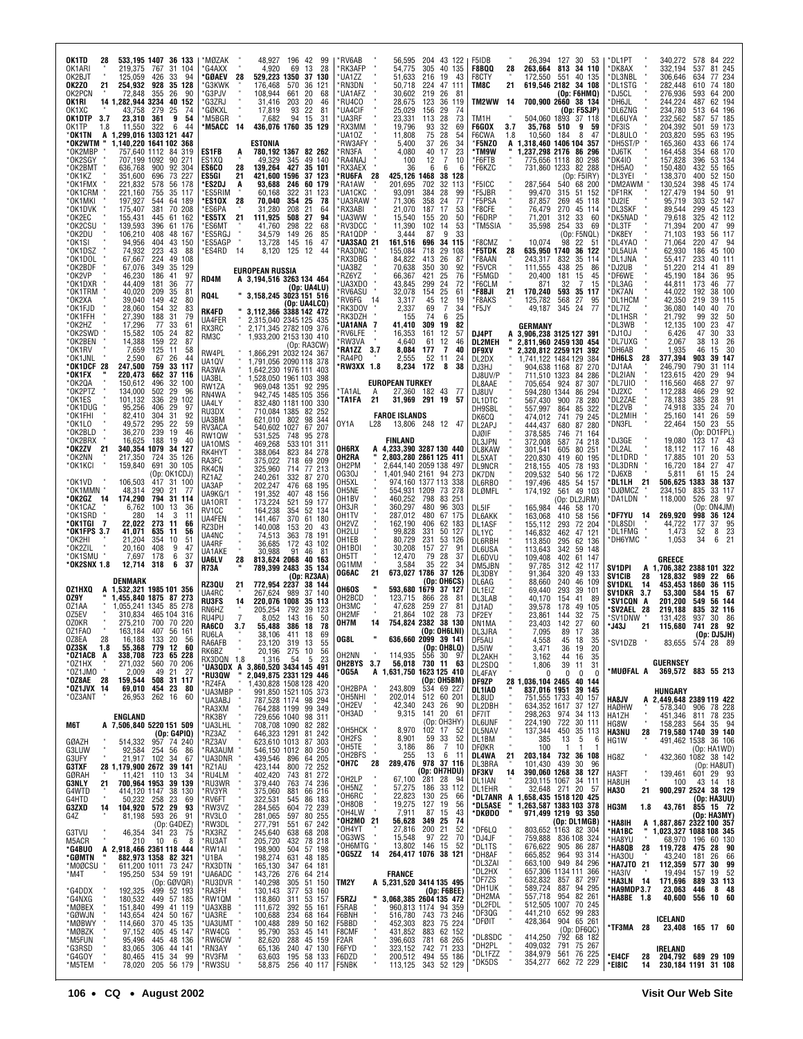OK1TD 28 533,195 1407 36 133
OK1ARI " 219,375 767 31 104
OK2BJT " 125,059 426 33 94
OK2ZO 21 254,932 928 35 128
OK2PCN " 72,848 355 26 90
OK1RI 14 1,282,944 3234 40 152
OK1XC " 43,758 279 25 74
OK1DTP 3.7 23,310 361 9 54
OK1TP 1.8 11,550 322 6 44
*OK1TN A 1,299,016 1303 121 447
*OK2WTM " 1,140,220 1641 102 368
*OK2MBP " 757,640 1112 84 319
*OK2SGY " 707,199 1092 90 271
*OK2BMT " 636,768 900 92 304
*OK1KZ " 351,600 696 73 227
*OK1FMX " 221,832 578 56 178
*OK1CRM " 221,160 755 35 117
*OK1MKI " 197,927 544 64 189
*OK1DVK " 175,407 381 70 208
*OK2EC " 155,431 445 61 162
*OK2CSU " 139,593 396 61 176
*OK2DU " 106,210 408 48 167
*OK1SI " 94,956 404 43 150
*OK1DSZ " 74,932 223 43 88
*OK1DOL " 67,667 224 49 108
*OK2BDF " 67,076 349 35 129
*OK2VP " 46,230 186 41 97
*OK1DXR " 44,409 181 36 77
*OK1TRM " 40,020 209 35 81
*OK2XA " 39,040 149 42 80
*OK1FJD " 28,060 154 32 83
*OK1FFH " 27,390 188 31 79
*OK2HZ " 17,296 77 33 61
*OK2SWD " 15,582 105 24 82
*OK2BEN " 14,388 159 22 87
*OK1RV " 7,659 125 11 58
*OK1JNL " 2,590 67 26 44
*OK1DCF 28 247,500 759 33 117
*OK1FX " 220,473 662 37 116
*OK2QA " 150,612 496 32 100
*OK2PTZ " 134,000 502 29 96
*OK1ES " 101,132 336 29 102
*OK1DUG " 95,256 406 29 97
*OK1FHI " 82,410 304 31 92
*OK1LO " 49,572 295 22 59
*OK2BLD " 36,270 239 19 46
*OK2BRX " 16,625 188 19 40
*OK2ZV 21 340,354 1079 34 127
*OK2NN " 217,350 724 35 126
*OK1KCI " 159,840 691 30 105
(Op: OK1CDJ)
*OK1VD " 106,503 417 31 100
*OK1MMN " 48,314 290 21 77
*OK2GZ 14 174,290 794 31 114
*OK1CAZ " 6,762 100 13 36
*OK1SRD " 280 14 3 11
*OK1TGI 7 22,022 273 11 66
*OK1FPS 3.7 41,071 635 11 56
*OK2HI " 21,204 354 10 51
*OK2ZIL " 20,160 408 9 47
*OK1SMU " 7,697 178 6 37
*OK2SNX 1.8 12,714 318 6 37

**DENMARK**

OZ1HXQ A 1,532,321 1985 101 356
OZ9Y " 1,455,840 1875 87 273
OZ1AA " 1,055,241 1345 85 278
OZ5EV " 310,834 465 104 316
OZ0KR " 275,210 700 70 220
OZ1FAO " 163,184 407 56 161
OZ8EA 28 16,188 133 20 56
OZ5SK 1.8 55,368 779 12 60
*OZ1ACB A 338,708 723 65 228
*OZ1HX " 271,032 560 70 206
*OZ1JMO " 2,009 49 21 27
*OZ8AE 28 159,544 508 31 117
*OZ1JVX 14 69,010 454 23 80
*OZ3ANT " 26,953 262 16 60

**ENGLAND**

M6T A 7,506,840 5220 151 509
(Op: G4PIQ)
G0AZH " 514,332 957 74 240
G3LUW " 92,584 254 56 86
G3UFY " 21,917 102 34 67
G3TXF 28 1,179,900 2672 39 141
G0RAH " 11,421 110 13 34
G3NLY 21 700,964 1953 39 139
G4WTD " 414,120 1147 38 130
G4HTD " 50,232 258 23 69
G3ZXD 14 104,920 572 29 93
G4Z " 81,198 593 26 91
(Op: G4DEZ)
G3TVU " 46,354 341 23 75
M5ACR " 210 10 6 8
*G4BUO A 2,918,466 2361 118 444
*G0MTN " 882,973 1358 82 321
*M0OCSU " 611,200 1011 73 247
*M4T " 195,250 534 59 191
(Op: G0VQR)
*G4DDX " 192,325 499 52 193
*G4NXG " 180,532 449 57 185
*M0BEX " 151,840 499 41 119
*G0WJN " 143,654 424 50 167
*M0BWY " 114,660 370 45 135
*M0BZK " 97,152 405 45 147
*M5FUN " 95,496 445 48 136
*G3RSD " 83,065 306 44 141
*G4GOY " 80,465 415 34 99
*M5TEM " 78,020 205 56 179
*M0ZAK " 48,927 196 42 99
*G4AXX " 4,920 69 13 28
*G0AEV 28 529,223 1350 37 130
*G3KWK " 176,468 570 36 121
*G3PJV " 108,944 661 20 68
*G3ZRJ " 31,416 203 20 46
*G0KXL " 17,819 93 22 81
*M5BGR " 7,682 94 15 31
*M5ACC 14 436,076 1760 35 129

**ESTONIA**

ES1FB A 780,192 1367 82 262
ES1XQ " 49,329 345 49 140
ES6CO 28 139,264 427 35 101
ES5GI 21 421,600 1596 37 123
*ES2DJ A 93,688 246 60 179
*ES5RIM " 60,168 322 31 123
*ES1OX 28 70,040 354 25 78
*ES6PA " 31,280 208 21 64
*ES5TX 21 111,925 508 27 94
*ES6MT " 41,760 298 22 68
*ES5RGJ " 34,579 149 26 85
*ES5AGP " 13,728 145 16 47
*ES4RD 14 8,120 125 12 44

**EUROPEAN RUSSIA**

RD4M A 3,194,516 3263 134 464
(Op: UA4LU)
RQ4L " 3,158,245 3023 151 516
(Op: UA4LCQ)
RK4FD " 3,112,366 3388 142 472
UA4FER " 2,315,040 2345 125 435
RX3RC " 2,171,345 2782 109 376
RM3C " 1,933,200 2153 130 410
(Op: RA3CW)
RW4PL " 1,866,291 2032 124 367
UA1QV " 1,791,056 2090 118 378
RA3WA " 1,642,230 1976 111 403
UA3BL " 1,528,050 1961 103 398
RW1ZA " 969,048 1351 92 295
RN4WA " 942,745 1485 105 356
UA4LY " 832,480 1181 100 330
RU3DX " 710,084 1385 82 252
UA3BM " 621,010 802 98 344
RV3ACA " 540,602 1027 67 207
RW1QW " 531,525 748 95 278
UA1OMS " 469,268 533 101 311
RK4HYT " 388,064 823 84 278
RA3FC " 375,022 718 69 209
RK4CN " 325,960 714 77 213
RZ1AZ " 240,261 332 87 270
UA3AP " 202,247 476 68 195
UA9KG/1 " 191,352 407 48 156
UA1ORT " 173,224 521 59 177
RV1CC " 164,238 354 52 134
UA4FEN " 141,467 370 61 180
RZ3DH " 140,008 153 20 43
UA4NC " 74,513 363 78 191
UA4RF " 36,685 172 43 102
UA1AKE " 30,988 91 46 81
UA6LV 28 813,624 2068 40 163
R73A " 789,399 2483 35 134
(Op: RZ3AA)
RZ3QU 21 772,954 2237 38 144
UA4RC " 267,624 989 37 140
RU3FS 14 220,076 1008 35 113
RN6HZ " 205,254 792 39 123
RU4PU 7 8,052 143 16 50
RA6CO 3.7 55,488 386 18 78
RU6LA " 38,106 411 18 69
RA6AFB " 23,120 319 13 55
RK6BZ " 20,196 275 10 56
RX3DQN 1.8 1,316 54 5 23
*UA3DDX A 3,860,520 3434 145 491
*RU3QW " 2,049,875 2331 129 446
*RZ4FA " 1,430,828 1508 128 420
*UA3MBP " 991,850 1521 105 373
*UA3ABJ " 787,528 1174 98 294
*RA3XM " 764,288 1199 99 349
*RK3BY " 729,656 1040 98 311
*UA3LHL " 708,708 1090 82 282
*RZ3AZ " 646,323 1291 81 242
*RZ3AV " 623,610 1013 87 303
*RA3AUM " 546,150 1012 80 250
*UA3DNR " 439,546 896 64 205
*RZ1AU " 423,144 800 72 252
*RU4LM " 402,420 743 81 272
*RU3WR " 379,440 763 74 236
*RV3YR " 375,060 881 66 216
*RV6FT " 322,531 545 86 183
*RW3VZ " 284,565 604 72 239
*RV3LO " 281,065 597 80 255
*RW3DL " 277,791 551 67 242
*RX3RZ " 245,640 638 68 208
*RU3AT " 205,720 432 78 218
*RW1AI " 198,900 504 57 198
*U1BA " 198,274 631 48 185
*RX3DTN " 165,130 347 64 181
*UA6ADC " 143,726 276 64 214
*RU3DVR " 140,298 305 51 150
*RA3FH " 130,143 377 53 160
*RW1QM " 118,860 311 53 157
*UA3XBB " 111,672 392 55 161
*UA3RE " 100,688 234 68 164
*UA3UMT " 100,488 289 50 162
*RW4CG " 95,790 353 45 141
*RW6CW " 82,620 288 45 159
*RN3AY " 65,136 240 47 130
*RV3FM " 63,603 195 58 133
*RW3SU " 58,875 256 40 117
*RV6AB " 56,595 204 43 122
*RK3AFP " 54,775 305 40 135
*UA1ZZ " 51,633 216 19 43
*RN3DN " 50,718 224 47 125
*UA1AFZ " 30,602 219 26 81
*RU4CO " 28,675 123 36 119
*UA4CIF " 25,029 156 29 74
*UA3RF " 23,331 113 28 73
*RX3MM " 19,796 93 32 69
*UA1OZ " 11,808 75 28 54
*RW3AFY " 5,400 37 26 34
*RN3FA " 4,080 40 17 23
*RA4NAJ " 100 12 7 10
*RX3AEX " 36 6 6 6
*RU6FA 28 425,126 1468 38 128
*RA1AW " 201,695 702 32 113
*UA1CKC " 93,091 384 28 99
*UA3RAW " 71,306 358 24 77
*RX3ABI " 21,070 187 17 53
*UA3WW " 15,540 155 20 50
*RV3DCC " 11,390 102 14 53
*RA1QDP " 3,444 87 9 33
*UA3QAQ 21 161,516 696 34 115
*RA3DNC " 155,084 718 29 108
*RX3DBG " 84,822 413 26 87
*UA3BZ " 70,638 350 30 92
*RZ6YZ " 66,367 421 25 76
*UA3XDO " 43,845 299 24 72
*RV6ASU " 32,078 154 25 61
*RV6FB 14 3,317 45 12 19
*RK3DOV " 2,337 69 7 34
*RK3DZH " 155 74 6 25
*UA1ANA 7 41,410 309 19 82
*RV6LFE " 16,353 161 12 57
*RW3VA " 4,640 61 12 46
*RA1ZZ 3.7 8,084 177 7 40
*RA4PO " 2,555 52 11 24
*RW3XX 1.8 8,234 172 8 38

**EUROPEAN TURKEY**

*TA1AL A 27,360 182 43 77
*TA1FA 21 31,969 291 19 57

**FAROE ISLANDS**

OY1A L28 13,806 248 12 47

**FINLAND**

OH6RX A 4,233,390 3287 130 440
OH2RA " 2,803,280 2861 125 411
OH2PM " 2,644,140 2059 138 497
OG3OJ " 1,401,940 2161 94 273
OH5XL " 974,160 1377 113 338
OH5NE " 554,931 1209 73 278
OH1BV " 460,252 798 83 251
OH3JR " 360,297 480 96 303
OH1TV " 287,012 480 67 175
OH2VZ " 162,190 406 62 183
OH2LU " 99,828 331 50 127
OH1EB " 80,729 231 53 126
OH1BOI " 30,208 157 27 91
OH5TT " 12,470 79 28 37
OG1MM " 3,584 35 22 34
OG6AC 21 673,027 1786 37 126
(Op: OH6CS)
OH6OS " 593,680 1679 37 127
OH2BCD " 123,715 866 28 81
OH3MC " 47,628 259 27 81
OH2MF " 21,864 102 28 73
OH7M 14 754,824 2382 38 130
(Op: OH6LNI)
OG8L " 636,660 2099 39 141
(Op: OH8LQ)
OH2NN " 114,935 556 30 97
OH2BYS 3.7 56,018 730 11 63
*OG5A A 1,631,750 1623 125 410
(Op: OH5BM)
*OH2BPA " 243,809 534 69 227
*OH5NHI " 202,014 512 60 201
*OH2EV " 42,340 243 26 90
*OH3AD " 9,315 141 20 61
(Op: OH3HY)
*OH5HCK " 8,970 102 17 52
*OH2FS " 8,901 59 33 52
*OH5TE " 3,186 86 7 10
*OH2BFS " 255 13 6 11
*OH7C 28 289,476 978 37 116
(Op: OH7HDU)
*OH2LP " 67,100 281 28 94
*OH5NZ " 57,275 186 33 112
*OH6RC " 22,823 130 25 66
*OH8OB " 19,275 127 19 56
*OH4LW " 7,911 87 15 43
*OH2MO 21 56,628 349 25 74
*OH4YT " 27,816 200 21 52
*OG3WS " 15,548 97 22 70
*OH6MTG " 13,802 146 15 52
*OG5ZZ 14 264,417 1076 38 121

**FRANCE**

TM2Y A 5,231,520 3414 135 495
(Op: F6BEE)
F5RZJ " 3,068,385 2604 135 472
F5RAB " 960,813 1174 94 359
F6BNH " 516,780 743 73 246
F5BBD " 452,303 823 75 224
F8CMF " 431,852 883 62 152
F2AR " 396,603 781 68 265
F6FYD " 323,152 742 71 233
F6DZD " 200,512 494 55 186
F5NBK " 113,125 343 52 129
F5IDB " 26,394 127 30 53
F8BQQ 28 263,664 813 34 110
F8CTY " 172,550 551 40 135
TM8C 21 619,546 2182 34 108
(Op: F6HMQ)
TM2WW 14 700,900 2660 38 134
(Op: F5SJP)
TM1H " 504,060 1893 37 118
F6GOX 3.7 35,768 510 9 59
F6CWA 1.8 10,560 184 8 47
*F5NZO A 1,318,460 1406 104 357
*TM9W " 1,237,298 2176 86 296
*F6FTB " 775,656 1118 80 298
*F6KZC " 731,860 1233 82 288
(Op: F5IRY)
*F5ICC " 287,564 540 68 200
*F5JBR " 99,470 315 51 152
*F5PSA " 87,857 269 45 118
*F8CFE " 76,479 270 45 114
*F6DRP " 71,201 312 33 60
*TM5SIA " 35,598 254 33 69
(Op: F5NQL)
*F8CMZ " 10,074 98 22 51
*F5TDK 28 635,950 1740 36 122
*F8AAN " 243,317 832 35 114
*F5VCR " 111,555 438 25 86
*F5MGD " 20,400 181 15 45
*F6CLM " 871 32 7 15
*F8BJI 21 170,240 593 35 117
*F8AKS " 125,782 568 27 95
*F5JY " 49,187 345 24 77

**GERMANY**

DJ4PT A 3,906,238 3125 127 391
DL2MEH " 2,811,960 2459 130 454
DF9XV " 2,320,812 2259 121 392
DL2DX " 1,741,122 1484 129 384
DJ3HJ " 904,638 1168 87 270
DJ8UV/P " 711,510 1323 84 286
DL8AAE " 705,654 924 87 307
DJ8UV " 594,280 1344 86 294
DL1DTC " 567,430 900 78 280
DH9SBL " 557,997 864 85 322
DK6CQ " 474,012 741 79 245
DL2APJ " 444,437 680 87 280
DJ0IF " 378,585 746 71 164
DL3JPN " 372,008 587 74 218
DL8KAW " 301,541 605 80 251
DL5XAT " 220,830 419 60 195
DL9NCR " 218,155 405 78 193
DK7DN " 209,532 540 56 172
DL6RBO " 197,496 485 54 157
DL0MFL " 174,192 561 49 103
(Op: DL2JRM)
DL5IF " 165,984 446 58 170
DL6AKK " 163,068 410 58 156
DL1ASF " 155,112 293 72 204
DL1YC " 146,832 462 47 121
DL6RBH " 113,850 295 62 136
DL6USA " 113,643 342 59 148
DL6DVU " 109,408 402 61 147
DM5JBN " 97,785 312 42 117
DL3DBY " 91,364 320 49 133
DL6AG " 88,660 240 46 109
DL1EIZ " 69,440 293 39 101
DL3LAB " 40,170 154 41 89
DJ1AD " 39,578 178 49 105
DF2EY " 23,861 144 32 75
DN1MA " 23,403 142 27 60
DL3JRA " 7,095 89 17 38
DF5AU " 4,558 45 18 35
DJ5IW " 3,471 36 19 20
DL2AKH " 3,162 44 16 35
DL2SDQ " 1,806 39 11 31
DL4FAY " 0 0 0 0
DF9ZP 28 1,036,104 2465 40 144
DL1IAO " 837,016 1951 39 145
DL8UD " 751,555 1733 40 157
DL2DBH " 634,352 1617 37 127
DF7IT " 298,263 974 34 113
DL6UNF " 224,190 722 30 111
DL5NAV " 137,344 450 35 113
DL1BM " 385 13 5 6
DF0KR " 100 1 1 1
DL4WA 21 203,184 732 36 108
DL3BRA " 101,430 439 30 96
DF3KV 14 390,060 1268 38 127
DL1IAN " 230,115 1067 34 111
DL1EHR " 32,648 271 20 57
*DL7ANR A 1,658,435 1518 120 425
*DL5ASE " 1,263,587 1383 103 378
*DK0DO " 971,499 1219 93 350
(Op: DL1MGB)
*DF6LQ " 803,652 1163 82 304
*DJ4JF " 759,888 836 108 324
*DL1TS " 676,622 905 86 287
*DH8AF " 665,852 964 93 314
*DL3ZAI " 663,100 949 84 296
*DL2HX " 657,306 1134 111 366
*DF7ZS " 632,832 857 87 297
*DH1UK " 589,724 887 94 295
*DH2MA " 557,718 954 82 261
*DL2FDL " 512,505 1007 70 245
*DF3QG " 441,210 652 99 283
*DF0IT " 428,364 904 65 261
(Op: DF6QC)
*DL8SDC " 414,250 792 68 182
*DH2PL " 409,032 791 75 267
*DL1FZZ " 384,979 561 76 225
*DK5DS " 354,277 662 72 229
*DL1PT " 340,272 578 84 222
*DK8AX " 332,194 537 81 245
*DL3NBL " 306,646 634 77 234
*DL1STG " 282,448 610 74 180
*DJ5CL " 276,936 593 64 200
*DH6JL " 244,224 487 62 194
*DL6ZNG " 234,780 513 64 196
*DL6UYA " 232,562 587 57 185
*DF3IS " 204,392 501 59 173
*DL8ULO " 203,820 595 63 195
*DH5ST/P " 165,360 433 66 174
*DJ6TK " 164,458 354 68 170
*DK4IO " 157,828 396 53 134
*DH5AO " 150,480 432 55 165
*DL3YEI " 138,370 400 52 150
*DM2AWM " 130,524 398 45 174
*DF1RK " 127,479 194 50 91
*DJ2IE " 95,719 303 52 147
*DL3SKF " 89,544 299 45 123
*DK5NAD " 79,618 325 42 112
*DL3TF " 71,394 200 47 99
*DK8EY " 71,103 193 56 117
*DL4YAO " 71,064 220 47 94
*DL5AUA " 62,930 186 45 100
*DL1JNA " 55,417 233 40 111
*DJ2UB " 51,220 214 41 89
*DF6WE " 45,190 184 36 95
*DL3AG " 44,811 173 46 77
*DK7AN " 44,022 192 38 100
*DL1HCM " 42,350 219 39 115
*DL7IZ " 36,080 140 40 70
*DL1HSR " 21,792 99 32 50
*DL3WB " 12,135 100 23 47
*DJ1OJ " 6,426 47 30 33
*DL7UXG " 2,067 38 13 26
*DH6AB " 1,935 46 15 30
*DH6LS 28 377,394 903 39 147
*DJ1AA " 246,790 790 31 114
*DL2IAN " 123,615 420 29 94
*DL7UIO " 116,560 468 27 97
*DJ2XC " 112,288 466 29 92
*DL2ZAE " 78,183 385 28 91
*DL2VB " 74,918 335 24 70
*DL2MIH " 25,160 141 26 59
*DN3FL " 22,464 150 23 55
(Op: DO1FPL)
*DJ3GE " 19,080 123 17 43
*DL2AL " 18,112 117 16 48
*DL1DRD " 17,885 101 20 53
*DL3DRN " 16,720 184 27 47
*DJ6XB " 5,811 61 15 24
*DL1LH 21 506,625 1383 38 137
*DJ0MCZ " 234,150 835 33 117
*DA1LDN " 118,000 526 28 97
(Op: ON4JM)
*DF7YU 14 269,920 998 36 124
*DL8SDI " 44,722 177 37 95
*DL1FMG " 1,473 52 8 23
*DH6YMC " 1,053 34 6 21

**GREECE**

SV1DPI A 1,706,382 2388 101 322
SV1CIB 28 128,832 989 22 66
SV1DKL 14 453,453 1860 36 115
SV1DKR 3.7 53,300 584 15 67
*SV1CQN A 201,200 549 56 144
*SV2AEL 28 219,188 835 32 116
*SV1DNW " 131,428 937 30 86
*J43J 21 115,680 741 28 92
(Op: DJ5JH)
*SV1DZB " 83,655 574 28 89

**GUERNSEY**

*MU0FAL A 369,572 883 55 213

**HUNGARY**

HA8JV A 2,449,648 2389 119 422
HA0HW " 578,340 906 78 228
HA1ZH " 451,346 811 78 235
HG8W " 158,283 564 35 94
HA3NU 28 719,580 1740 39 140
HG1W " 491,462 1538 36 106
(Op: HA1WD)
HG8Z " 432,360 1082 38 142
(Op: HA8UT)
HA3FT " 139,461 601 29 93
HA8UH " 100 43 14 18
HA3O 21 900,297 2524 38 129
(Op: HA3UU)
HG3M 1.8 43,761 855 15 72
(Op: HA3MY)
*HA8IH A 1,887,867 2322 100 357
*HA1BC " 1,023,327 1088 108 345
*HA8YU " 68,970 196 60 130
*HA8QB 28 119,728 475 28 90
*HA3OU " 43,240 181 26 66
*HA7JTO 21 112,359 577 30 99
*HA3IV " 19,494 157 19 52
*HA3LN 14 171,696 889 33 113
*HA9MDP 3.7 23,063 446 8 48
*HA8BE 1.8 40,600 556 10 60

**ICELAND**

*TF3MA 28 23,408 165 17 60

**IRELAND**

*EI4CF 28 204,792 689 29 109
*EI8IC 14 230,184 1191 31 108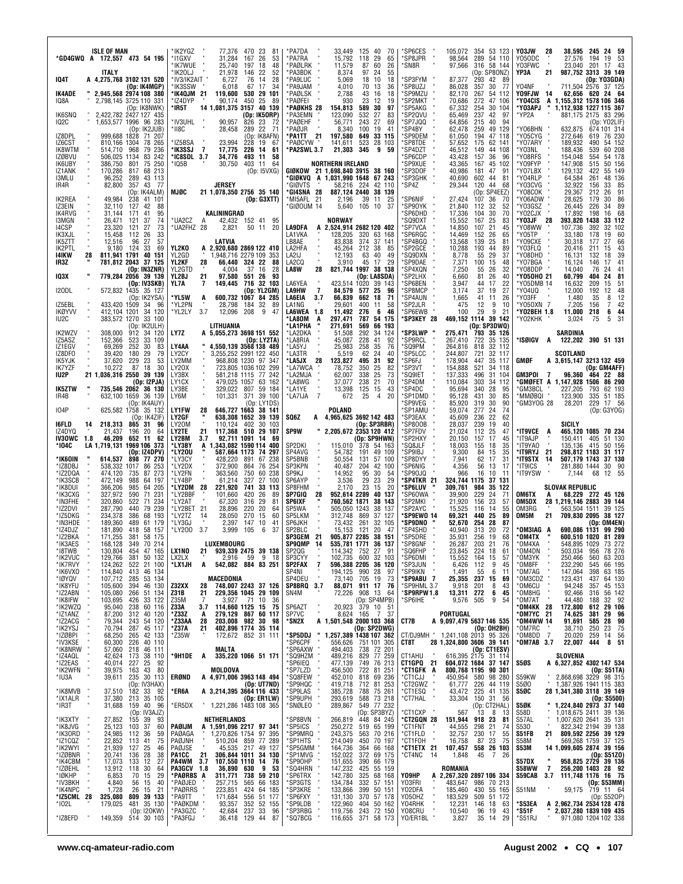### ISLE OF MAN

*GD4GWQ A 172,557 473 54 195

### ITALY

IQ4T A 4,275,768 3102 131 520 (Op: IK4MGP)
IK4ADE " 2,945,568 2974 108 380
IQ8A " 2,798,145 3725 110 331 (Op: IK8NWK)
IK6SNQ " 2,422,782 2427 127 435
IQ2C " 1,653,577 1996 96 283 (Op: IK2JUB)
IZ8DPL " 999,688 1828 71 207
IZ6CST " 810,166 1304 78 265
IK8WTM " 514,710 968 79 236
IZ0BVU " 506,025 1134 83 242
IK6UBY " 386,750 801 75 250
IZ1ANK " 170,286 817 68 213
I3MLU " 96,252 289 43 113
IR4R " 82,800 357 43 77 (Op: IK4ALM)
IK2REA " 49,984 238 41 101
IZ3EIN " 32,110 127 42 88
IK4RVG " 31,144 171 41 95
I3MGN " 26,471 121 37 74
I4CSP " 23,320 121 27 73
IK3XJA " 15,458 112 26 33
IK5ZTT " 12,516 96 27 57
IK2PTL " 9,180 124 33 69
I4IKW 28 811,941 1791 40 151
IR3Z " 781,812 2043 37 125 (Op: IN3ZNR)
IQ3X " 779,284 2056 39 139 (Op: IV3SKB)
I2ODL " 572,832 1435 35 127 (Op: IK2YSA)
IZ5EBL " 433,420 1509 34 96
IK0YVV " 412,104 1201 34 120
IU2C " 383,572 1270 33 100 (Op: IK2ULH)
IK2WZV " 308,000 912 34 120
IZ5ASZ " 152,366 523 33 109
IZ1EGV " 69,269 252 30 83
IZ8DFO " 39,420 180 29 79
IK5YJK " 37,620 229 23 53
IK7YZF " 10,272 87 18 30
IU2P 21 1,036,316 2550 39 139 (Op: I2PJA)
IK5ZTW " 735,546 2062 36 130
IR4B " 632,100 1659 36 139 (Op: IK4AUY)
IO4P " 625,582 1758 35 132 (Op: IK4ZIF)
I6FLD 14 218,313 865 31 96
IZ4DYQ " 21,437 196 20 64
IV3OWC 1.8 46,209 652 11 62
*IO4C LA 1,719,131 1969 106 373 (Op: IZ4DPV)
*IK6OIN " 614,537 898 77 270
*IZ8DBJ " 538,332 1017 86 253
*IZ2DQA " 474,120 735 87 273
*IK3SCB " 472,149 988 64 197
*IK8DUI " 366,206 985 64 205
*IK3CXG " 327,972 590 71 231
*IN3FHE " 320,860 522 71 234
*IZ2DVI " 287,790 440 79 239
*IZ5DKG " 234,378 386 68 193
*IN3HDE " 189,360 489 61 179
*IZ4DJZ " 181,890 418 58 157
*IZ2BKA " 171,255 381 58 175
*IZ3AES " 168,128 349 70 214
*I8TWB " 130,804 454 47 165
*IK2VUC " 129,766 381 50 132
*IK7RVY " 124,162 522 21 100
*IK6VXO " 114,840 413 46 134
*I0YQV " 107,712 285 53 134
*IK8YFU " 105,600 394 46 130
*IZ2ABN " 105,080 266 51 134
*IK8IFW " 103,695 426 33 122
*IK2WZQ " 95,040 238 60 116
*IZ1ANZ " 87,200 312 40 120
*IZ2ACG " 79,344 243 54 120
*IK2YSJ " 70,794 287 45 117
*IZ0BPI " 68,250 265 42 133
*IV3KSE " 60,300 226 40 110
*IK8NRW " 57,060 218 46 111
*IZ4AQL " 42,624 173 38 110
*IZ2EAS " 40,014 227 25 92
*IK2WFN " 39,975 163 43 80
*IU3A " 39,611 235 30 113 (Op: IV3HAX)
*IK8MVB " 37,510 182 33 92
*IX1ALR " 37,380 213 35 105
*IR3T " 31,688 159 40 96 (Op: IV3AJZ)
*IK3XTY " 27,852 155 39 93
*IK8JVG " 25,123 103 37 60
*IK3ORD " 24,985 112 36 59
*IZ1CQZ " 22,852 113 41 75
*IK2WYI " 21,939 127 25 46
*IZ0BNR " 20,741 136 28 38
*IK4CBM " 17,073 133 12 27
*IZ0EHL " 13,912 118 30 64
*I0KHP " 6,853 70 15 29
*IV3BKH " 4,840 56 15 40
*IK4NPC " 1,728 26 15 21
*IZ5CML 28 325,080 809 39 133
*IO2L " 179,025 481 35 130 (Op: I2OKW)
*IZ8EFD " 149,359 514 30 103
*IK2YGZ " 77,376 470 23 81
*I1GXV " 31,284 167 26 53
*IK7WUE " 25,740 197 18 48
*IK2OLJ " 21,978 146 22 52
*IV3/IK2AIT " 6,727 76 14 28
*IK3SSW " 6,018 67 17 34
*IK4QJM 21 119,600 530 29 101
*IZ4DYP " 90,174 450 25 89
*IR5T 14 1,081,375 3157 40 139 (Op: IK5ORP)
*IV3UHL " 90,957 826 23 72
*II8C " 28,458 289 22 71 (Op: IK8AFN)
*IZ5BSA " 23,994 228 19 67
*IK3SSJ 7 17,775 226 14 61
*IC8SDL 3.7 34,776 493 11 58
*IQ5B " 30,750 403 11 64 (Op: I5VXG)

### JERSEY

MJ0C 21 1,078,350 2756 35 140 (Op: G3XTT)

### KALININGRAD

*UA2CZ A 42,432 152 41 95
*UA2FHZ 28 2,821 50 11 20

### LATVIA

YL2KO A 2,920,680 2869 122 410
YL2GD " 1,948,716 2279 109 353
YL2KF 28 66,440 324 22 88
YL2GTD " 4,004 37 16 28
YL2BJ 21 97,580 551 26 93
YL7A 7 149,445 716 32 103 (Op: YL2GM)
*YL5W A 600,732 1067 84 285
*YL2PN " 28,798 184 32 89
*YL2LY 3.7 12,096 208 9 47

### LITHUANIA

LY7Z A 5,055,273 3698 151 552 (Op: LY2TA)
LY4AA " 4,550,139 3568 138 489
LY2CY " 3,255,252 2991 122 450
LY2MM " 968,808 1230 97 347
LY2OX " 723,805 1036 102 299
LY3BX " 581,218 1115 77 242
LY1CX " 479,025 1057 63 162
LY3BE " 329,022 807 59 184
LY6M " 101,331 371 39 100 (Op: LY1DS)
LY1FW 28 646,727 1663 38 141
LY2GF " 638,308 1652 39 139
LY2OM " 110,124 402 30 103
LY2TE 21 117,368 510 29 107
LY2BM 3.7 92,711 1091 14 69
*LY3BY A 1,343,082 1590 114 400
*LY2OU " 587,664 1173 74 297
*LY3CY " 428,220 891 67 238
*LY2DX " 372,900 864 76 254
*LY2FN " 363,560 750 60 238
*LY4BP " 61,214 327 27 100
*LY2DM 28 221,920 741 33 113
*LY2BBF " 101,660 420 26 89
*LY2AT " 67,320 316 29 81
*LY2BET 21 28,896 220 20 64
*LY2TZ 14 28,050 270 15 60
*LY3GJ " 2,397 147 10 41
*LY2OO 3.7 3,999 105 6 37

### LUXEMBOURG

LX1NO 21 939,339 2475 39 138
LX2LX " 2,916 59 9 18
*LX1JH A 542,082 884 83 251

### MACEDONIA

Z32XX 28 748,007 2243 37 126
Z31B 21 229,356 1045 29 109
Z35M 7 3,927 71 10 36
Z33A 3.7 114,660 1125 15 75
*Z33Z A 279,129 867 60 117
*Z33AA 28 203,008 982 30 98
*Z37A 21 402,896 1774 35 114
*Z35W " 172,672 852 31 111

### MALTA

*9H1DE A 335,220 1066 51 171

### MOLDOVA

ER0ND A 4,971,006 3963 148 494 (Op: UT7ND)
*ER6A A 3,214,395 3664 116 433 (Op: ER1LW)
*ER5DX " 1,221,286 1483 108 365

### NETHERLANDS

PA0IJM A 1,591,096 2217 97 341
PA0AGA " 1,270,826 1754 97 395
PA0JNH " 510,204 859 77 289
PA0JSE " 45,535 217 49 127
PA1CC 21 306,844 1011 34 130
PA4WM 3.7 107,550 1110 14 76
PA3GCV 1.8 36,890 630 9 53
*PA0RBS A 311,771 738 59 210
*PA0JED " 257,715 565 66 183
*PA0RRS " 223,851 424 64 185
*PA9TT " 171,684 556 51 177
*PA0KDM " 93,357 352 52 155
*PA3GZC " 42,684 237 33 96
*PA3FGJ " 36,418 129 44 87
*PA7DA " 33,449 125 40 70
*PA7RA " 15,792 118 29 65
*PA0LRK " 11,579 87 60 26
*PA3BDK " 8,374 97 24 55
*PA0LUC " 5,069 18 10 18
*PA9JAM " 4,010 70 13 36
*PA0LSK " 2,788 43 16 18
*PA0FEI " 930 23 12 19
*PA0KHS 28 154,813 589 30 97
*PA3EMN " 123,090 532 27 83
*PA0EHF " 56,771 243 27 70
*PA0JR " 8,340 100 19 41
*PA1TT 21 197,580 649 33 115
*PA0CVW " 141,611 523 28 103
*PA2SWL 3.7 21,303 345 9 59

### NORTHERN IRELAND

GI0KOW 21 1,698,840 3915 38 160
*GI0KVQ A 1,031,990 1648 67 243
*GI0VTS " 58,216 224 42 110
*GI4SNA 28 887,124 2440 38 139
*MI5AFL 21 2,196 39 11 25
*GI0OUM 14 5,640 105 10 37

### NORWAY

LA9DFA A 2,524,914 2682 120 402
LA1VKA " 128,205 320 63 168
LB8AE " 83,838 374 37 141
LA2HFA " 45,264 212 38 85
LA2IJ " 12,193 63 40 49
LA2CQ " 3,910 45 17 29
LA8W 28 821,744 1997 38 138 (Op: LA8SDA)
LA6YEA " 423,514 1020 39 143
LA9HW 7 84,579 577 25 96
LA6EIA 3.7 66,839 662 18 71
LA1NG " 29,601 400 11 58
LA6WEA 1.8 11,492 276 6 46
*LA8OM A 297,471 787 54 175
*LA1PHA " 271,691 569 66 193
*LA2DKA " 51,508 292 34 124
*LA8RIA " 45,087 228 41 92
*LA5YJ " 25,983 258 35 76
*LA3TR " 5,519 62 24 40
*LA5JX 28 123,827 495 31 92
*LA7WCA " 78,752 350 25 82
*LA2MJA " 62,007 338 25 73
*LA8WG " 37,077 238 21 70
*LA1YE " 13,398 125 15 43
*LA7IJA 7 672 25 4 20

### POLAND

SQ6Z A 4,965,625 3692 142 483 (Op: SP3RBR)
SP9W " 2,205,672 2353 120 412 (Op: SP9HWN)
SP2DKI " 115,010 378 54 163
SP4AVG " 54,782 191 49 109
SP5BNB " 50,554 131 57 100
SP3KPN " 40,487 204 42 100
SP9KJ " 14,952 95 30 54
SP6AYP " 3,536 29 23 29
SP8FHM " 2,170 23 15 20
SP7GIQ 28 952,614 2289 40 137
SP6IXF " 760,562 1871 38 143
SP5WA " 505,050 1243 38 137
SP5LKM " 312,748 869 37 127
SP6JKH " 73,432 261 32 105
SP2BLC " 15,153 121 20 47
SP3GEM 21 905,877 2285 38 151
SP9QMP 14 535,781 1771 36 137
SP2QG " 114,342 752 27 91
SP3CYY " 102,735 600 32 103
SP2FAX 7 596,388 2205 36 120
SP4NI " 194,125 990 28 97
SP4DEU " 73,140 705 19 73
SP8BRQ 3.7 88,071 911 17 76
SN4M " 72,226 908 13 64 (Op: SP4MPB)
SP6AZT " 20,923 379 10 51
SP7VC " 8,624 165 7 37
*SN2X A 1,501,548 2000 103 368 (Op: SP2DWG)
*SP5DDJ " 1,257,389 1438 107 362
*SP6CPF " 556,626 751 101 305
*SP6AXW " 494,403 738 72 201
*SQ9HZM " 489,216 829 77 259
*SP6IEQ " 477,139 749 76 213
*SP7LZD " 456,500 722 81 251
*SQ8FEW " 452,010 818 69 236
*SP9HQC " 419,718 712 81 253
*SP9LAS " 385,728 788 75 261
*SP9UPH " 293,619 588 73 218
*SN0LEO " 289,867 549 77 232 (Op: SP3BYZ)
*SP8BVN " 266,819 448 84 245
*SP5ICS " 250,272 519 65 199
*SP9MRQ " 243,375 563 70 216
*SP1HTS " 214,049 450 70 197
*SP5GMM " 164,736 364 66 168
*SP1MVG " 152,022 372 69 175
*SP9OHP " 151,655 390 66 179
*SQ4HRN " 147,232 425 55 159
*SP6TRX " 142,780 325 68 168
*SP3GTS " 134,784 332 57 151
*SP3KRE " 133,866 399 50 151
*SP6FXY " 131,130 370 57 178
*SP9LDB " 122,960 404 50 162
*SP3RBG " 119,756 243 72 150
*SQ7BCG " 116,655 371 58 173
*SP6CES " 105,072 354 53 123
*SP8JPR " 98,564 289 54 110
*SN8R " 97,566 316 58 144 (Op: SP8ONZ)
*SP3FYM " 87,377 293 42 89
*SP8UZJ " 86,028 357 30 77
*SP9MZU " 82,170 267 54 112
*SP2MKT " 70,686 272 47 106
*SP5AKG " 67,332 254 30 104
*SP2QVU " 65,469 237 42 97
*SP7JQQ " 64,856 215 40 94
*SP4BY " 62,478 259 49 129
*SP9DEM " 61,050 194 47 118
*SP8TDE " 57,652 175 62 141
*SP4DZT " 46,512 149 44 108
*SP6CDP " 43,428 157 36 96
*SP8KUE " 43,365 167 45 102
*SP3DOF " 40,986 181 47 91
*SP3GHK " 40,690 602 44 81
*SP4Z " 29,344 120 44 68 (Op: SP4EEZ)
*SP6NIF " 27,424 107 36 70
*SP9OYK " 21,840 112 32 52
*SP6DHD " 17,336 104 30 70
*SQ9DXT " 15,552 167 25 83
*SP7VCA " 14,850 107 21 45
*SP6RGC " 14,469 152 26 65
*SP4BGQ " 13,568 139 25 81
*SP2GCE " 10,288 193 44 89
*SQ9DXN " 8,778 55 29 37
*SP9DAE " 7,371 100 15 48
*SP4XQN " 7,250 55 26 32
*SP2LHX " 6,660 81 26 40
*SP6BEN " 3,947 44 17 22
*SP8MCP " 3,174 37 19 27
*SP4AUN " 1,665 41 11 26
*SP2JLR " 475 12 9 10
*SP6EWB " 100 29 9 21
*SP3KEY 28 469,152 1114 39 142 (Op: SP3DWQ)
*SP3LWP " 275,471 793 35 126
*SP9RCL " 267,410 722 35 135
*SQ9PM " 264,816 818 32 112
*SP5LCC " 244,807 721 32 117
*SP6FJ " 178,904 447 35 117
*SP3VT " 154,888 521 34 118
*SQ9IET " 137,333 496 31 104
*SP4DM " 110,084 303 34 112
*SP4DC " 95,694 340 28 95
*SP1DMD " 95,128 431 30 85
*SP9VEG " 85,920 319 30 90
*SP1AMU " 59,077 277 24 74
*SP3EAX " 45,609 236 22 62
*SP8OOB " 28,037 239 19 40
*SP7FDV " 21,024 112 25 47
*SP2HXY " 20,150 157 17 45
*SQ8JLF " 18,003 155 18 35
*SP9IBJ " 9,300 84 15 35
*SP8DYY " 7,941 62 17 31
*SP6NIG " 4,356 56 13 17
*SP9OJQ " 966 16 10 11
*SP4TKR 21 324,744 1175 37 131
*SP6LUV " 309,761 984 35 122
*SP6OWA " 39,900 229 24 71
*SP2MKI " 21,920 156 23 57
*SP2AYC " 15,525 116 14 55
*SP9EWO 14 69,321 440 25 89
*SP9DNO " 52,670 254 28 87
*SP4SHD " 40,940 313 20 72
*SP5DRE " 35,931 256 19 68
*SP8GNF " 26,287 203 21 76
*SQ6FHP " 23,845 224 18 61
*SP6DMI " 15,552 164 15 57
*SP3JUN " 6,426 112 9 45
*SP9IKN " 1,491 55 6 11
*SP9ABU 7 25,355 237 15 69
*SP9HML 3.7 9,918 201 8 43
*SP9RPW 1.8 13,311 272 6 45
*SP6IHE " 9,576 505 9 54

### PORTUGAL

CT7B A 9,097,479 5637 146 535 (Op: OH2BH)
CT/DJ9MH " 1,241,108 2013 95 326
CT8T 28 1,324,800 3606 39 141 (Op: CT1ESV)
CT1AHU " 616,395 2175 31 114
CT1GPQ 21 604,072 1684 37 147
*CT1GFK A 800,768 1195 90 301
*CT1CJJ " 450,954 580 98 280
*CT2GWZ " 61,772 226 44 119
*CT1ESQ " 43,472 225 41 135
*CT7HAL " 33,304 150 31 56 (Op: CT2HAL)
*CT1CXP " 567 13 8 13
*CT2GQN 28 151,944 918 23 81
*CT1FNT " 44,555 298 21 74
*CT1FLD " 32,757 230 17 55
*CT1FOH " 16,758 87 23 75
*CT1ETX 21 107,457 558 26 103
*CT4NC 14 1,848 45 7 26

### ROMANIA

YO9HP A 2,267,320 2897 106 334
YO3FRI " 483,647 986 70 213
YO2DFA " 185,460 430 55 165
YO5OHZ " 183,529 509 51 172
YO4RHK " 12,231 146 18 63
YO8CRU " 10,540 96 19 43
YO/ER1BL " 3,827 35 14 29
YO3JW 28 38,595 245 24 59
YO5ODC " 27,576 194 19 53
YO3FWC " 23,040 201 17 43
YP3A 21 987,752 3313 39 149 (Op: YO3GDA)
YO4NF " 711,504 2576 37 125
YO9FJW 14 62,656 620 24 64
*YO4CIS A 1,155,312 1578 106 356
*YO3APJ " 1,112,938 1227 115 367
*YP2A " 881,175 2175 83 296 (Op: YO2LIF)
*YO6BHN " 632,875 674 101 314
*YO5CYG " 272,646 619 76 230
*YO7ARY " 189,932 490 54 152
*YO3NL " 188,436 539 60 208
*YO8RFS " 154,048 554 54 178
*YO9FYP " 147,908 515 50 156
*YO7LBX " 129,132 422 55 149
*YO4RLP " 64,584 261 48 136
*YO3CVG " 32,922 156 33 85
*YO8COK " 29,367 212 26 91
*YO6ADW " 28,625 179 30 86
*YO3GSZ " 26,445 226 34 89
*YO2CJX " 17,892 198 16 68
*YO3JF 28 393,820 1438 33 112
*YO8WW " 107,736 392 32 102
*YO5TP " 33,180 178 19 60
*YO9CXE " 30,318 177 27 66
*YO3FLQ " 20,416 211 15 43
*YO8DHD " 16,131 132 18 39
*YO7BGA " 16,124 146 17 41
*YO8DDP " 14,040 76 24 41
*YO5OHO 21 60,799 404 24 81
*YO5DMB 14 16,632 209 15 51
*YO4UQ " 12,000 192 12 48
*YO3FF " 1,480 35 8 12
*YO5OXN 7 7,205 156 7 42
*YO2BEH 1.8 11,000 218 6 44
*YO2KHK " 3,024 75 5 31

### SARDINIA

*IS0IGV A 122,202 390 51 131

### SCOTLAND

GM0F A 3,615,147 3213 132 459 (Op: GM4AFF)
GM3POI 7 96,360 464 22 88
*GM0FET A 1,147,928 1506 86 290
*GM3BCL " 227,205 793 62 193
*MM0BQI " 123,900 335 51 185
*GM3YOG 28 28,201 229 17 56 (Op: G3YOG)

### SICILY

*IT9VCE A 465,120 1085 70 234
*IT9AJP " 150,411 405 51 130
*IT9YAO " 135,136 415 50 156
*IT9RYJ 21 298,812 1183 31 117
*IT9STX 14 507,179 1743 37 130
*IT9ICS " 281,880 1444 30 90
*IT9YSW " 7,144 68 12 55

### SLOVAK REPUBLIC

OM6TX A 68,229 272 45 126
OM5DX 28 1,219,146 2883 39 144
OM3RG " 563,504 1511 39 125
OM5M 21 709,830 2095 38 127 (Op: OM4EN)
*OM3IAG A 690,086 1131 99 290
*OM4TX " 600,510 1020 81 289
*OM4XA " 548,895 1029 73 272
*OM4DN " 503,034 956 78 276
*OM3YK " 250,466 560 63 203
*OM8FF " 232,290 545 66 195
*OM7AG " 147,064 398 63 185
*OM3CDZ " 123,431 437 64 130
*OM6CU " 94,248 357 45 153
*OM8HG " 92,466 316 56 142
*OM7AT " 44,480 188 32 92
*OM4KK 28 172,800 612 29 106
*OM7YC 21 74,625 381 29 96
*OM4WW 14 91,691 585 28 90
*OM7RC " 38,710 250 23 75
*OM8DD 7 20,020 259 14 56
*OM7AB 3.7 22,007 444 8 51

### SLOVENIA

S50S A 6,327,852 4302 147 534 (Op: S51TA)
S59KW " 2,868,698 3229 98 315
S50O " 1,387,926 1941 115 383
S50C 28 1,341,380 3118 39 149 (Op: S5500)
S50K " 1,224,840 2973 37 140
S58D " 1,018,675 2411 39 136
S57AL " 1,007,620 2641 35 131
S53O " 822,342 2194 39 138
S51FB 21 809,592 2256 39 129
S58M " 569,268 1759 37 125
S53M 14 1,099,605 2874 39 156 (Op: S51ZO)
S57DX " 958,825 2729 39 136
S58WW 7 256,200 1403 28 92
S59CAB 3.7 111,748 1176 16 75 (Op: S53MM)
S51NM " 59,175 719 11 64 (Op: S520P)
*S53EA A 2,962,734 2534 128 478
*S51F " 2,037,280 1839 109 435
*S51RJ " 971,080 1204 102 338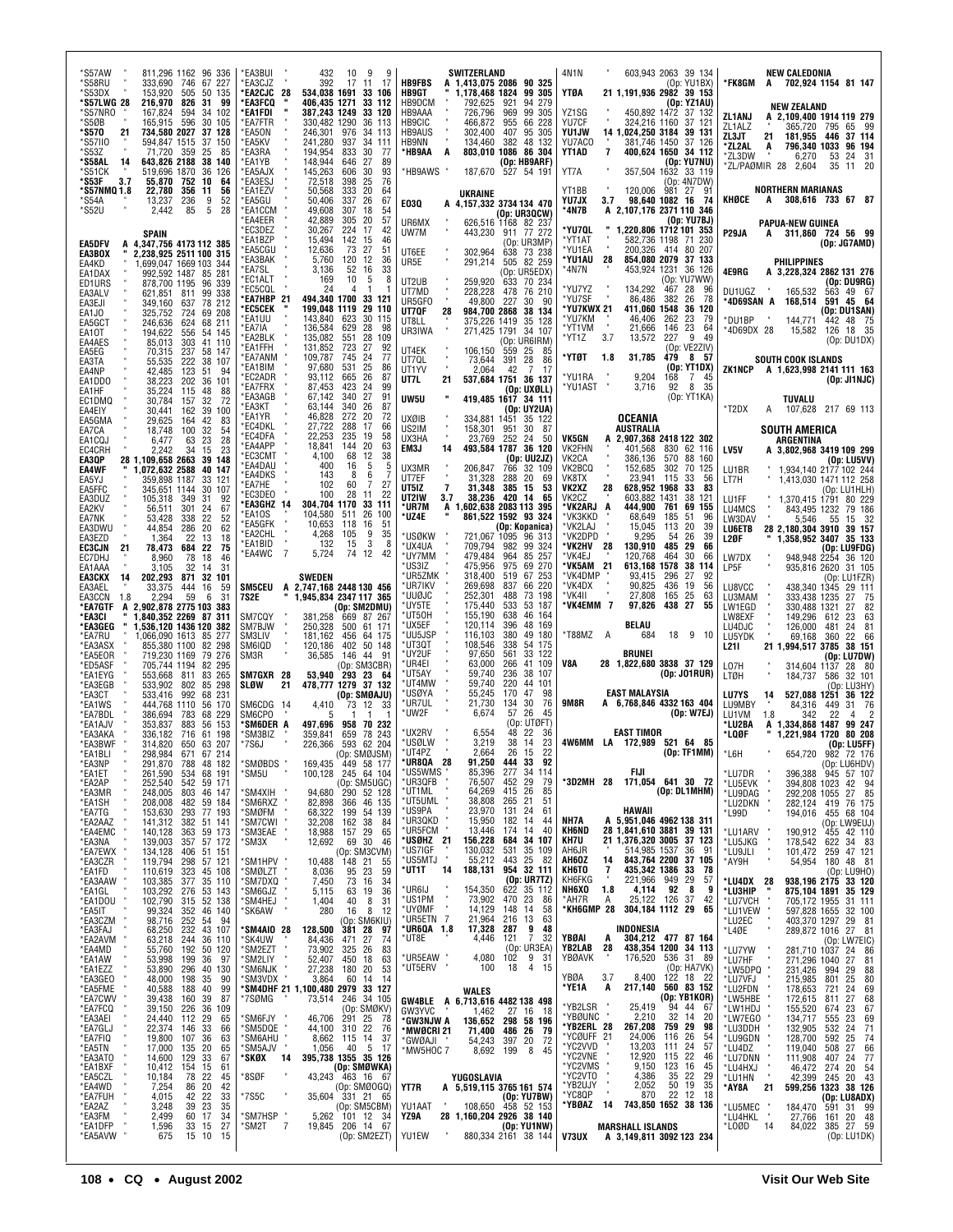*S57AW " 811,296 1162 96 336
*S58RU " 333,690 746 67 227
*S53DX " 153,920 505 50 135
*S57LWG 28 216,970 826 31 99
*S57NRO " 167,824 594 34 102
*S5ØB " 165,915 596 30 105
*S570 21 734,580 2027 37 128
*S57IIO " 594,847 1515 37 150
*S53Z " 71,720 359 25 85
*S58AL 14 643,826 2188 38 140
*S51CK " 519,696 1870 36 126
*S53F 3.7 55,870 752 10 64
*S57NMQ 1.8 22,780 356 11 56
*S54A " 13,237 236 9 52
*S52U " 2,442 85 5 28

## SPAIN

EA5DFV A 4,347,756 4173 112 385
EA3BOX " 2,238,925 2511 100 315
EA4KD " 1,699,047 1669 103 344
EA1DAX " 992,592 1487 85 281
ED1URS " 878,700 1195 96 339
EA3ALV " 621,851 811 99 338
EA3EJI " 349,160 637 78 212
EA1JO " 325,752 724 69 208
EA5GCT " 246,636 624 68 211
EA1OT " 194,622 556 54 145
EA4AES " 85,013 303 41 110
EA5EG " 70,315 237 58 147
EA3TA " 55,535 222 38 107
EA4NP " 42,485 123 51 94
EA1DDO " 38,223 202 36 101
EA1HF " 35,224 115 48 88
EC1DMQ " 30,784 157 32 72
EA4EIY " 30,441 162 39 100
EA5GMA " 29,625 164 42 83
EA7CA " 18,748 100 32 54
EA1CQJ " 6,477 63 23 28
EC4CRH " 2,242 34 15 23
EA3OP 28 1,109,658 2663 39 148
EA4WF " 1,072,632 2588 40 147
EA5YJ " 359,898 1187 33 121
EA5FFC " 345,651 1144 30 107
EA3DUZ " 105,318 349 31 92
EA2KV " 56,511 301 24 67
EA7NK " 53,428 338 22 52
EA3DWU " 44,854 286 20 62
EA3EZD " 1,364 22 13 18
EC3CJN 21 78,473 684 22 75
EC7DHJ " 8,960 78 18 46
EA1AAA " 3,105 32 14 31
EA3CKX 14 202,293 871 32 101
EA3AEL " 33,375 444 16 59
EA3CON 1.8 2,294 59 6 31
*EA7GTF A 2,902,878 2775 103 383
*EA3CI " 1,840,352 2269 87 311
*EA3GEG " 1,536,120 1436 120 382
*EA7RU " 1,066,090 1613 85 277
*EA3ASX " 855,380 1100 82 298
*EA5EOR " 719,230 1169 79 276
*ED5ASF " 705,744 1194 82 295
*EA1EYG " 553,668 811 83 265
*EA3EGB " 533,902 802 85 298
*EA3CT " 533,416 992 68 231
*EA1WS " 444,768 1110 56 170
*EA7BDL " 386,694 783 68 229
*EA1AJV " 353,837 883 56 153
*EA3AKA " 336,182 716 61 198
*EA3BWF " 314,820 650 63 207
*EA1BLI " 298,984 671 67 214
*EA3NP " 291,870 788 48 182
*EA1ET " 261,590 534 68 191
*EA2AP " 252,540 542 59 171
*EA3MR " 248,005 803 46 147
*EA1SH " 208,008 482 59 184
*EA7TG " 153,630 293 77 193
*EA2AAZ " 141,312 382 51 141
*EA4EMC " 140,128 363 59 173
*EA3NA " 139,003 357 57 172
*EA7EWX " 134,128 406 51 151
*EA3CZR " 119,794 298 57 121
*EA1FD " 110,619 323 45 108
*EA3AAW " 103,385 377 35 110
*EA1GL " 103,292 276 53 143
*EA1DOU " 102,790 315 52 138
*EA5IT " 99,324 352 46 140
*EA3CZM " 98,776 252 54 94
*EA3FAJ " 68,250 232 43 107
*EA2AVM " 63,218 244 36 110
*EA4MD " 55,760 192 50 120
*EA1AW " 53,998 199 36 97
*EA1EZZ " 53,890 296 40 130
*EA3GEO " 48,000 198 35 90
*EA5FME " 40,588 188 40 99
*EA7CWV " 39,438 160 39 87
*EA7FCQ " 39,150 226 36 109
*EA3AEI " 24,440 112 29 65
*EA7GLJ " 22,374 146 33 66
*EA7FIQ " 19,800 107 36 63
*EA5TN " 17,000 135 20 65
*EA3ATO " 14,600 129 33 67
*EA1BXF " 10,412 154 15 61
*EA5CZL " 10,184 78 22 45
*EA4WD " 7,254 86 20 42
*EA7FUH " 4,015 42 22 33
*EA2AZ " 3,248 39 23 35
*EA3FM " 2,499 60 17 34
*EA1DFP " 1,596 33 15 27
*EA5AVW " 675 15 10 15
*EA3BUI " 432 10 9 9
*EA3CJZ " 392 17 11 17
*EA2CJC 28 534,038 1691 33 106
*EA3FCQ " 406,435 1271 33 112
*EA1FDI " 387,243 1249 33 120
*EA7FTR " 330,482 1290 36 113
*EA5ON " 246,301 976 34 113
*EA5KV " 241,280 937 34 111
*EA3RA " 194,954 833 30 77
*EA1YB " 148,944 646 27 89
*EA5AJX " 145,263 606 30 93
*EA3ESJ " 72,518 398 25 76
*EA1EZV " 50,568 333 20 64
*EA5GU " 50,406 337 26 67
*EA1CCM " 49,608 307 18 54
*EA4EER " 42,889 305 20 57
*EC3DEZ " 30,267 224 17 42
*EA1BZP " 15,494 142 15 46
*EA5CGU " 12,636 73 27 51
*EA3BAK " 5,760 120 12 36
*EA7SL " 3,136 52 16 33
*EC1ALT " 169 10 5 8
*EC5CQL " 24 4 1 1
*EA7HBP 21 494,340 1700 33 121
*EC5CEK " 199,044 1119 29 110
*EA1UU " 143,840 623 30 115
*EA7IA " 136,584 629 28 98
*EA2BLK " 135,082 551 28 109
*EA1FFH " 131,852 723 27 92
*EA7ANM " 109,787 745 24 77
*EA1BIM " 97,680 531 25 86
*EC2ADR " 93,112 665 26 87
*EA7FRX " 87,453 423 24 99
*EA3AGB " 67,142 340 27 91
*EA3KT " 63,144 340 26 87
*EA1YR " 46,828 272 20 72
*EC4DKL " 27,722 288 17 66
*EC4DFA " 22,253 235 19 58
*EA4APP " 18,841 144 20 63
*EC3CMT " 4,100 68 12 38
*EA4DAU " 400 16 5 5
*EA4DKS " 143 8 6 7
*EA7HE " 102 60 7 27
*EC3DEO " 100 28 11 22
*EA3GHZ 14 304,704 1170 33 111
*EA1OS " 104,580 511 26 100
*EA5GFK " 10,653 118 16 51
*EA2CHL " 4,268 105 9 35
*EA1BID " 132 15 3 8
*EA4WC 7 5,724 74 12 42

## SWEDEN

SM5CEU A 2,747,168 2448 130 456
7S2E " 1,945,834 2347 117 365
(Op: SM2DMU)
SM7CQY " 381,258 669 87 267
SM7BJW " 250,328 500 61 171
SM3LIV " 181,162 456 64 175
SM6IQD " 120,186 402 50 148
SM3R " 36,585 146 44 91
(Op: SM3CBR)
SM7GXR 28 53,940 293 23 64
SLØW 21 478,777 1279 37 132
(Op: SMØAJU)
SM6CDG 14 4,410 73 12 33
SM6CPO " 5 1 1 1
*SM6DER A 497,696 958 70 232
*SM3BIZ " 359,841 659 78 243
*7S6J " 226,366 593 62 204
(Op: SMØJSM)
*SMØBDS " 169,435 449 58 177
*SM5U " 100,128 245 64 104
(Op: SM5UGC)
*SM4XIH " 94,680 290 52 128
*SM6RXZ " 82,898 366 46 135
*SMØFM " 68,322 199 54 139
*SM7CWI " 32,208 162 38 84
*SM3EAE " 18,988 157 29 65
*SM3X " 12,692 69 30 46
(Op: SM3CVM)
*SM1HPV " 10,488 148 21 55
*SMØLZT " 8,036 95 23 59
*SM7DXQ " 7,450 73 16 34
*SM6GJZ " 5,115 63 19 36
*SM4HEJ " 1,404 40 8 31
*SK6AW " 280 16 8 12
(Op: SM6KIU)
*SMØAIO 28 128,500 381 28 97
*SK4UW " 84,436 471 27 74
*SM2EZT " 73,902 325 26 83
*SM2LIY " 52,407 450 18 63
*SM6NJK " 27,238 180 20 53
*SM3VDX " 3,864 60 14 14
*SM4DHF 21 1,100,480 2979 33 127
*7SØMG " 73,514 246 34 105
(Op: SMØKV)
*SM6FJY " 46,706 291 25 78
*SM5DQE " 44,100 310 22 76
*SM6AHU " 8,662 115 14 37
*SM5AJV " 1,056 40 5 17
*SKØX 14 395,738 1355 35 126
(Op: SMØWKA)
*8SØF " 43,243 463 16 67
(Op: SMØGQ)
*7S5C " 35,604 331 21 65
(Op: SM5CBM)
*SM7HSP " 5,262 101 12 34
*SM2T 7 19,845 206 14 67
(Op: SM2EZT)

## SWITZERLAND

HB9FBS A 1,413,075 2086 90 325
HB9GT " 1,178,468 1824 99 305
HB9DCM " 792,625 921 94 279
HB9AAA " 726,796 969 99 305
HB9CIC " 466,872 955 66 228
HB9AUS " 302,400 407 95 305
HB9NN " 134,460 382 48 132
*HB9AA A 803,010 1086 86 304
(Op: HB9ARF)
*HB9AWS " 187,670 527 54 191

## UKRAINE

EO3Q A 4,157,332 3734 134 470
(Op: UR3QCW)
UR6MX " 626,516 1168 82 237
UW7M " 443,230 911 77 272
(Op: UR3MP)
UT6EE " 302,964 638 73 238
UR5E " 291,214 505 82 229
(Op: UR5EDX)
UT2UB " 259,920 633 70 234
UT7MD " 228,228 478 76 210
UR5GFO " 49,800 227 30 90
UT7QF 28 984,700 2868 38 134
UT8LL " 375,226 1419 35 128
UR3IWA " 271,425 1791 34 107
(Op: UR6IRM)
UT4EK " 106,150 559 25 85
UT7QL " 73,644 391 28 86
UT1YV " 2,064 42 7 17
UT7L 21 537,684 1751 36 137
(Op: UXØLL)
UW5U " 419,485 1617 34 111
(Op: UY2UA)
UXØIB " 334,881 1451 35 122
US2IM " 158,301 951 30 87
UX3HA " 23,769 252 24 50
EM3J 14 493,584 1787 36 120
(Op: UU2JZ)
UX3MR " 206,847 766 32 109
UT7EF " 31,328 288 20 69
UT5IZ 7 31,348 385 15 53
UT2IW 3.7 38,236 420 14 65
*UR7M A 1,602,638 2083 113 395
*UZ4E " 861,522 1592 93 324
(Op: Kopanica)
*USØKW " 721,067 1095 96 313
*UX4UA " 709,794 982 99 324
*UY7MM " 479,484 964 85 257
*US3IZ " 475,956 975 69 270
*UR5ZMK " 318,400 519 67 253
*UR7IKV " 269,698 837 66 220
*UUØJC " 252,301 488 73 198
*UY5TE " 175,440 533 53 187
*UT5OH " 155,190 638 46 164
*UX5EF " 120,114 396 48 169
*UU5JSP " 116,103 380 49 180
*UT3QT " 108,546 338 54 175
*UY2UF " 97,650 561 33 122
*UR4EI " 63,000 266 41 109
*UT5AY " 59,740 236 38 107
*UT4MW " 59,740 220 44 101
*USØYA " 55,245 170 47 98
*UR7UL " 21,730 134 30 76
*UW2F " 6,674 57 20 45
(Op: UTØFT)
*UX2RV " 6,554 48 22 36
*USØLW " 3,219 38 14 23
*UT4PZ " 2,664 26 15 22
*UR8QA 28 91,250 444 33 92
*US5WMS " 85,396 277 34 114
*UR3QFB " 76,507 452 29 79
*UT1MI " 64,269 415 26 85
*UT5UML " 38,808 265 21 51
*US9PA " 23,970 131 24 61
*UR3QKD " 15,950 182 14 44
*UR5FCM " 13,446 174 14 40
*USØHZ 21 156,228 684 34 107
*US7IGF " 130,032 531 35 109
*US5MTJ " 55,212 443 25 82
*UT1T 14 188,131 954 32 111
(Op: UR7TZ)
*UR6IJ " 154,350 622 35 112
*US1PM " 73,902 470 23 86
*UYØMF " 14,129 148 14 58
*UR5ETN 7 21,964 216 13 63
*UR6QA 1.8 17,328 287 9 48
*UT8E " 4,446 121 7 32
(Op: UR3EA)
*UR5EAW " 4,080 102 9 31
*UT5ERV " 100 18 4 15

## WALES

GW4BLE A 6,713,616 4482 138 498
GW3YVC " 1,462 27 16 18
*GW3NJW A 136,652 298 58 196
*MWØCRI 21 71,400 486 26 79
*GWØAJI " 54,243 397 20 72
*MW5HOC 7 8,692 199 8 45

## YUGOSLAVIA

YT7R A 5,519,115 3765 161 574
(Op: YU7BW)
YU1AAT " 108,650 458 52 153
YZ9A 28 1,160,204 2926 38 140
(Op: YU1NW)
YU1EW " 880,334 2161 38 144
4N1N " 603,943 2063 39 134
(Op: YU1BX)
YTØA 21 1,191,936 2982 39 153
(Op: YZ1AU)
YZ1SG " 450,892 1472 37 132
YU7CF " 324,216 1160 37 121
YU1JW 14 1,024,250 3184 39 131
YU7ACO " 381,786 1450 37 126
YT1AD 7 400,624 1650 34 112
(Op: YU7NU)
YT7A " 357,504 1632 33 119
(Op: 4N7DW)
YT1BB " 120,006 981 27 91
YU7JX 3.7 98,640 1082 16 74
*4N7B A 2,107,176 2371 110 346
(Op: YU7BJ)
*YU7QL " 1,220,806 1712 101 353
*YT1AT " 582,736 1198 71 230
*YU1EA " 200,326 414 80 207
*YU1AU 28 854,080 2079 37 133
*4N7N " 453,924 1231 36 126
(Op: YU7WW)
*YU7YZ " 134,292 467 28 96
*YU7SF " 86,486 382 26 78
*YU7KWX 21 411,060 1548 36 120
*YU7KM " 46,406 262 23 79
*YT1VM " 21,666 146 23 64
*YT1Z 3.7 13,572 227 9 49
(Op: VE2ZIV)
*YTØT 1.8 31,785 479 8 57
(Op: YT1DX)
*YU1RA " 9,204 168 7 45
*YU1AST " 3,716 92 8 35
(Op: YT1KA)

# OCEANIA

## AUSTRALIA

VK5GN A 2,907,368 2418 122 302
VK2FHN " 401,568 830 62 116
VK2CA " 386,136 570 88 160
VK2BCQ " 152,685 302 70 125
VK8TX " 23,941 115 33 56
VK2XZ 28 628,952 1968 33 83
VK2CZ " 603,882 1431 38 121
*VK2ARJ A 444,900 761 69 155
*VK3KKD " 68,649 185 51 96
*VK2LAJ " 15,045 113 20 39
*VK2DPD " 9,295 54 26 39
*VK2HV 28 130,910 485 29 66
*VK4EJ " 120,768 464 30 66
*VK5AM 21 613,168 1578 38 114
*VK4DMP " 93,415 296 27 92
*VK4DX " 90,825 436 19 56
*VK4II " 27,808 165 25 63
*VK4EMM 7 97,826 438 27 55

## BELAU

*T88MZ A 684 18 9 10

## BRUNEI

V8A 28 1,822,680 3838 37 129
(Op: JO1RUR)

## EAST MALAYSIA

9M8R A 6,768,846 4332 163 404
(Op: W7EJ)

## EAST TIMOR

4W6MM LA 172,989 521 64 85
(Op: TF1MM)

## FIJI

*3D2MH 28 171,054 641 30 72
(Op: DL1MHM)

## HAWAII

NH7A A 5,951,046 4962 138 311
KH6ND 28 1,841,610 3881 39 131
KH7U 21 1,376,320 3005 37 123
AH6JR " 514,985 1537 36 91
AH6OZ 14 843,764 2200 37 105
KH6TO 7 435,342 1386 33 78
KH6FKG " 221,966 949 29 57
NH6XO 1.8 4,114 92 8 9
*AH7R A 25,122 126 37 42
*KH6GMP 28 304,184 1112 29 65

## INDONESIA

YBØAI A 304,212 477 87 164
YB2LAB 28 438,354 1200 34 113
YBØAVK " 176,520 536 31 89
(Op: HA7VK)
YBØA 3.7 8,400 122 18 22
*YE1A A 217,140 560 83 152
(Op: YB1KOR)
*YB2LSR " 25,419 94 44 67
*YBØUNC " 2,210 32 14 20
*YB2ERL 28 267,208 759 29 98
*YCØUFF 21 24,006 116 26 54
*YC2VVD " 13,203 111 24 57
*YC2VNE " 12,920 115 22 46
*YC2VMS " 9,150 123 16 45
*YC2VTO " 4,386 35 22 29
*YB2UJY " 2,052 50 19 35
*YC8QP " 870 22 12 18
*YBØAZ 14 743,850 1652 38 136

## MARSHALL ISLANDS

V73UX A 3,149,811 3092 123 234

## NEW CALEDONIA

*FK8GM A 702,924 1154 81 147

## NEW ZEALAND

ZL1ANJ A 2,109,400 1914 119 279
ZL1ALZ " 365,720 795 65 99
ZL3JT 21 181,955 446 37 114
*ZL2AL A 796,340 1033 96 194
*ZL3DW " 6,270 53 24 31
*ZL/PAØMIR 28 2,604 35 11 20

## NORTHERN MARIANAS

KHØCE A 308,616 733 67 87

## PAPUA-NEW GUINEA

P29JA A 311,860 724 56 99
(Op: JG7AMD)

## PHILIPPINES

4E9RG A 3,228,324 2862 131 276
(Op: DU9RG)
DU1UGZ " 165,532 563 49 67
*4D69SAN A 168,514 591 45 64
(Op: DU1SAN)
*DU1BP " 144,771 442 48 75
*4D69DX 28 15,582 126 18 35
(Op: DU1DX)

## SOUTH COOK ISLANDS

ZK1NCP A 1,623,998 2141 111 163
(Op: JI1NJC)

## TUVALU

*T2DX A 107,628 217 69 113

# SOUTH AMERICA

## ARGENTINA

LV5V A 3,802,968 3419 109 299
(Op: LU5VV)
LU1BR " 1,934,140 2177 102 244
LT7H " 1,413,030 1471 112 258
(Op: LU1HLH)
LU1FF " 1,370,415 1791 80 229
LU4MCS " 843,495 1232 79 186
LW3DAV " 5,546 55 15 32
LU6ETB 28 2,180,304 3910 39 157
LØF " 1,358,952 3407 35 133
(Op: LU9FDG)
LW7DX " 948,948 2254 36 120
LP5F " 935,816 2620 31 105
(Op: LU1FZR)
LU8VCC " 438,340 1345 29 111
LU3MAM " 333,438 1235 27 75
LW1EGD " 330,488 1321 27 82
LW8EXF " 149,296 612 23 63
LU4DJC " 126,000 481 24 81
LU5YDK " 69,168 360 22 66
L21I 21 1,994,517 3785 38 151
(Op: LU7DW)
LO7H " 314,604 1137 28 80
LTØH " 184,737 586 32 101
(Op: LU3HY)
LU7YS 14 527,088 1251 36 122
LU9MBY " 84,316 449 31 76
LU1VM 1.8 342 22 4 2
*LU2BA A 1,334,868 1487 99 247
*LQØF " 1,221,984 1720 80 208
(Op: LU5FF)
*L6H " 654,720 982 72 176
(Op: LU6HDV)
*LU7DR " 396,388 945 57 107
*LU5EVK " 394,808 1023 42 94
*LU9DAG " 292,208 1055 27 85
*LU2DKN " 282,124 419 76 175
*L99D " 194,016 455 68 104
(Op: LW9EUJ)
*LU1ARV " 190,912 455 42 110
*LU5JKG " 178,542 622 34 83
*LU9JLI " 101,472 259 47 121
*AY9H " 54,954 180 48 81
(Op: LU9HO)
*LU4DX 28 938,196 2175 33 120
*LU3HIP " 875,104 1891 35 129
*LU7VCH " 705,172 1955 31 111
*LU1VEW " 597,828 1655 32 100
*LU2EC " 403,370 1297 29 81
*L4ØE " 289,872 1016 27 81
(Op: LW7EIC)
*LU7YW " 281,710 1037 24 86
*LU7HF " 271,296 1040 27 81
*LW5DPQ " 231,426 994 29 88
*LU7VFJ " 215,985 801 25 80
*LU2FDN " 178,653 721 24 69
*LW5HBE " 172,615 811 27 68
*LW1HDJ " 155,520 674 23 67
*LW7EGO " 134,717 555 23 69
*LU3DDH " 132,905 532 24 71
*LU9GDN " 128,700 592 25 74
*LU4DZ " 119,040 508 27 66
*LU7DNN " 111,908 407 24 77
*LU4HXJ " 46,472 274 20 54
*LU1HN " 42,399 245 20 43
*AY8A 21 599,256 1323 38 126
(Op: LU8ADX)
*LU5MEC " 184,470 591 31 99
*LU4HKL " 27,766 161 20 48
*LOØD 14 84,022 385 27 59
(Op: LU1DK)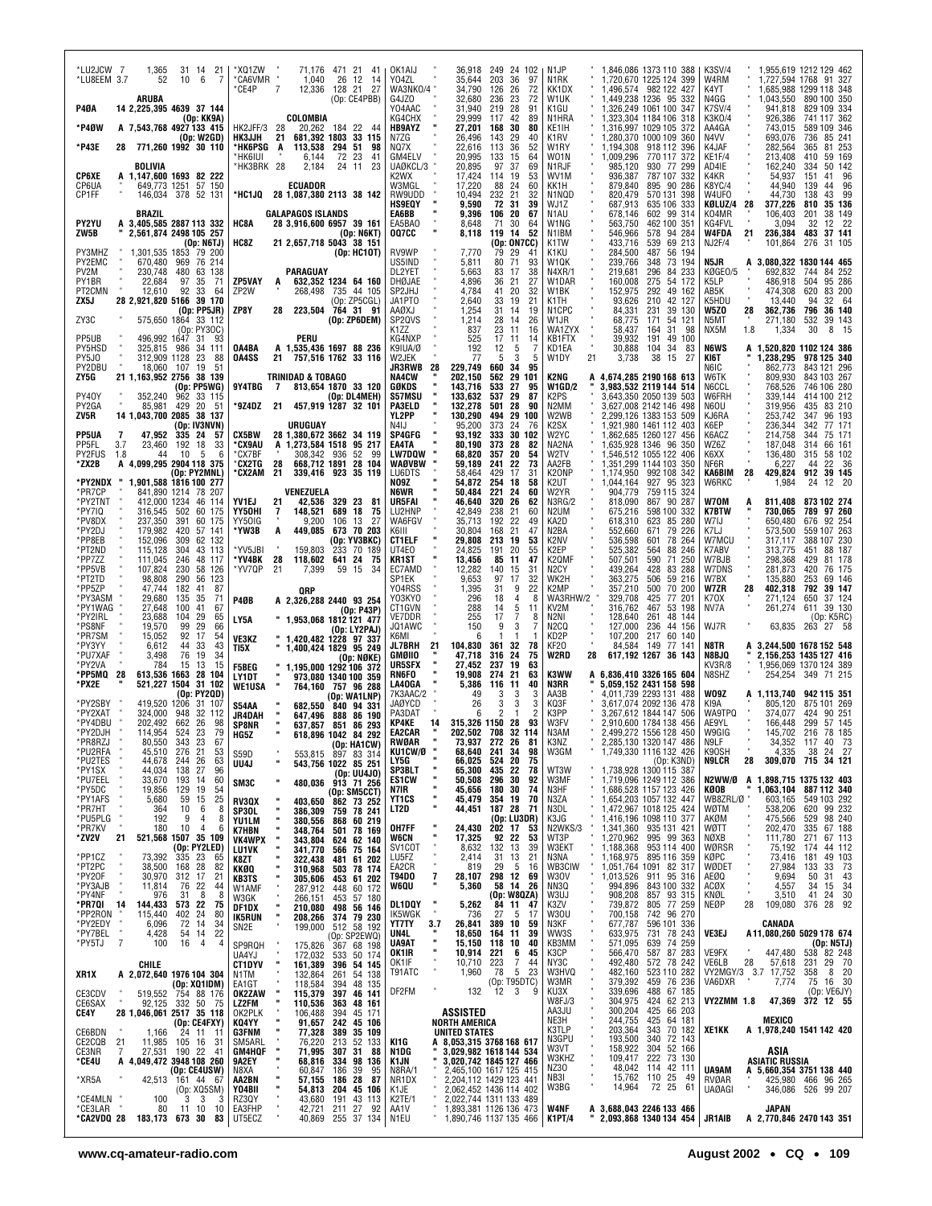*LU2JCW 7 1,365 31 14 21
*LU8EEM 3.7 52 10 6 7

ARUBA
P4ØA 14 2,225,395 4639 37 144 (Op: KK9A)
*P4ØW A 7,543,768 4927 133 415 (Op: W2GD)
*P43E 28 771,260 1992 30 110

BOLIVIA
CP6XE A 1,147,600 1693 82 222
CP6UA " 649,773 1251 57 150
CP1FF " 146,034 378 52 131

BRAZIL
PY2YU A 3,405,585 2887 113 332
ZW5B " 2,561,874 2498 105 257 (Op: N6TJ)
PY3MHZ " 1,301,535 1853 79 200
PY2EMC " 670,480 969 76 214
PV2M " 230,748 480 63 138
PY1BR " 22,684 97 35 71
PT2CMN " 12,610 92 33 64
ZX5J 28 2,921,820 5166 39 170 (Op: PP5JR)
ZY3C " 575,650 1864 33 112 (Op: PY3OC)
PP5UB " 496,992 1647 31 93
PY5HSD " 325,815 986 34 111
PY5JO " 312,909 1128 23 88
PY2DBU " 18,060 107 19 51
ZY5G 21 1,163,952 2756 38 139 (Op: PP5WG)
PY4OY " 352,240 962 33 115
PY2GA " 85,981 429 20 51
ZV5R 14 1,043,700 2085 38 137 (Op: IV3NVN)
PP5UA 7 47,952 335 24 57
PP5FL 3.7 23,460 192 18 33
PY2FUS 1.8 44 10 5 6
*ZX2B A 4,099,295 2904 118 375 (Op: PY2MNL)
*PY2NDX " 1,901,588 1816 100 277
*PR7CP " 841,890 1214 78 207
*PY2TNT " 412,000 1234 46 114
*PY7IQ " 316,545 502 60 175
*PV8DX " 237,350 391 60 175
*PY2DJ " 179,982 420 57 141
*PP8EB " 152,096 309 62 132
*PT2ND " 115,128 304 43 113
*PP7ZZ " 111,045 246 48 117
*PP5VB " 107,824 230 58 126
*PT2TD " 98,808 290 56 123
*PP5ZP " 47,744 182 41 87
*PY3ASM " 29,680 135 35 71
*PY1WAG " 27,648 100 41 67
*PY2IRL " 23,688 104 29 65
*PS8NF " 19,570 99 29 66
*PR7SM " 15,052 92 17 54
*PY3YY " 6,612 44 33 43
*PU7XAF " 3,498 76 19 34
*PY2VA " 784 15 13 15
*PP5MQ 28 613,536 1663 28 104
*PX2E " 521,227 1504 31 102 (Op: PY2QD)
*PY2SBY " 419,520 1206 31 107
*PY2XAT " 324,000 948 32 112
*PY4DBU " 202,492 662 26 98
*PY2DJH " 114,954 524 23 79
*PR8RZJ " 80,550 343 23 67
*PU2RFA " 45,510 276 21 53
*PU2TES " 44,678 244 26 63
*PY1SX " 44,034 138 27 96
*PU7EEL " 33,670 193 14 60
*PY5DC " 19,856 129 19 54
*PY1AFS " 5,680 59 15 25
*PR7HT " 364 10 6 8
*PU5PLG " 192 9 4 8
*PR7KV " 180 10 4 6
*ZV2V 21 521,568 1507 35 109 (Op: PY2LED)
*PP1CZ " 73,392 335 23 65
*PT2PC " 38,500 168 28 82
*PY2OF " 30,970 312 17 21
*PY3AJB " 11,814 76 22 44
*PY4NF " 976 31 8 8
*PR7QI 14 144,433 573 22 75
*PP2RON " 115,440 402 24 80
*PY2EDY " 6,096 72 14 34
*PY5TJ 7 100 16 4 4

CHILE
XR1X A 2,072,640 1976 104 304 (Op: XQ1IDM)
CE3CDV " 519,552 754 88 176
CE6SAX " 92,125 332 50 75
CE4Y 28 1,046,061 2517 35 118 (Op: CE4FXY)
CE6BDN " 1,166 24 11 11
CE2CQB 21 11,985 105 16 31
CE3NR 7 27,531 190 22 41
*CE4U A 4,049,472 3948 108 260 (Op: CE4USW)
*XR5A " 42,513 161 44 67 (Op: XQ5SM)
*CE4MLN " 100 3 3 3
*CE3LAR " 80 11 10 10
*CA2VDQ 28 183,173 673 30 83
*XQ1ZW " 71,176 471 21 41
*CA6VMR " 1,040 26 12 14
*CE4P 7 12,336 128 21 27 (Op: CE4PBB)

COLOMBIA
HK2JFF/3 28 20,262 184 22 44
HK3JJH 21 681,392 1803 33 115
*HK6PSG A 113,538 294 51 98
*HK6IUI " 6,144 72 23 41
*HK3BRK 28 2,184 24 11 23

ECUADOR
*HC1JQ 28 1,087,380 2113 38 142

GALAPAGOS ISLANDS
HC8A 28 3,916,600 6957 39 161 (Op: N6KT)
HC8Z 21 2,657,718 5043 38 151 (Op: HC1OT)

PARAGUAY
ZP5VAY A 632,352 1234 64 160
ZP2W " 268,498 735 44 105 (Op: ZP5CGL)
ZP8Y 28 223,504 764 31 91 (Op: ZP6DEM)

PERU
OA4BA A 1,535,436 1697 88 236
OA4SS 21 757,516 1762 33 116

TRINIDAD & TOBAGO
9Y4TBG 7 813,654 1870 33 120 (Op: DL4MEH)
*9Z4DZ 21 457,919 1287 32 101

URUGUAY
CX5BW 28 1,380,672 3662 34 119
*CX9AU A 1,273,584 1518 95 217
*CX7BF " 308,342 936 52 99
*CX2TG 28 668,712 1891 28 104
*CX2AM 21 339,416 923 35 119

VENEZUELA
YV1EJ 21 42,536 329 23 81
YY5OHI 7 148,521 689 18 75
YY5OIG " 9,200 106 13 27
*YW3B A 449,085 673 70 203 (Op: YV3BKC)
*YV5JBI " 159,803 233 70 189
*YV4BK 28 118,602 641 24 75
*YV7QP 21 7,399 59 15 34

QRP
P4ØB A 2,326,288 2440 93 254 (Op: P43P)
LY5A " 1,953,068 1812 121 477 (Op: LY2PAJ)
VE3KZ " 1,420,482 1228 97 337
TI5X " 1,400,424 1829 95 249 (Op: NØKE)
F5BEG " 1,195,000 1292 106 372
LY1DT " 973,080 1340 100 359
WE1USA " 764,160 757 96 288 (Op: WA1LNP)
S54AA " 682,550 840 94 331
JR4DAH " 647,496 888 86 190
SP8NR " 637,857 851 86 293
HG5Z " 618,896 1042 84 292 (Op: HA1CW)
S59D " 553,815 897 83 314
UU4J " 543,756 1022 85 251 (Op: UU4JO)
SM3C " 480,036 913 71 256 (Op: SM5CCT)
RV3QX " 403,650 862 73 252
SP3OL " 386,309 759 78 241
YU1LM " 380,556 868 60 219
K7HBN " 348,764 501 78 169
VK4WPX " 343,804 624 62 140
LU1VK " 341,770 566 75 164
K8ZT " 322,438 481 61 202
KKØQ " 310,968 503 78 174
KB3TS " 305,606 453 61 202
W1AMF " 287,912 448 60 172
W3GK " 266,151 453 57 180
DF1DX " 210,080 498 56 146
IK5RUN " 208,266 374 79 230
SN2E " 199,000 512 58 192 (Op: SP2EWQ)
SP9RQH " 175,826 367 68 198
UA4YJ " 172,032 533 50 174
CT1DYV " 161,389 396 54 145
N1TM " 132,864 261 54 138
EA1GT " 118,584 394 48 135
OK2ZAW " 115,379 397 46 141
LZ2FM " 110,536 363 48 161
OK2PLK " 106,488 394 45 171
KQ4YY " 91,657 242 45 106
G3FNM " 77,328 389 35 109
SM5ARL " 76,220 213 52 133
GM4HQF " 71,995 307 31 88
9A2EY " 68,816 334 98 136
N8XA " 60,847 186 39 95
AA2BN " 57,155 186 28 87
YO4BII " 54,813 204 45 106
RZ3QY " 43,680 191 43 113
EA3FHP " 42,721 211 27 92
UT5ECZ " 40,869 255 37 134
OK1AIJ " 36,918 249 24 102
YO4ZL " 35,644 203 36 97
WA3NKO/4 " 34,790 126 26 72
G4JZO " 32,680 236 23 72
YO4AAC " 31,940 219 28 91
KG4CHX " 29,999 117 42 89
HB9AYZ " 27,201 168 30 80
N7ZG " 26,496 143 29 40
NQ7X " 22,616 113 36 52
GM4ELV " 20,995 133 15 64
UAØKCL/3 " 20,895 97 37 69
K2WX " 17,424 114 19 53
W3MGL " 17,220 88 24 60
RW9UDD " 10,494 232 21 32
HS9EQY " 9,590 72 31 39
EA6BB " 9,396 106 20 67
EA5BAO " 8,648 71 30 64
OQ7CC " 8,118 119 14 52 (Op: ON7CC)
RV9WP " 7,770 79 29 41
US5IND " 5,811 80 71 93
DL2YET " 5,663 83 17 38
DHØJAE " 4,896 36 21 27
SP2JHJ " 4,784 41 20 32
JA1PTO " 2,640 33 19 21
AAØXJ " 1,254 31 14 19
SP2QVS " 1,214 28 14 26
K1ZZ " 837 23 11 16
KG4NXP " 525 17 11 14
K9IUA/Ø " 192 12 5 7
W2JEK " 77 5 3 5
JR3RWB 28 229,749 660 34 95
NA4CW " 202,150 562 29 101
GØKDS " 143,716 533 27 95
S57MSU " 133,632 537 29 87
PA3ELD " 132,278 501 28 90
YL2PP " 130,290 494 29 100
N4IJ " 95,200 373 24 76
SP4GFG " 93,192 333 30 102
EA4TA " 80,190 373 28 82
LW7DQW " 68,820 357 20 54
WAØVBW " 59,189 241 22 73
LU6DTS " 58,464 429 17 31
NO9Z " 54,872 254 18 58
N6WR " 50,484 221 24 60
UR5FAI " 46,640 320 26 62
LU2HNP " 42,849 238 21 60
WA6FGV " 35,713 192 22 49
K6III " 30,804 168 21 47
CT1ELF " 29,808 213 19 53
UT4EO " 24,825 191 20 55
KR1ST " 13,456 85 11 47
EC7AMD " 12,282 140 15 31
SP1EK " 9,653 97 17 32
YO4RSS " 1,395 31 9 22
YO3KYO " 296 18 4 8
CT1GVN " 288 14 5 11
VE7DDR " 255 17 7 8
JQ1AWC " 150 9 3 7
K6MI " 6 1 1 1
JL7BRH 21 104,830 361 32 78
GMØIIO " 47,718 316 24 75
UR5SFX " 27,452 237 19 63
RN6FO " 19,908 274 21 63
LA4OGA " 5,386 116 11 40
7K3AAC/2 " 49 3 3 3
JAØYCD " 26 3 3 3
PA3DAT " 6 2 1 2
KP4KE 14 315,326 1150 28 93
EA2CAR " 202,502 708 32 114
RWØAR " 73,937 272 26 81
KU1CW/Ø " 68,640 241 34 98
LY5G " 66,025 524 20 75
SP3BLT " 65,300 435 22 78
ES1CW " 50,508 296 30 92
N7IR " 45,656 180 30 74
YT1CS " 45,479 354 19 70
LT2D " 44,451 187 28 71 (Op: LU3DR)
OH7FF " 24,430 202 17 53
W6CN " 17,325 92 22 53
SV1COT " 8,632 132 13 39
LU5FZ " 2,414 31 13 21
EA2CR " 819 29 5 16
T94DO 7 28,107 298 12 69
W6QU " 5,360 58 14 26 (Op: W8QZA)
DL1DQY " 5,262 84 11 47
IK5WGK " 736 27 5 17
YT7TY 3.7 26,841 389 10 59
UN4L " 18,650 164 11 39
UA9AT " 15,150 118 10 40
OK1IR " 10,914 221 6 45
OK1IF " 10,710 223 7 44
T91ATC " 1,960 78 5 23 (Op: T95DTC)
DF2FM " 132 12 3 9

ASSISTED
NORTH AMERICA
UNITED STATES
K1IG A 8,053,315 3768 168 617
N1DG " 3,029,982 1618 144 534
K1JN " 3,020,742 1845 127 466
N8RA/1 " 2,465,100 1617 125 415
NR1DX " 2,204,112 1429 123 441
K1JE " 2,062,452 1436 114 402
K2TE/1 " 2,022,744 1311 133 489
AA1V " 1,893,381 1126 136 473
N1EU " 1,890,746 1137 135 466
N1JP " 1,846,086 1373 110 388
N1RK " 1,720,670 1225 124 399
KK1DX " 1,496,574 982 122 427
W1UK " 1,449,238 1236 95 332
K1GU " 1,326,249 1061 100 347
N1HRA " 1,323,304 1184 106 318
KE1IH " 1,316,997 1029 105 372
K1RV " 1,280,370 1000 109 360
W1RY " 1,194,308 918 112 396
WV1N " 1,009,296 770 117 372
N1RJF " 985,120 930 77 299
WV1M " 936,387 787 107 332
KK1H " 879,840 895 90 286
N1NQD " 820,479 570 131 398
WJ1Z " 687,913 635 106 333
N1AU " 678,146 602 99 314
W1NG " 563,750 462 100 351
N1IBM " 546,966 578 94 284
K1TW " 433,716 539 69 213
K1KU " 284,500 487 56 194
W1QK " 239,766 348 73 194
N4XR/1 " 219,681 296 84 233
W1DAR " 160,008 275 54 172
W1BK " 152,975 292 49 162
K1TH " 93,626 210 42 127
N1CPC " 84,331 231 39 130
W1JR " 68,775 171 54 121
WA1ZYX " 58,437 164 31 98
KB1FTX " 39,932 191 49 100
KD1EA " 30,888 104 34 83
W1DY 21 3,738 38 15 27
K2NG A 4,674,285 2190 168 613
W1GD/2 " 3,983,532 2119 144 514
K2PS " 3,643,350 2050 139 503
N2MM " 3,627,008 2142 146 498
W2WB " 2,299,126 1383 153 509
K2SX " 1,921,980 1461 112 403
W2YC " 1,862,685 1260 127 456
NA2NA " 1,635,928 1346 96 350
W2TV " 1,546,512 1055 122 406
AA2FB " 1,351,299 1144 103 350
K2ONP " 1,174,950 992 108 342
K2UT " 1,044,164 927 95 323
W2YR " 904,779 759 115 324
N3RG/2 " 818,090 867 90 287
N2UM " 675,216 598 100 332
KA2D " 618,310 623 85 280
N2BA " 552,660 671 79 226
K2SHB " 536,598 601 78 264
K2NV " 525,382 564 88 246
K2EP " 512,727 590 71 250
K2QMF " 507,501 590 71 250
N2CY " 439,264 428 83 288
WK2H " 363,275 506 59 216
K2MP " 357,210 500 70 200
WA3RHW/2 " 329,708 425 77 201
KV2M " 316,762 467 53 198
N2NI " 128,640 261 48 144
N2CQ " 127,000 236 44 156
KD2P " 107,200 217 60 140
KF2O " 84,584 149 77 141
W2RD 28 617,192 1267 36 143
K3WW A 6,836,410 3326 165 604
N3RR " 5,059,152 2431 158 598
AA3B " 4,011,739 2293 131 488
KQ3F " 3,617,074 2092 136 478
K3PP " 3,267,612 1844 147 506
W3FV " 2,910,600 1784 138 456
N3AM " 2,499,272 1556 128 450
K3NZ " 2,285,130 1320 147 486
W3GM " 1,749,330 1116 132 426 (Op: K3ND)
WT3W " 1,738,928 1300 115 387
W3MF " 1,719,096 1249 112 386
N3HF " 1,686,528 1157 123 426
N3ZA " 1,654,203 1057 132 447
N3DL " 1,472,967 1018 125 424
K3JG " 1,416,196 1098 110 377
N2WKS/3 " 1,341,360 935 131 421
WT3P " 1,270,962 995 99 363
W3EKT " 1,188,368 953 114 400
N3NA " 1,168,975 895 116 359
WB3CQW " 1,051,764 1091 82 317
W3OV " 1,013,526 911 95 316
NN3Q " 994,896 843 100 332
W3UJ " 908,208 857 93 315
K3ZV " 739,872 805 77 259
W3OU " 700,158 742 96 270
N3KF " 677,787 596 101 336
WW3S " 633,975 731 78 243
KB3MM " 571,095 639 74 259
K3CP " 566,470 587 87 283
W8FJ/3 " 304,975 424 62 213
AA3JU " 300,204 425 66 203
NE3H " 244,755 425 64 181
K3TLP " 203,364 343 70 182
N3GPU " 193,500 340 72 143
W3VT " 158,922 304 52 166
W3KHZ " 109,417 222 73 130
NZ3O " 48,042 114 42 111
NB3I " 15,762 110 25 49
W3BG " 14,964 72 25 61
W4NF A 3,688,043 2246 133 466
K1PT/4 " 2,093,868 1340 134 454
K3SV/4 " 1,955,619 1212 129 462
W4RM " 1,727,594 1768 91 327
K4YT " 1,685,988 1299 118 348
N4GG " 1,043,550 890 100 350
K7SV/4 " 941,818 829 109 334
K3KO/4 " 926,386 741 117 362
AA4GA " 743,015 589 109 346
N4VV " 693,076 736 85 241
K4JAF " 282,564 365 81 253
KE1F/4 " 213,408 410 59 169
AD4IE " 162,240 334 50 142
K4KR " 54,937 151 41 96
K8YC/4 " 44,940 139 44 96
W4UFO " 44,730 138 43 99
KØLUZ/4 28 377,226 810 35 136
KO4MR " 106,403 201 38 149
KG4FVL " 3,094 32 12 22
W4FDA 21 236,384 483 37 141
NJ2F/4 " 101,864 276 31 105
N5JR A 3,080,322 1830 144 465
KGØEO/5 " 692,832 744 84 252
K5LP " 486,918 504 95 286
AB5K " 474,308 620 83 200
K5HDU " 13,440 94 32 64
W5ZO 28 362,736 796 36 140
N5MT " 271,180 532 39 143
NX5M 1.8 1,334 30 8 15
N6WS A 1,520,820 1102 124 386
K6IT " 1,238,295 978 125 340
N6IC " 862,773 843 121 296
W6TK " 809,930 843 103 267
N6CCL " 768,526 746 106 280
W6FRH " 339,144 414 100 212
N6OU " 319,956 435 83 210
KJ6RA " 253,742 347 96 193
K6EP " 236,344 342 77 171
K6ACZ " 214,758 344 75 171
WZ6Z " 187,048 314 66 161
K6XX " 136,480 315 58 102
NF6R " 6,227 44 22 36
KA6BIM 28 429,824 912 39 145
W6RKC " 1,984 24 12 20
W7OM A 811,408 873 102 274
K7BTW " 730,065 789 97 260
W7IJ " 650,480 676 92 254
K7LJ " 573,500 559 107 263
W7MCU " 317,117 388 107 230
K7ABV " 313,775 451 88 187
W7BJB " 298,368 429 81 178
W7DNS " 281,873 420 76 175
W7BX " 135,880 253 69 146
W7ZR 28 402,318 792 39 147
K7OX " 271,124 650 37 124
NV7A " 261,274 611 39 130 (Op: K5RC)
WJ7R " 63,835 263 27 58
N8TR A 3,244,500 1678 152 548
N8BJQ " 2,156,253 1435 127 416
KV3R/8 " 1,956,069 1370 124 389
N8SHZ " 254,254 349 71 215
WO9Z A 1,113,740 942 115 351
KI9A " 805,120 875 101 269
WA9TPQ " 374,077 424 90 251
AE9YL " 166,448 299 57 145
W9GIG " 145,702 216 78 185
N9LF " 34,352 117 40 73
K9OSH " 4,335 38 24 27
N9LCR 28 309,070 715 34 121
N2WW/Ø A 1,898,715 1375 132 403
KØOB " 1,063,104 887 112 340
WB8ZRL/Ø " 603,165 549 103 292
WØTM " 538,206 620 99 232
AKØM " 475,566 529 98 240
WØTT " 202,470 335 67 188
NØXB " 111,780 271 67 113
WØRSR " 75,192 174 44 112
KØPC " 73,416 181 49 103
WØDET " 27,984 133 33 73
AEØQ " 9,694 50 31 43
ACØX " 4,557 34 15 34
KNØL " 3,510 41 24 30
NEØP 28 109,080 376 28 92

CANADA
VE3EJ A 11,080,260 5029 178 674 (Op: N5TJ)
VE9FX " 447,480 538 82 248
VE6LB 28 57,618 231 29 70
VY2MGY/3 3.7 17,752 358 8 20
VA6DXR " 7,774 75 16 30 (Op: VE6JY)
VY2ZMM 1.8 47,369 372 12 55

MEXICO
XE1KK A 1,978,240 1541 142 420

ASIA
ASIATIC RUSSIA
UA9AM A 5,660,354 3751 138 440
RVØAR " 425,980 466 96 265
UAØAGI " 346,086 526 99 207

JAPAN
JR1AIB A 2,770,846 2470 143 351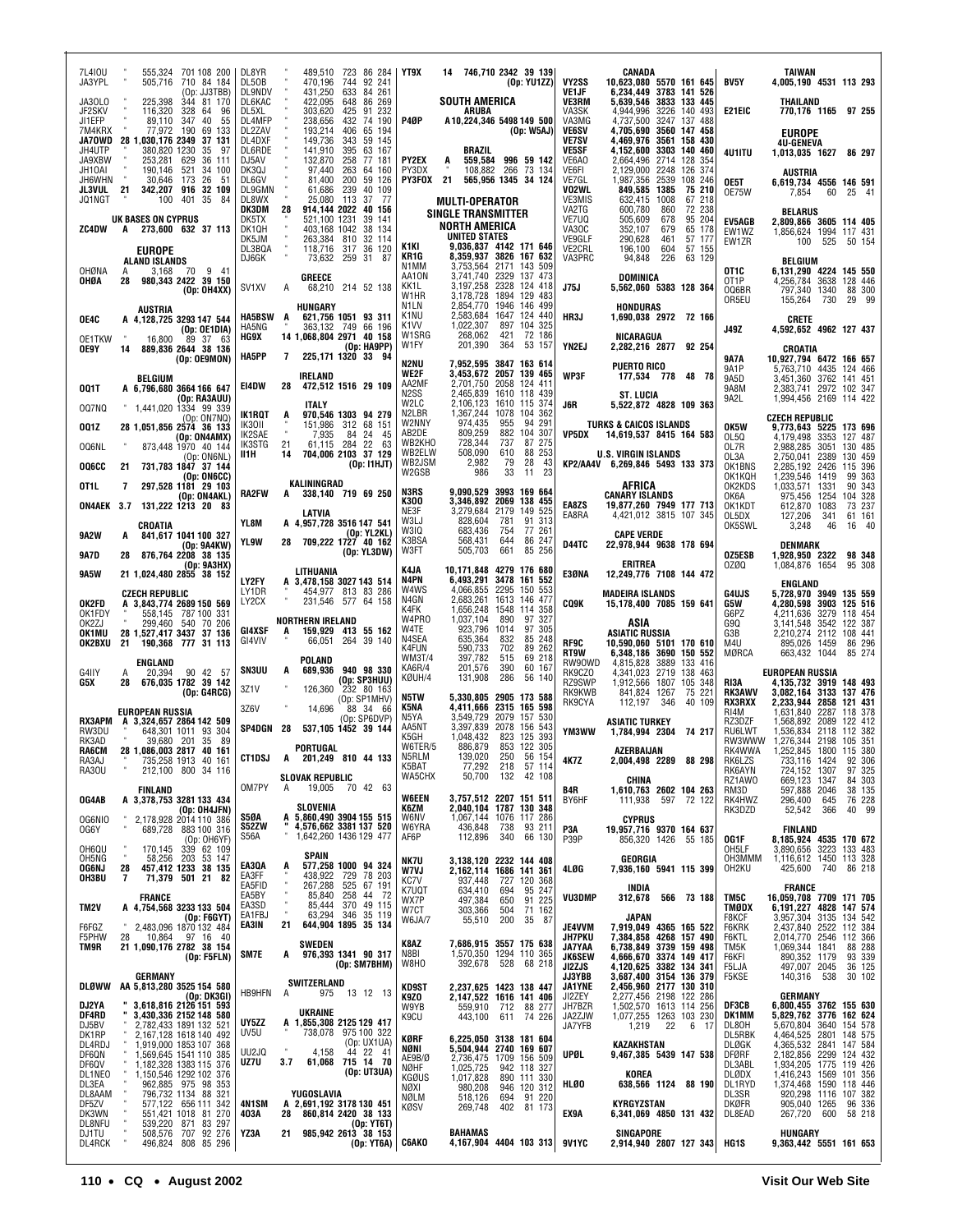7L4IOU " 555,324 701 108 200
JA3YPL " 505,716 710 84 184
(Op: JJ3TBB)
JA3OLO " 225,398 344 81 170
JF2SKV " 116,320 328 64 96
JI1EFP " 89,110 347 40 55
7M4KRX " 77,972 190 69 133
**JA7OWD 28 1,030,176 2349 37 131**
JH4UTP " 380,820 1230 35 97
JA9XBW " 253,281 629 36 111
JH1OAI " 190,146 521 34 100
JH6WHN " 30,646 173 26 51
**JL3VUL 21 342,207 916 32 109**
JQ1NGT " 100 401 35 84

**UK BASES ON CYPRUS**
**ZC4DW A 273,600 632 37 113**

**EUROPE**

**ALAND ISLANDS**
OHØNA A 3,168 70 9 41
**OHØA 28 980,343 2422 39 150**
(Op: OH4XX)

**AUSTRIA**
**OE4C A 4,128,725 3293 147 544**
(Op: OE1DIA)
OE1TKW " 16,800 89 37 63
**OE9Y 14 889,836 2644 38 136**
(Op: OE9MON)

**BELGIUM**
**OQ1T A 6,796,680 3664 166 647**
(Op: RA3AUU)
OQ7NQ " 1,441,020 1334 99 339
(Op: ON7NQ)
**OQ1Z 28 1,051,856 2574 36 133**
(Op: ON4AMX)
OQ6NL " 873,448 1970 40 144
(Op: ON6NL)
**OQ6CC 21 731,783 1847 37 144**
(Op: ON6CC)
**OT1L 7 297,528 1181 29 103**
(Op: ON4AKL)
**ON4AEK 3.7 131,222 1213 20 83**

**CROATIA**
**9A2W A 841,617 1041 100 327**
(Op: 9A4KW)
**9A7D 28 876,764 2208 38 135**
(Op: 9A3HX)
**9A5W 21 1,024,480 2855 38 152**

**CZECH REPUBLIC**
**OK2FD A 3,843,774 2689 150 569**
OK1FDY " 558,145 787 100 331
OK2ZJ " 299,460 540 70 206
**OK1MU 28 1,527,417 3437 37 136**
**OK2BXU 21 190,368 777 31 113**

**ENGLAND**
G4IIY A 20,394 90 42 57
**G5X 28 676,035 1782 39 142**
(Op: G4RCG)

**EUROPEAN RUSSIA**
**RX3APM A 3,324,657 2864 142 509**
RW3DU " 648,301 1011 93 304
RK3AD " 39,680 201 35 89
**RA6CM 28 1,086,003 2817 40 161**
RA3AJ " 735,258 1913 40 161
RA3OU " 212,100 800 34 116

**FINLAND**
**OG4AB A 3,378,753 3281 133 434**
(Op: OH4JFN)
OG6NIO " 2,178,928 2014 110 386
OG6Y " 689,728 883 100 316
(Op: OH6YF)
OH6QU " 170,145 339 62 109
OH5NG " 58,256 203 53 147
**OG6NJ 28 457,412 1233 38 135**
**OH3BU 7 71,379 501 21 82**

**FRANCE**
**TM2V A 4,754,568 3233 133 504**
(Op: F6GYT)
F6FGZ " 2,483,096 1870 132 484
F5PHW 28 10,864 97 16 40
**TM9R 21 1,090,176 2782 38 154**
(Op: F5FLN)

**GERMANY**
**DLØWW AA 5,813,280 3525 154 580**
(Op: DK3GI)
**DJ2YA " 3,618,816 2126 151 593**
**DF4RD " 3,430,336 2152 148 580**
DJ5BV " 2,782,433 1891 132 521
DK1RP " 2,167,128 1618 140 492
DL4RDJ " 1,919,000 1853 107 368
DF6QN " 1,569,645 1541 110 385
DF6QV " 1,182,328 1383 115 376
DL1NEO " 1,150,546 1292 102 376
DL3EA " 962,885 975 98 353
DL8AAM " 796,732 1134 88 321
DF5ZV " 577,122 656 111 342
DK3WN " 551,421 1018 81 270
DL8NFU " 539,220 871 83 297
DJ1TU " 508,576 707 92 276
DL4RCK " 496,824 808 85 296

DL8YR " 489,510 723 86 284
DL5OB " 470,196 744 92 241
DL9NDV " 431,250 633 84 261
DL6KAC " 422,095 648 86 269
DL5XL " 303,620 425 91 232
DL4MFP " 238,656 432 74 190
DL2ZAV " 193,214 406 65 194
DL4DXF " 149,736 343 59 145
DL6RDE " 141,910 395 63 167
DJ5AV " 132,870 258 77 181
DK3QJ " 97,440 263 64 160
DL6GV " 81,400 200 59 126
DL9GMN " 61,686 239 40 109
DL8WX " 25,080 113 37 77
**DK3DM 28 914,144 2022 40 156**
DK5TX " 521,100 1231 39 141
DK1QH " 403,168 1042 38 134
DK5JM " 263,384 810 32 114
DL3BQA " 118,716 317 36 120
DJ6GK " 73,632 259 31 87

**GREECE**
SV1XV A 68,210 214 52 138

**HUNGARY**
**HA5BSW A 621,756 1051 93 311**
HA5NG " 363,132 749 66 196
**HG9X 14 1,068,804 2971 40 158**
(Op: HA9PP)
**HA5PP 7 225,171 1320 33 94**

**IRELAND**
**EI4DW 28 472,512 1516 29 109**

**ITALY**
**IK1RQT A 970,546 1303 94 279**
IK3OII " 151,986 312 68 151
IK2SAE " 7,935 84 24 45
IK3STG 21 61,115 284 22 63
**II1H 14 704,006 2103 37 129**
(Op: I1HJT)

**KALININGRAD**
**RA2FW A 338,140 719 69 250**

**LATVIA**
**YL8M A 4,957,728 3516 147 541**
(Op: YL2KL)
**YL9W 28 709,222 1727 40 162**
(Op: YL3DW)

**LITHUANIA**
**LY2FY A 3,478,158 3027 143 514**
LY1DR " 454,977 813 83 286
LY2CX " 231,546 577 64 158

**NORTHERN IRELAND**
**GI4XSF A 159,929 413 55 162**
GI4VIV " 66,051 264 39 140

**POLAND**
**SN3UU A 689,936 940 98 330**
(Op: SP3HUU)
3Z1V " 126,360 232 80 163
(Op: SP1MHV)
3Z6V " 14,696 88 34 66
(Op: SP6DVP)
**SP4DGN 28 537,105 1452 39 144**

**PORTUGAL**
**CT1DSJ A 201,249 810 44 133**

**SLOVAK REPUBLIC**
OM7PY A 19,005 70 42 63

**SLOVENIA**
**S5ØA A 5,860,490 3904 155 515**
**S52ZW " 4,576,662 3381 137 520**
S56A " 1,642,260 1436 129 477

**SPAIN**
**EA3QA A 577,258 1000 94 324**
EA3FF " 438,922 729 78 203
EA5FID " 267,288 525 67 191
EA5BY " 85,840 258 44 72
EA3SD " 85,444 370 49 115
EA1FBJ " 63,294 346 35 119
**EA3IN 21 644,904 1895 35 134**

**SWEDEN**
**SM7E A 976,393 1341 90 317**
(Op: SM7BHM)

**SWITZERLAND**
HB9HFN A 975 13 12 13

**UKRAINE**
**UY5ZZ A 1,855,308 2125 129 417**
UV5U " 738,078 975 100 322
(Op: UX1UA)
UU2JQ " 4,158 44 22 41
**UZ7U 3.7 61,068 715 14 70**
(Op: UT3UA)

**YUGOSLAVIA**
**4N1SM A 2,691,192 3178 130 451**
**4O3A 28 860,814 2420 38 133**
(Op: YT6T)
**YZ3A 21 985,942 2613 38 153**
(Op: YT6A)

**YT9X 14 746,710 2342 39 139**
(Op: YU1ZZ)

**SOUTH AMERICA**

**ARUBA**
**P4ØP A 10,224,346 5498 149 500**
(Op: W5AJ)

**BRAZIL**
**PY2EX A 559,584 996 59 142**
PY3DX " 108,882 266 73 134
**PY3FOX 21 565,956 1345 34 124**

**MULTI-OPERATOR SINGLE TRANSMITTER**

**NORTH AMERICA**

**UNITED STATES**
**K1KI 9,036,837 4142 171 646**
**KR1G 8,359,937 3826 167 632**
N1MM 3,753,564 2171 143 509
AA1ON 3,741,740 2329 137 473
KK1L 3,197,258 2328 124 418
W1HR 3,178,728 1894 129 483
N1LN 2,854,770 1946 146 499
K1NU 2,583,684 1647 124 440
K1VV 1,022,307 897 104 325
W1SRG 268,062 421 72 186
W1FY 201,390 364 53 157

**N2NU 7,952,595 3847 163 614**
**WE2F 3,453,672 2057 139 465**
AA2MF 2,701,750 2058 124 411
N2SS 2,465,839 1610 118 439
W2LC 2,106,123 1610 115 374
N2LBR 1,367,244 1078 104 362
W2NNY 974,435 955 94 291
AB2DE 809,259 882 104 307
WB2KHO 728,344 737 87 275
WB2ELW 508,090 610 88 253
WB2JSM 2,982 79 28 43
W2GSB 986 33 11 23

**N3RS 9,090,529 3993 169 664**
**K3OO 3,346,892 2069 138 455**
NE3F 3,279,684 2179 149 525
W3LJ 828,604 781 91 313
W3IQ 683,436 754 77 261
K3BSA 568,431 644 86 247
W3FT 505,703 661 85 256

**K4JA 10,171,848 4279 176 680**
**N4PN 6,493,291 3478 161 552**
W4WS 4,066,855 2295 150 553
N4GN 2,683,261 1613 146 477
K4FK 1,656,248 1548 114 358
W4PRO 1,037,104 890 97 327
W4TE 923,796 1014 97 305
N4SEA 635,364 832 85 248
K4FUN 590,733 702 89 262
WM3T/4 397,782 515 69 218
KA6R/4 201,576 390 60 167
KØUH/4 131,908 286 56 140

**N5TW 5,330,805 2905 173 588**
**K5NA 4,411,666 2315 165 598**
N5YA 3,549,729 2079 157 530
AA5NT 3,397,839 2078 156 543
K5GH 1,048,432 823 125 393
W6TER/5 886,879 853 122 305
N5RLM 139,020 250 56 154
K5BAT 77,292 218 57 114
WA5CHX 50,700 132 42 108

**W6EEN 3,757,512 2207 151 511**
**K6ZM 2,040,104 1787 130 348**
W6NV 1,067,144 1076 117 286
W6YRA 436,848 738 93 211
AF6P 112,896 340 66 130

**NK7U 3,138,120 2232 144 408**
**W7VJ 2,162,114 1686 141 361**
KC7V 937,448 727 120 368
K7UQT 634,410 694 95 247
WX7P 497,384 650 91 225
W7CT 303,366 504 71 162
W6JA/7 55,510 200 35 87

**K8AZ 7,686,915 3557 175 638**
N8BI 1,570,350 1294 110 365
W8HO 392,678 528 68 218

**KD9ST 2,237,625 1423 138 447**
**K9ZO 2,147,522 1616 141 406**
W9YB 559,910 712 88 277
K9CU 443,100 611 74 226

**KØRF 6,225,050 3138 181 604**
**NØNI 5,504,944 2740 169 607**
AE9B/Ø 2,736,475 1709 156 509
NØHF 1,025,725 942 118 327
KGØUS 1,017,828 890 111 330
NØXI 980,208 946 120 312
NØLM 518,126 694 91 220
KØSV 269,748 402 81 173

**BAHAMAS**
**C6AKO 4,167,904 4404 103 313**

**CANADA**
**VY2SS 10,623,080 5570 161 645**
**VE1JF 6,234,449 3783 141 526**
**VE3RM 5,639,546 3833 133 445**
VA3SK 4,944,996 3226 140 493
VA3MG 4,737,500 3247 137 488
**VE6SV 4,705,690 3560 147 458**
**VE7SV 4,469,976 3561 158 430**
**VE5SF 4,152,600 3303 140 460**
VE6AO 2,664,496 2714 128 354
VE6FI 2,129,000 2248 126 374
VE7GL 1,987,356 2539 108 246
**VO2WL 849,585 1385 75 210**
VE3MIS 632,415 1008 67 218
VA2TG 600,780 860 72 238
VE7UQ 505,609 678 95 204
VA3OC 352,107 679 65 178
VE9GLF 290,628 461 57 177
VE2CRL 196,100 604 57 155
VA3PRC 94,848 226 63 129

**DOMINICA**
**J75J 5,562,060 5383 128 364**

**HONDURAS**
**HR3J 1,690,038 2972 72 166**

**NICARAGUA**
**YN2EJ 2,282,276 2877 92 254**

**PUERTO RICO**
**WP3F 177,534 778 48 78**

**ST. LUCIA**
**J6R 5,522,872 4828 109 363**

**TURKS & CAICOS ISLANDS**
**VP5DX 14,619,537 8415 164 583**

**U.S. VIRGIN ISLANDS**
**KP2/AA4V 6,269,846 5493 133 373**

**AFRICA**

**CANARY ISLANDS**
**EA8ZS 19,877,260 7949 177 713**
EA8RA 4,421,012 3815 107 345

**CAPE VERDE**
**D44TC 22,978,944 9638 178 694**

**ERITREA**
**E3ØNA 12,249,776 7108 144 472**

**MADEIRA ISLANDS**
**CQ9K 15,178,400 7085 159 641**

**ASIA**

**ASIATIC RUSSIA**
**RF9C 10,590,060 5101 170 610**
**RT9W 6,348,186 3690 150 552**
RW9OWD 4,815,828 3889 133 416
RK9CZO 4,341,023 2719 138 463
RZ9SWP 1,912,566 1807 105 348
RK9KWB 841,824 1267 75 221
RK9CYA 112,197 346 40 109

**ASIATIC TURKEY**
**YM3WW 1,784,994 2304 74 217**

**AZERBAIJAN**
**4K7Z 2,004,498 2289 88 298**

**CHINA**
**B4R 1,610,763 2602 104 263**
BY6HF 111,938 597 72 122

**CYPRUS**
**P3A 19,957,176 9370 164 637**
P39P 856,320 1426 55 185

**GEORGIA**
**4LØG 7,936,160 5941 115 399**

**INDIA**
**VU3DMP 312,678 566 73 188**

**JAPAN**
**JE4VVM 7,919,049 4365 165 522**
**JH7PKU 7,384,858 4268 157 490**
JA7YAA 6,738,849 3739 159 498
JK6SEW 4,666,670 3374 149 417
JI2ZJS 4,120,625 3382 134 341
JJ3YBB 3,687,400 3154 136 379
**JA1YNE 2,456,960 2177 130 310**
JI2ZEY 2,277,456 2198 122 286
JH7BZR 1,502,570 1613 114 256
JA2ZJW 1,077,255 1263 103 230
JA7YFB 1,219 22 6 17

**KAZAKHSTAN**
**UPØL 9,467,385 5439 147 538**

**KOREA**
**HLØO 638,566 1124 88 190**

**KYRGYZSTAN**
**EX9A 6,341,069 4850 131 432**

**SINGAPORE**
**9V1YC 2,914,940 2807 127 343**

**TAIWAN**
**BV5Y 4,005,190 4531 113 293**

**THAILAND**
**E21EIC 770,176 1165 97 255**

**EUROPE**

**4U-GENEVA**
**4U1ITU 1,013,035 1627 86 297**

**AUSTRIA**
**OE5T 6,619,734 4556 146 591**
OE75W 7,854 60 25 41

**BELARUS**
**EV5AGB 2,809,866 3605 114 405**
EW1WZ 1,856,624 1994 117 431
EW1ZR 100 525 50 154

**BELGIUM**
**OT1C 6,131,290 4224 145 550**
OT1P 4,256,784 3638 128 446
OQ6BR 797,340 1340 88 300
OR5EU 155,264 730 29 99

**CRETE**
**J49Z 4,592,652 4962 127 437**

**CROATIA**
**9A7A 10,927,794 6472 166 657**
9A1P 5,763,710 4435 124 466
9A5D 3,451,360 3762 141 451
9A8M 2,383,741 2972 102 347
9A2L 1,994,456 2169 114 422

**CZECH REPUBLIC**
**OK5W 9,773,643 5225 173 696**
OL5Q 4,179,498 3353 127 487
OL7R 2,988,285 3051 130 485
OL3A 2,750,041 2389 130 459
OK1BNS 2,285,192 2426 115 396
OK1KQH 1,239,546 1419 99 363
OK2KDS 1,033,571 1331 90 343
OK6A 975,456 1254 104 328
OK1KDT 612,870 1083 73 237
OL5DX 127,206 341 61 161
OK5SWL 3,248 46 16 40

**DENMARK**
**OZ5ESB 1,928,950 2322 98 348**
OZØQ 1,084,876 1654 95 308

**ENGLAND**
**G4UJS 5,728,970 3949 135 559**
**G5W 4,280,598 3903 125 516**
G6PZ 4,211,636 3279 118 454
G9Q 3,141,548 3542 122 387
G3B 2,210,274 2112 108 441
M4U 895,026 1459 86 296
MØRCA 663,432 1044 85 274

**EUROPEAN RUSSIA**
**RI3A 4,135,732 3919 148 493**
**RK3AWV 3,082,164 3133 137 476**
**RX3RXX 2,233,944 2858 121 431**
RI4M 1,631,840 2287 118 378
RZ3DZF 1,568,892 2089 122 412
RU6LWT 1,536,834 2118 112 382
RW3WWW 1,276,344 2198 105 351
RK4WWA 1,252,845 1800 115 380
RK6LZS 733,116 1424 92 306
RK6AYN 724,152 1307 97 325
RZ1AWO 669,123 1347 84 303
RM3D 597,888 2046 38 135
RK4HWZ 296,400 645 76 228
RK3DZD 52,542 366 40 99

**FINLAND**
**OG1F 8,185,924 4535 170 672**
OH5LF 3,890,656 3223 133 483
OH3MMM 1,116,612 1450 113 328
OH2KU 425,600 740 86 218

**FRANCE**
**TM5C 16,059,708 7709 171 705**
**TMØDX 6,191,227 4828 147 574**
F8KCF 3,957,304 3135 134 542
F6KRK 2,437,840 2522 112 384
F6KTL 2,014,770 2546 112 366
TM5K 1,069,344 1841 88 288
F6KFI 890,352 1179 93 339
F5LJA 497,007 2045 36 125
F5KSE 140,316 538 30 102

**GERMANY**
**DF3CB 6,800,455 3762 155 630**
**DK1MM 5,829,762 3776 162 624**
DL8OH 5,670,804 3640 154 578
DL5RBK 4,464,525 2801 148 575
DLØGK 4,365,532 2841 147 584
DFØRF 2,182,856 2299 124 432
DL3ABL 1,934,205 1775 119 426
DLØDX 1,416,243 1569 101 356
DL1RYD 1,374,468 1590 118 446
DL3SR 920,298 1116 107 382
DKØFR 905,040 1265 96 336
DL8EAD 267,720 600 58 218

**HUNGARY**
**HG1S 9,363,442 5551 161 653**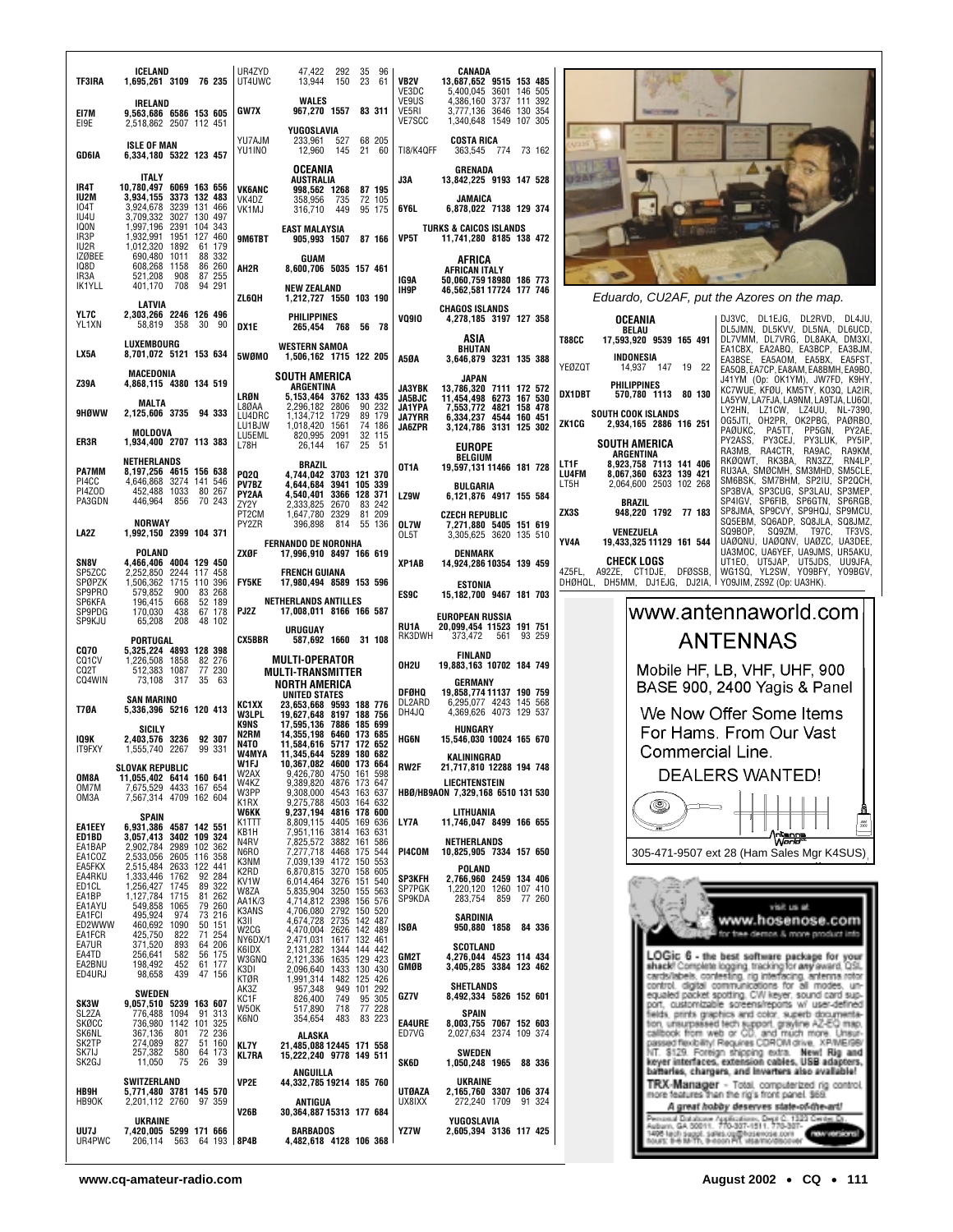| | | | | |
|---|---|---|---|---|
| | **ICELAND** | | | |
| **TF3IRA** | **1,695,261** | **3109** | **76** | **235** |
| | **IRELAND** | | | |
| **EI7M** | **9,563,686** | **6586** | **153** | **605** |
| EI9E | 2,518,862 | 2507 | 112 | 451 |
| | **ISLE OF MAN** | | | |
| **GD6IA** | **6,334,180** | **5322** | **123** | **457** |
| | **ITALY** | | | |
| **IR4T** | **10,780,497** | **6069** | **163** | **656** |
| **IU2M** | **3,934,155** | **3373** | **132** | **483** |
| IO4T | 3,924,678 | 3239 | 131 | 466 |
| IU4U | 3,709,332 | 3027 | 130 | 497 |
| IQ0N | 1,997,196 | 2391 | 104 | 343 |
| IR3P | 1,932,991 | 1951 | 127 | 460 |
| IU2R | 1,012,320 | 1892 | 61 | 179 |
| IZØBEE | 690,480 | 1011 | 88 | 332 |
| IQ8D | 608,268 | 1158 | 86 | 260 |
| IR3A | 521,208 | 908 | 87 | 255 |
| IK1YLL | 401,170 | 708 | 94 | 291 |
| | **LATVIA** | | | |
| **YL7C** | **2,303,266** | **2246** | **126** | **496** |
| YL1XN | 58,819 | 358 | 30 | 90 |
| | **LUXEMBOURG** | | | |
| **LX5A** | **8,701,072** | **5121** | **153** | **634** |
| | **MACEDONIA** | | | |
| **Z39A** | **4,868,115** | **4380** | **134** | **519** |
| | **MALTA** | | | |
| **9HØWW** | **2,125,606** | **3735** | **94** | **333** |
| | **MOLDOVA** | | | |
| **ER3R** | **1,934,400** | **2707** | **113** | **383** |
| | **NETHERLANDS** | | | |
| **PA7MM** | **8,197,256** | **4615** | **156** | **638** |
| PI4CC | 4,646,868 | 3274 | 141 | 546 |
| PI4ZOD | 452,488 | 1033 | 80 | 267 |
| PA3GDN | 446,964 | 856 | 70 | 243 |
| | **NORWAY** | | | |
| **LA2Z** | **1,992,150** | **2399** | **104** | **371** |
| | **POLAND** | | | |
| **SN8V** | **4,466,406** | **4004** | **129** | **450** |
| SP5ZCC | 2,252,850 | 2244 | 117 | 458 |
| SPØPZK | 1,506,362 | 1715 | 110 | 396 |
| SP9PRO | 579,852 | 900 | 83 | 268 |
| SP6KFA | 196,415 | 668 | 52 | 189 |
| SP9PDG | 170,030 | 438 | 67 | 178 |
| SP9KJU | 65,208 | 208 | 48 | 102 |
| | **PORTUGAL** | | | |
| **CQ7O** | **5,325,224** | **4893** | **128** | **398** |
| CQ1CV | 1,226,508 | 1858 | 82 | 276 |
| CQ2T | 512,383 | 1087 | 77 | 230 |
| CQ4WIN | 73,108 | 317 | 35 | 63 |
| | **SAN MARINO** | | | |
| **T7ØA** | **5,336,396** | **5216** | **120** | **413** |
| | **SICILY** | | | |
| **IQ9K** | **2,403,576** | **3236** | **92** | **307** |
| IT9FXY | 1,555,740 | 2267 | 99 | 331 |
| | **SLOVAK REPUBLIC** | | | |
| **OM8A** | **11,055,402** | **6414** | **160** | **641** |
| OM7M | 7,675,529 | 4433 | 167 | 654 |
| OM3A | 7,567,314 | 4709 | 162 | 604 |
| | **SPAIN** | | | |
| **EA1EEY** | **6,931,386** | **4587** | **142** | **551** |
| **ED1BD** | **3,057,413** | **3402** | **109** | **324** |
| EA1BAP | 2,902,784 | 2989 | 102 | 362 |
| EA1COZ | 2,533,056 | 2605 | 116 | 358 |
| EA5FKX | 2,515,484 | 2633 | 122 | 441 |
| EA4RKU | 1,333,446 | 1762 | 92 | 284 |
| ED1CL | 1,256,427 | 1745 | 89 | 322 |
| EA1BP | 1,127,784 | 1715 | 81 | 262 |
| EA1AYU | 549,858 | 1065 | 79 | 260 |
| EA1FCI | 495,924 | 974 | 73 | 216 |
| ED2WWW | 460,692 | 1090 | 50 | 151 |
| EA1FCR | 425,750 | 822 | 71 | 254 |
| EA7UR | 371,520 | 893 | 64 | 206 |
| EA4TD | 256,641 | 582 | 56 | 175 |
| EA2BNU | 198,492 | 452 | 61 | 177 |
| ED4URJ | 98,658 | 439 | 47 | 156 |
| | **SWEDEN** | | | |
| **SK3W** | **9,057,510** | **5239** | **163** | **607** |
| SL2ZA | 776,488 | 1094 | 91 | 313 |
| SKØCC | 736,980 | 1142 | 101 | 325 |
| SK6NL | 367,136 | 801 | 72 | 236 |
| SK2TP | 274,089 | 827 | 51 | 160 |
| SK7IJ | 257,382 | 580 | 64 | 173 |
| SK2GJ | 11,050 | 75 | 26 | 39 |
| | **SWITZERLAND** | | | |
| **HB9H** | **5,771,480** | **3781** | **145** | **570** |
| HB9OK | 2,201,112 | 2760 | 97 | 359 |
| | **UKRAINE** | | | |
| **UU7J** | **7,420,005** | **5299** | **171** | **666** |
| UR4PWC | 206,114 | 563 | 64 | 193 |
| UR4ZYD | 47,422 | 292 | 35 | 96 |
| UT4UWC | 13,944 | 150 | 23 | 61 |
| | **WALES** | | | |
| **GW7X** | **967,270** | **1557** | **83** | **311** |
| | **YUGOSLAVIA** | | | |
| YU7AJM | 233,961 | 527 | 68 | 205 |
| YU1INO | 12,960 | 145 | 21 | 60 |
| | **OCEANIA** | | | |
| | **AUSTRALIA** | | | |
| **VK6ANC** | **998,562** | **1268** | **87** | **195** |
| VK4DZ | 358,956 | 735 | 72 | 105 |
| VK1MJ | 316,710 | 449 | 95 | 175 |
| | **EAST MALAYSIA** | | | |
| **9M6TBT** | **905,993** | **1507** | **87** | **166** |
| | **GUAM** | | | |
| **AH2R** | **8,600,706** | **5035** | **157** | **461** |
| | **NEW ZEALAND** | | | |
| **ZL6QH** | **1,212,727** | **1550** | **103** | **190** |
| | **PHILIPPINES** | | | |
| **DX1E** | **265,454** | **768** | **56** | **78** |
| | **WESTERN SAMOA** | | | |
| **5WØMO** | **1,506,162** | **1715** | **122** | **205** |
| | **SOUTH AMERICA** | | | |
| | **ARGENTINA** | | | |
| **LRØN** | **5,153,464** | **3762** | **133** | **435** |
| LØØAA | 2,296,182 | 2806 | 90 | 232 |
| LU4DRC | 1,134,712 | 1729 | 89 | 179 |
| LU1BJW | 1,018,420 | 1561 | 74 | 186 |
| LU5EML | 820,995 | 2091 | 32 | 115 |
| L78H | 26,144 | 167 | 25 | 51 |
| | **BRAZIL** | | | |
| **PQ2Q** | **4,744,042** | **3703** | **121** | **370** |
| **PV7BZ** | **4,644,684** | **3941** | **105** | **339** |
| **PY2AA** | **4,540,401** | **3366** | **128** | **371** |
| ZY2Y | 2,333,825 | 2670 | 83 | 242 |
| PT2CM | 1,647,780 | 2329 | 81 | 209 |
| PY2ZR | 396,898 | 814 | 55 | 136 |
| | **FERNANDO DE NORONHA** | | | |
| **ZXØF** | **17,996,910** | **8497** | **166** | **619** |
| | **FRENCH GUIANA** | | | |
| **FY5KE** | **17,980,494** | **8589** | **153** | **596** |
| | **NETHERLANDS ANTILLES** | | | |
| **PJ2Z** | **17,008,011** | **8166** | **166** | **587** |
| | **URUGUAY** | | | |
| **CX5BBR** | **587,692** | **1660** | **31** | **108** |

## MULTI-OPERATOR MULTI-TRANSMITTER

| | | | | |
|---|---|---|---|---|
| | **NORTH AMERICA** | | | |
| | **UNITED STATES** | | | |
| **KC1XX** | **23,653,668** | **9593** | **188** | **776** |
| **W3LPL** | **19,627,648** | **8197** | **188** | **756** |
| **K9NS** | **17,595,136** | **7886** | **185** | **699** |
| **N2RM** | **14,355,198** | **6460** | **173** | **685** |
| **N4TO** | **11,584,616** | **5717** | **172** | **652** |
| **W4MYA** | **11,345,644** | **5289** | **180** | **682** |
| **W1FJ** | **10,367,082** | **4600** | **173** | **664** |
| W2AX | 9,426,780 | 4750 | 161 | 598 |
| W4KZ | 9,389,820 | 4876 | 173 | 647 |
| W3PP | 9,308,000 | 4543 | 163 | 637 |
| K1RX | 9,275,788 | 4503 | 164 | 632 |
| W6KK | 9,237,194 | 4816 | 178 | 600 |
| K1TTT | 8,809,115 | 4405 | 169 | 636 |
| KB1H | 7,951,116 | 3814 | 163 | 631 |
| N4RV | 7,825,572 | 3882 | 161 | 586 |
| N6RO | 7,277,718 | 4468 | 175 | 544 |
| K3NM | 7,039,139 | 4172 | 150 | 553 |
| K2RD | 6,870,815 | 3270 | 158 | 605 |
| KV1W | 6,014,464 | 3276 | 151 | 540 |
| W8ZA | 5,835,904 | 3250 | 155 | 563 |
| AA1K/3 | 4,714,812 | 2398 | 156 | 576 |
| K3ANS | 4,706,080 | 2792 | 150 | 520 |
| K3II | 4,674,728 | 2735 | 142 | 487 |
| W2CG | 4,470,004 | 2626 | 142 | 489 |
| NY6DX/1 | 2,471,031 | 1617 | 132 | 461 |
| K6IDX | 2,131,282 | 1344 | 144 | 442 |
| W3GNQ | 2,121,336 | 1635 | 129 | 423 |
| K3DI | 2,096,640 | 1433 | 130 | 430 |
| KTØR | 1,991,314 | 1482 | 125 | 426 |
| AK3Z | 957,348 | 949 | 101 | 292 |
| KC1F | 826,400 | 749 | 95 | 305 |
| W5OK | 517,890 | 718 | 77 | 228 |
| K6NO | 354,654 | 483 | 83 | 223 |
| | **ALASKA** | | | |
| **KL7Y** | **21,485,088** | **12445** | **171** | **558** |
| **KL7RA** | **15,222,240** | **9778** | **149** | **511** |
| | **ANGUILLA** | | | |
| **VP2E** | **44,332,785** | **19214** | **185** | **760** |
| | **ANTIGUA** | | | |
| **V26B** | **30,364,887** | **15313** | **177** | **684** |
| | **BARBADOS** | | | |
| **8P4B** | **4,482,618** | **4128** | **106** | **368** |
| | **CANADA** | | | |
| **VB2V** | **13,687,652** | **9515** | **153** | **485** |
| VE3DC | 5,400,045 | 3601 | 146 | 505 |
| VE9US | 4,386,160 | 3737 | 111 | 392 |
| VE5RI | 3,777,136 | 3646 | 130 | 354 |
| VE7SCC | 1,340,648 | 1549 | 107 | 305 |
| | **COSTA RICA** | | | |
| TI8/K4QFF | 363,545 | 774 | 73 | 162 |
| | **GRENADA** | | | |
| **J3A** | **13,842,225** | **9193** | **147** | **528** |
| | **JAMAICA** | | | |
| **6Y6L** | **6,878,022** | **7138** | **129** | **374** |
| | **TURKS & CAICOS ISLANDS** | | | |
| **VP5T** | **11,741,280** | **8185** | **138** | **472** |
| | **AFRICA** | | | |
| | **AFRICAN ITALY** | | | |
| **IG9A** | **50,060,759** | **18980** | **186** | **773** |
| **IH9P** | **46,562,581** | **17724** | **177** | **746** |
| | **CHAGOS ISLANDS** | | | |
| **VQ9IO** | **4,278,185** | **3197** | **127** | **358** |
| | **ASIA** | | | |
| | **BHUTAN** | | | |
| **A5ØA** | **3,646,879** | **3231** | **135** | **388** |
| | **JAPAN** | | | |
| **JA3YBK** | **13,786,320** | **7111** | **172** | **572** |
| **JA5BJC** | **11,454,498** | **6273** | **167** | **530** |
| **JA1YPA** | **7,553,772** | **4821** | **158** | **478** |
| **JA7YRR** | **6,334,237** | **4544** | **160** | **451** |
| **JA6ZPR** | **3,124,786** | **3131** | **125** | **302** |
| | **EUROPE** | | | |
| | **BELGIUM** | | | |
| **OT1A** | **19,597,131** | **11466** | **181** | **728** |
| | **BULGARIA** | | | |
| **LZ9W** | **6,121,876** | **4917** | **155** | **584** |
| | **CZECH REPUBLIC** | | | |
| **OL7W** | **7,271,880** | **5405** | **151** | **619** |
| OL5T | 3,305,625 | 3620 | 135 | 510 |
| | **DENMARK** | | | |
| **XP1AB** | **14,924,286** | **10354** | **139** | **459** |
| | **ESTONIA** | | | |
| **ES9C** | **15,182,700** | **9467** | **181** | **703** |
| | **EUROPEAN RUSSIA** | | | |
| **RU1A** | **20,099,454** | **11523** | **191** | **751** |
| RK3DWH | 373,472 | 561 | 93 | 259 |
| | **FINLAND** | | | |
| **OH2U** | **19,883,163** | **10702** | **184** | **749** |
| | **GERMANY** | | | |
| **DFØHQ** | **19,858,774** | **11137** | **190** | **759** |
| DL2ARD | 6,295,077 | 4243 | 145 | 568 |
| DH4JQ | 4,369,626 | 4073 | 129 | 537 |
| | **HUNGARY** | | | |
| **HG6N** | **15,546,030** | **10024** | **165** | **670** |
| | **KALININGRAD** | | | |
| **RW2F** | **21,717,810** | **12288** | **194** | **748** |
| | **LIECHTENSTEIN** | | | |
| **HBØ/HB9AON** | **7,329,168** | **6510** | **131** | **530** |
| | **LITHUANIA** | | | |
| **LY7A** | **11,746,047** | **8499** | **166** | **655** |
| | **NETHERLANDS** | | | |
| **PI4COM** | **10,825,905** | **7334** | **157** | **650** |
| | **POLAND** | | | |
| **SP3KFH** | **2,766,960** | **2459** | **134** | **406** |
| SP7PGK | 1,220,120 | 1260 | 107 | 410 |
| SP9KDA | 283,754 | 859 | 77 | 260 |
| | **SARDINIA** | | | |
| **ISØA** | **950,880** | **1858** | **84** | **336** |
| | **SCOTLAND** | | | |
| **GM2T** | **4,276,044** | **4523** | **114** | **434** |
| **GMØB** | **3,405,285** | **3384** | **123** | **462** |
| | **SHETLANDS** | | | |
| **GZ7V** | **8,492,334** | **5826** | **152** | **601** |
| | **SPAIN** | | | |
| **EA4URE** | **8,003,755** | **7067** | **152** | **603** |
| ED7VG | 2,027,634 | 2374 | 109 | 374 |
| | **SWEDEN** | | | |
| **SK6D** | **1,050,248** | **1965** | **88** | **336** |
| | **UKRAINE** | | | |
| **UTØAZA** | **2,165,760** | **3307** | **106** | **374** |
| UX8IXX | 272,240 | 1709 | 91 | 324 |
| | **YUGOSLAVIA** | | | |
| **YZ7W** | **2,605,394** | **3136** | **117** | **425** |

*Eduardo, CU2AF, put the Azores on the map.*

| | | | | |
|---|---|---|---|---|
| | **OCEANIA** | | | |
| | **BELAU** | | | |
| **T88CC** | **17,593,920** | **9539** | **165** | **491** |
| | **INDONESIA** | | | |
| YEØZQT | 14,937 | 147 | 19 | 22 |
| | **PHILIPPINES** | | | |
| **DX1DBT** | **570,780** | **1113** | **80** | **130** |
| | **SOUTH COOK ISLANDS** | | | |
| **ZK1CG** | **2,934,165** | **2886** | **116** | **251** |
| | **SOUTH AMERICA** | | | |
| | **ARGENTINA** | | | |
| **LT1F** | **8,923,758** | **7113** | **141** | **406** |
| **LU4FM** | **8,067,360** | **6323** | **139** | **421** |
| LT5H | 2,064,600 | 2503 | 102 | 268 |
| | **BRAZIL** | | | |
| **ZX3S** | **948,220** | **1792** | **77** | **183** |
| | **VENEZUELA** | | | |
| **YV4A** | **19,433,325** | **11129** | **161** | **544** |

**CHECK LOGS**

4Z5FL, A92ZE, CT1DJE, DFØSSB, DHØHQL, DH5MM, DJ1EJG, DJ2IA, DJ3VC, DL1EJG, DL2RVD, DL4JU, DL5JMN, DL5KVV, DL5NA, DL6UCD, DL7VMM, DL7VRG, DL8AKA, DM3XI, EA1CBX, EA2ABQ, EA3BCP, EA3BJM, EA3BSE, EA5AOM, EA5BX, EA5FST, EA5QB, EA7CP, EA8AM, EA8BMH, EA9BO, J41YM (Op: OK1YM), JW7FD, K9HY, KC7WUE, KFØU, KM5TY, KO3Q, LA2IR, LA5YW, LA7FJA, LA9NM, LA9TJA, LU6QI, LY2HN, LZ1CW, LZ4UU, NL-7390, OG5JTI, OH2PR, OK2PBG, PAØRBO, PAØUKC, PA5TT, PP5GN, PY2AE, PY2ASS, PY3CEJ, PY3LUK, PY5IP, RA3MB, RA4CTR, RA9AC, RA9KM, RKØQWT, RK3BA, RN3ZZ, RN4LP, RU3AA, SMØCMH, SM3MHD, SM5CLE, SM6BSK, SM7BHM, SP2IU, SP2OCH, SP3BVA, SP3CUG, SP3LAU, SP3MEP, SP4IGV, SP6FIB, SP6GTN, SP6RGB, SP8JMA, SP9CVY, SP9HQJ, SP9MCU, SQ5EBM, SQ6ADP, SQ8JLA, SQ8JMZ, SQ9BOP, SQ9ZM, T97C, TF3VS, UAØQNU, UAØQNV, UAØZC, UA3DEE, UA3MOC, UA6YEF, UA9JMS, UR5AKU, UT1EO, UT5JAP, UT5JDS, UU9JFA, WG1SQ, YL2SW, YO9BFY, YO9BGV, YO9JIM, ZS9Z (Op: UA3HK).

www.antennaworld.com

ANTENNAS

Mobile HF, LB, VHF, UHF, 900
BASE 900, 2400 Yagis & Panel

We Now Offer Some Items
For Hams. From Our Vast
Commercial Line.

DEALERS WANTED!

305-471-9507 ext 28 (Ham Sales Mgr K4SUS)

visit us at
www.hosenose.com
for free demos & more product info

**LOGic 6** - the best software package for your shack! Complete logging, tracking for *any* award, QSL cards/labels, contesting, rig interfacing, antenna rotor control, digital communications for all modes, unequaled packet spotting, CW keyer, sound card support, customizable screens/reports w/ user-defined fields, prints graphics and color, superb documentation, unsurpassed tech support, grayline AZ-EQ map, callbook from web or CD, and much more. Unsurpassed flexibility! Requires CDROM drive, XP/ME/98/NT. $129. Foreign shipping extra. **New! Rig and keyer interfaces, extension cables, USB adapters, batteries, chargers, and inverters also available!**

**TRX-Manager** - Total, computerized rig control; more features than the rig's front panel. $69.

*A great hobby deserves state-of-the-art!*

Personal Database Applications, Dept C, 1323 Center Dr., Auburn, GA 30011. 770-307-1511. 770-307-1496 tech suppt. sales@hosenose.com
Hours: 9-6 M-Th, 9-noon Fri. visa/mc/discover

new versions!